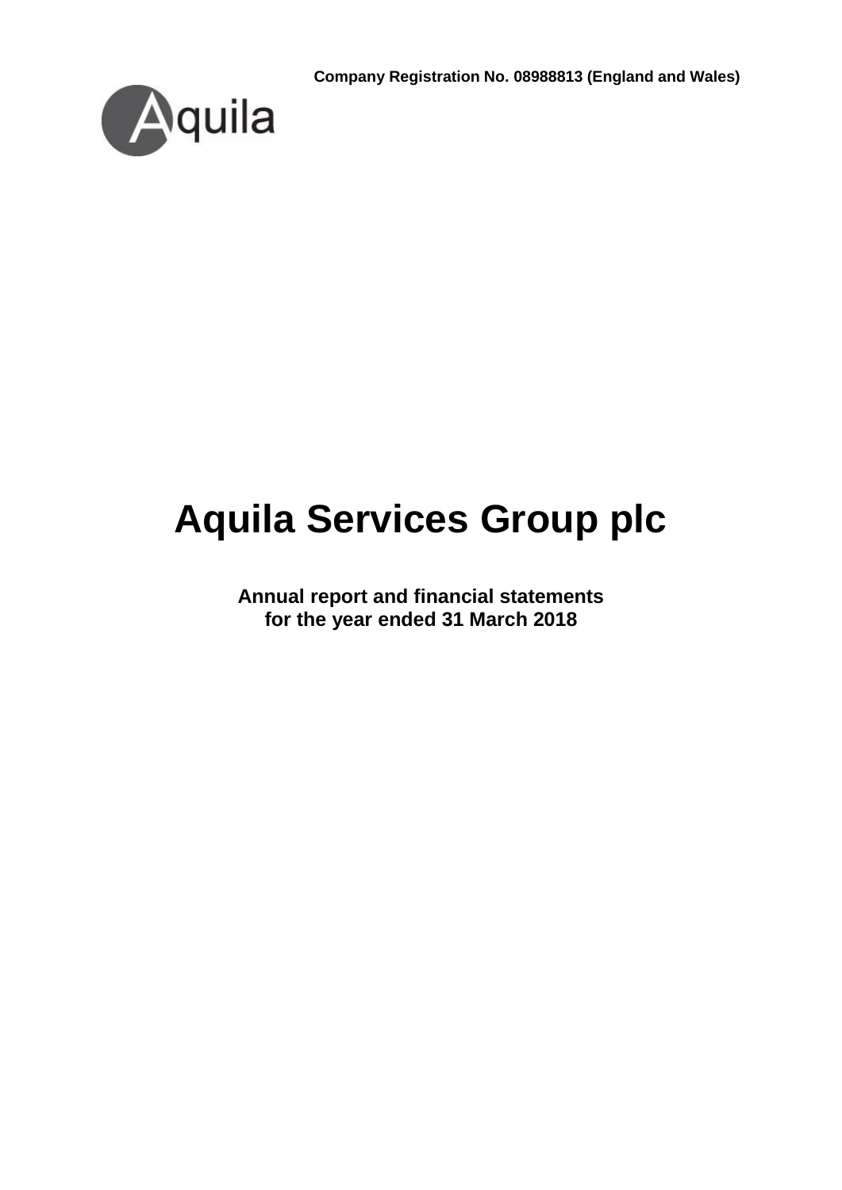**Company Registration No. 08988813 (England and Wales)**

Aquila

# Aquila Services Group plc

**Annual report and financial statements**
**for the year ended 31 March 2018**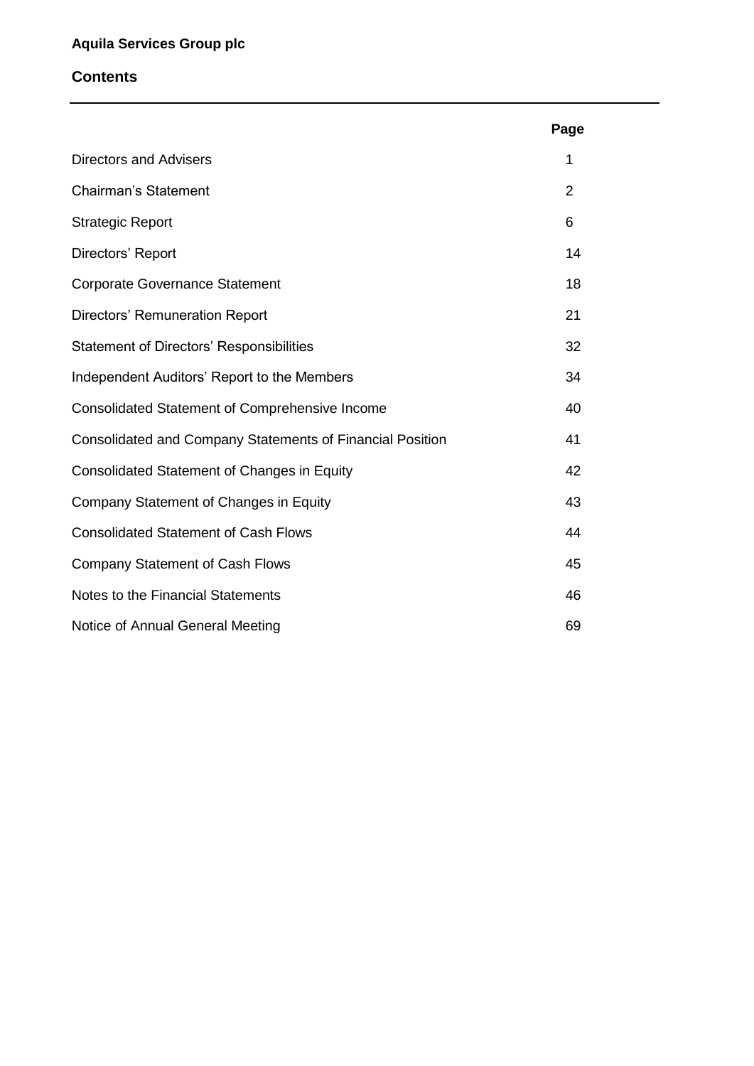**Aquila Services Group plc**

## Contents

| | Page |
|---|---|
| Directors and Advisers | 1 |
| Chairman's Statement | 2 |
| Strategic Report | 6 |
| Directors' Report | 14 |
| Corporate Governance Statement | 18 |
| Directors' Remuneration Report | 21 |
| Statement of Directors' Responsibilities | 32 |
| Independent Auditors' Report to the Members | 34 |
| Consolidated Statement of Comprehensive Income | 40 |
| Consolidated and Company Statements of Financial Position | 41 |
| Consolidated Statement of Changes in Equity | 42 |
| Company Statement of Changes in Equity | 43 |
| Consolidated Statement of Cash Flows | 44 |
| Company Statement of Cash Flows | 45 |
| Notes to the Financial Statements | 46 |
| Notice of Annual General Meeting | 69 |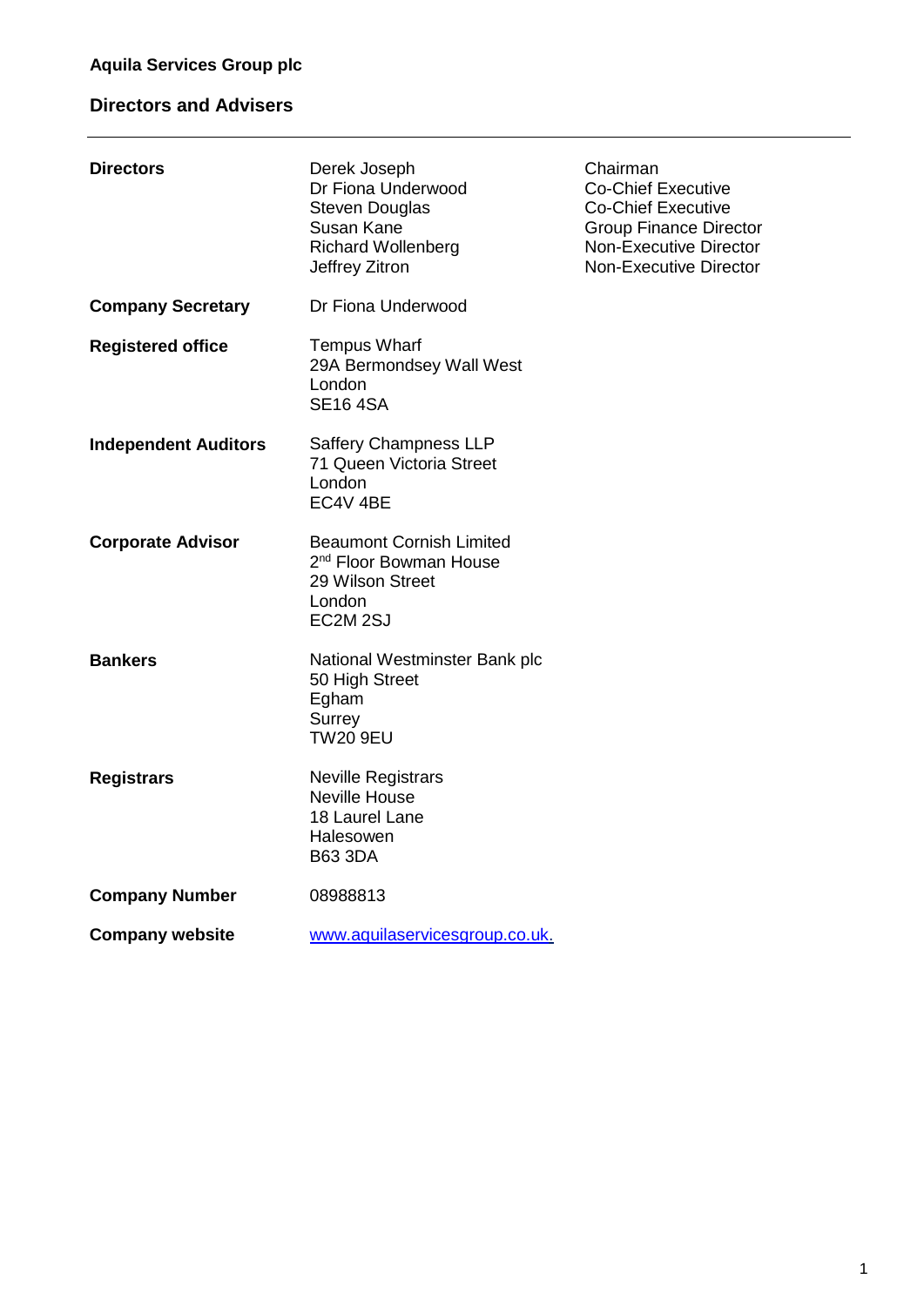**Aquila Services Group plc**

## Directors and Advisers

| | | |
|---|---|---|
| **Directors** | Derek Joseph | Chairman |
| | Dr Fiona Underwood | Co-Chief Executive |
| | Steven Douglas | Co-Chief Executive |
| | Susan Kane | Group Finance Director |
| | Richard Wollenberg | Non-Executive Director |
| | Jeffrey Zitron | Non-Executive Director |
| **Company Secretary** | Dr Fiona Underwood | |
| **Registered office** | Tempus Wharf<br>29A Bermondsey Wall West<br>London<br>SE16 4SA | |
| **Independent Auditors** | Saffery Champness LLP<br>71 Queen Victoria Street<br>London<br>EC4V 4BE | |
| **Corporate Advisor** | Beaumont Cornish Limited<br>2nd Floor Bowman House<br>29 Wilson Street<br>London<br>EC2M 2SJ | |
| **Bankers** | National Westminster Bank plc<br>50 High Street<br>Egham<br>Surrey<br>TW20 9EU | |
| **Registrars** | Neville Registrars<br>Neville House<br>18 Laurel Lane<br>Halesowen<br>B63 3DA | |
| **Company Number** | 08988813 | |
| **Company website** | www.aquilaservicesgroup.co.uk. | |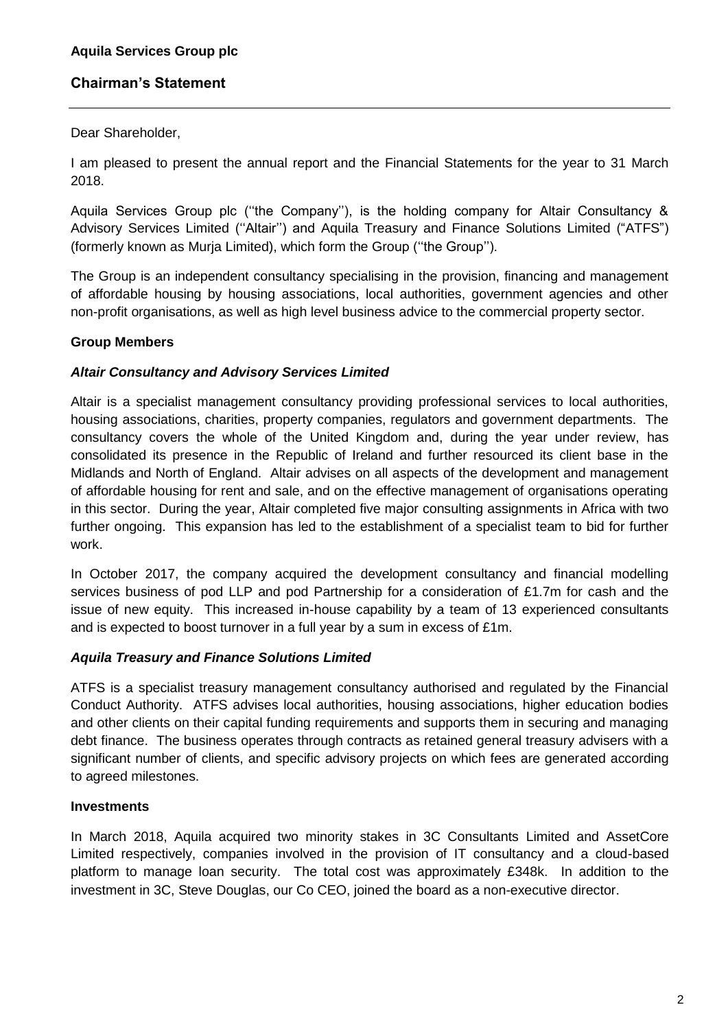**Aquila Services Group plc**

## Chairman's Statement

Dear Shareholder,

I am pleased to present the annual report and the Financial Statements for the year to 31 March 2018.

Aquila Services Group plc (''the Company''), is the holding company for Altair Consultancy & Advisory Services Limited (''Altair'') and Aquila Treasury and Finance Solutions Limited ("ATFS") (formerly known as Murja Limited), which form the Group (''the Group'').

The Group is an independent consultancy specialising in the provision, financing and management of affordable housing by housing associations, local authorities, government agencies and other non-profit organisations, as well as high level business advice to the commercial property sector.

### Group Members

#### *Altair Consultancy and Advisory Services Limited*

Altair is a specialist management consultancy providing professional services to local authorities, housing associations, charities, property companies, regulators and government departments. The consultancy covers the whole of the United Kingdom and, during the year under review, has consolidated its presence in the Republic of Ireland and further resourced its client base in the Midlands and North of England. Altair advises on all aspects of the development and management of affordable housing for rent and sale, and on the effective management of organisations operating in this sector. During the year, Altair completed five major consulting assignments in Africa with two further ongoing. This expansion has led to the establishment of a specialist team to bid for further work.

In October 2017, the company acquired the development consultancy and financial modelling services business of pod LLP and pod Partnership for a consideration of £1.7m for cash and the issue of new equity. This increased in-house capability by a team of 13 experienced consultants and is expected to boost turnover in a full year by a sum in excess of £1m.

#### *Aquila Treasury and Finance Solutions Limited*

ATFS is a specialist treasury management consultancy authorised and regulated by the Financial Conduct Authority. ATFS advises local authorities, housing associations, higher education bodies and other clients on their capital funding requirements and supports them in securing and managing debt finance. The business operates through contracts as retained general treasury advisers with a significant number of clients, and specific advisory projects on which fees are generated according to agreed milestones.

### Investments

In March 2018, Aquila acquired two minority stakes in 3C Consultants Limited and AssetCore Limited respectively, companies involved in the provision of IT consultancy and a cloud-based platform to manage loan security. The total cost was approximately £348k. In addition to the investment in 3C, Steve Douglas, our Co CEO, joined the board as a non-executive director.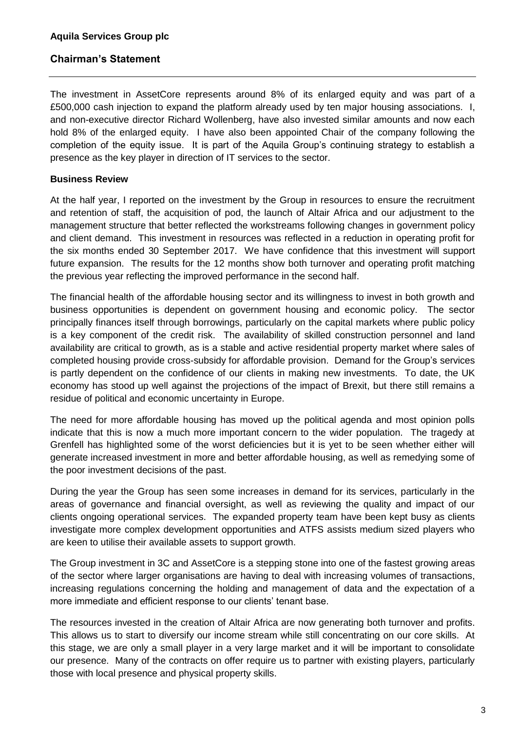**Aquila Services Group plc**

## Chairman's Statement

The investment in AssetCore represents around 8% of its enlarged equity and was part of a £500,000 cash injection to expand the platform already used by ten major housing associations. I, and non-executive director Richard Wollenberg, have also invested similar amounts and now each hold 8% of the enlarged equity. I have also been appointed Chair of the company following the completion of the equity issue. It is part of the Aquila Group's continuing strategy to establish a presence as the key player in direction of IT services to the sector.

### Business Review

At the half year, I reported on the investment by the Group in resources to ensure the recruitment and retention of staff, the acquisition of pod, the launch of Altair Africa and our adjustment to the management structure that better reflected the workstreams following changes in government policy and client demand. This investment in resources was reflected in a reduction in operating profit for the six months ended 30 September 2017. We have confidence that this investment will support future expansion. The results for the 12 months show both turnover and operating profit matching the previous year reflecting the improved performance in the second half.

The financial health of the affordable housing sector and its willingness to invest in both growth and business opportunities is dependent on government housing and economic policy. The sector principally finances itself through borrowings, particularly on the capital markets where public policy is a key component of the credit risk. The availability of skilled construction personnel and land availability are critical to growth, as is a stable and active residential property market where sales of completed housing provide cross-subsidy for affordable provision. Demand for the Group's services is partly dependent on the confidence of our clients in making new investments. To date, the UK economy has stood up well against the projections of the impact of Brexit, but there still remains a residue of political and economic uncertainty in Europe.

The need for more affordable housing has moved up the political agenda and most opinion polls indicate that this is now a much more important concern to the wider population. The tragedy at Grenfell has highlighted some of the worst deficiencies but it is yet to be seen whether either will generate increased investment in more and better affordable housing, as well as remedying some of the poor investment decisions of the past.

During the year the Group has seen some increases in demand for its services, particularly in the areas of governance and financial oversight, as well as reviewing the quality and impact of our clients ongoing operational services. The expanded property team have been kept busy as clients investigate more complex development opportunities and ATFS assists medium sized players who are keen to utilise their available assets to support growth.

The Group investment in 3C and AssetCore is a stepping stone into one of the fastest growing areas of the sector where larger organisations are having to deal with increasing volumes of transactions, increasing regulations concerning the holding and management of data and the expectation of a more immediate and efficient response to our clients' tenant base.

The resources invested in the creation of Altair Africa are now generating both turnover and profits. This allows us to start to diversify our income stream while still concentrating on our core skills. At this stage, we are only a small player in a very large market and it will be important to consolidate our presence. Many of the contracts on offer require us to partner with existing players, particularly those with local presence and physical property skills.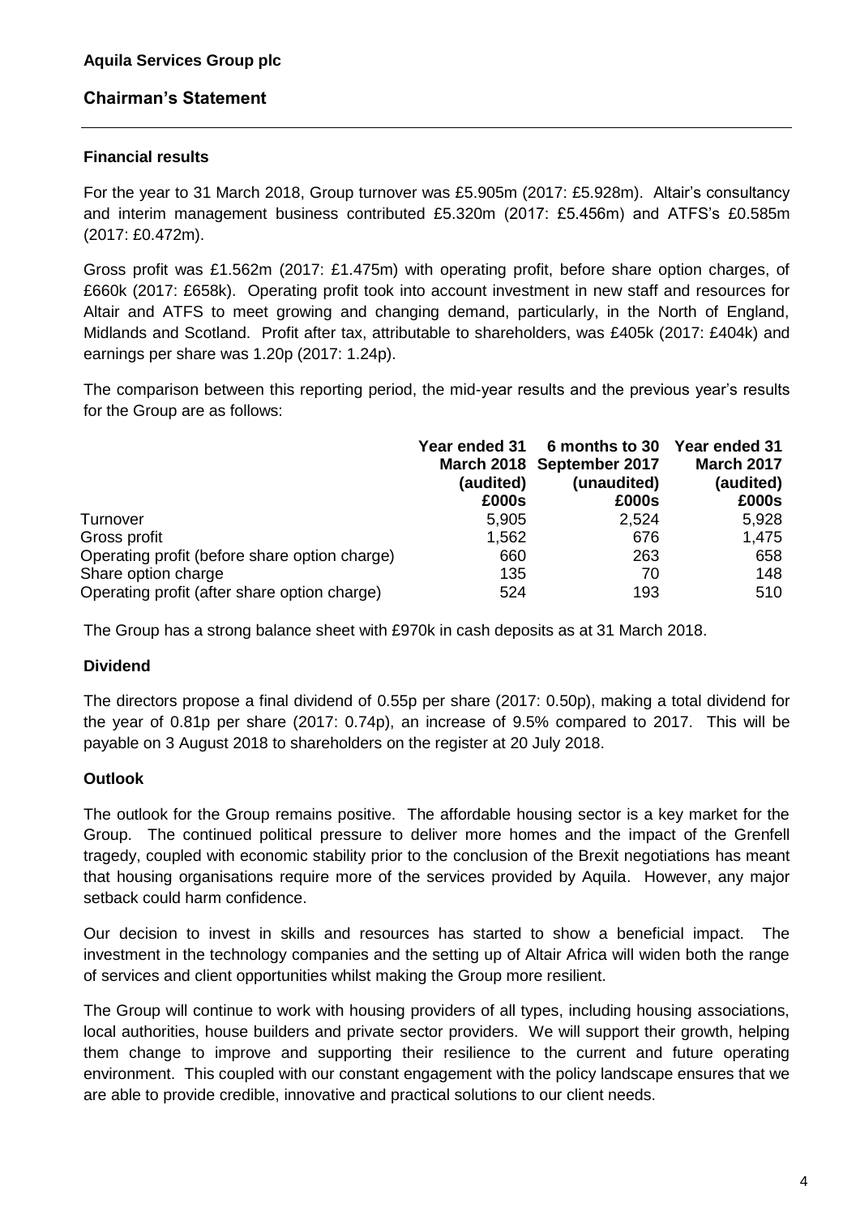**Aquila Services Group plc**

## Chairman's Statement

### Financial results

For the year to 31 March 2018, Group turnover was £5.905m (2017: £5.928m). Altair's consultancy and interim management business contributed £5.320m (2017: £5.456m) and ATFS's £0.585m (2017: £0.472m).

Gross profit was £1.562m (2017: £1.475m) with operating profit, before share option charges, of £660k (2017: £658k). Operating profit took into account investment in new staff and resources for Altair and ATFS to meet growing and changing demand, particularly, in the North of England, Midlands and Scotland. Profit after tax, attributable to shareholders, was £405k (2017: £404k) and earnings per share was 1.20p (2017: 1.24p).

The comparison between this reporting period, the mid-year results and the previous year's results for the Group are as follows:

| | Year ended 31 March 2018 (audited) £000s | 6 months to 30 September 2017 (unaudited) £000s | Year ended 31 March 2017 (audited) £000s |
|---|---|---|---|
| Turnover | 5,905 | 2,524 | 5,928 |
| Gross profit | 1,562 | 676 | 1,475 |
| Operating profit (before share option charge) | 660 | 263 | 658 |
| Share option charge | 135 | 70 | 148 |
| Operating profit (after share option charge) | 524 | 193 | 510 |

The Group has a strong balance sheet with £970k in cash deposits as at 31 March 2018.

### Dividend

The directors propose a final dividend of 0.55p per share (2017: 0.50p), making a total dividend for the year of 0.81p per share (2017: 0.74p), an increase of 9.5% compared to 2017. This will be payable on 3 August 2018 to shareholders on the register at 20 July 2018.

### Outlook

The outlook for the Group remains positive. The affordable housing sector is a key market for the Group. The continued political pressure to deliver more homes and the impact of the Grenfell tragedy, coupled with economic stability prior to the conclusion of the Brexit negotiations has meant that housing organisations require more of the services provided by Aquila. However, any major setback could harm confidence.

Our decision to invest in skills and resources has started to show a beneficial impact. The investment in the technology companies and the setting up of Altair Africa will widen both the range of services and client opportunities whilst making the Group more resilient.

The Group will continue to work with housing providers of all types, including housing associations, local authorities, house builders and private sector providers. We will support their growth, helping them change to improve and supporting their resilience to the current and future operating environment. This coupled with our constant engagement with the policy landscape ensures that we are able to provide credible, innovative and practical solutions to our client needs.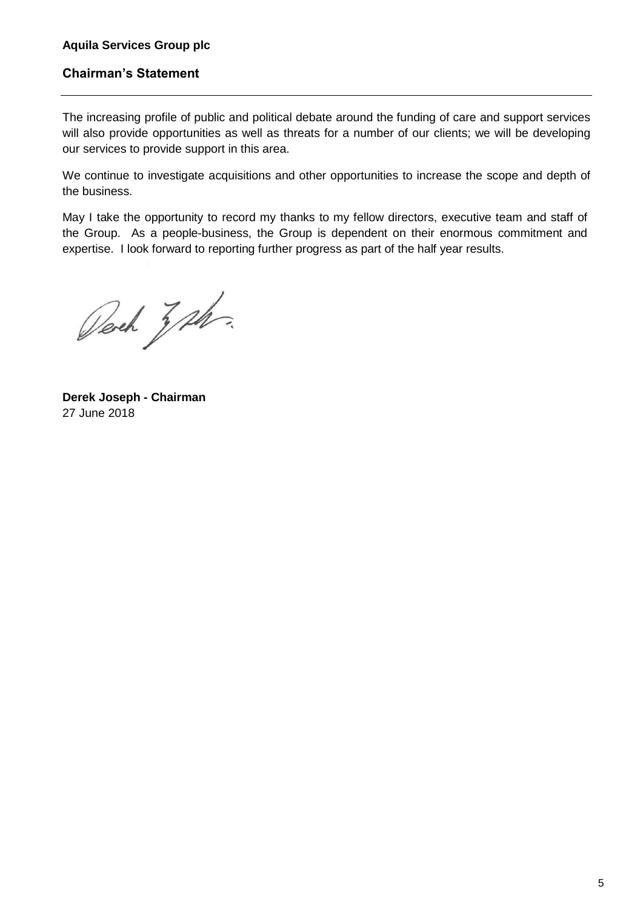## Chairman's Statement

The increasing profile of public and political debate around the funding of care and support services will also provide opportunities as well as threats for a number of our clients; we will be developing our services to provide support in this area.

We continue to investigate acquisitions and other opportunities to increase the scope and depth of the business.

May I take the opportunity to record my thanks to my fellow directors, executive team and staff of the Group. As a people-business, the Group is dependent on their enormous commitment and expertise. I look forward to reporting further progress as part of the half year results.

**Derek Joseph - Chairman**
27 June 2018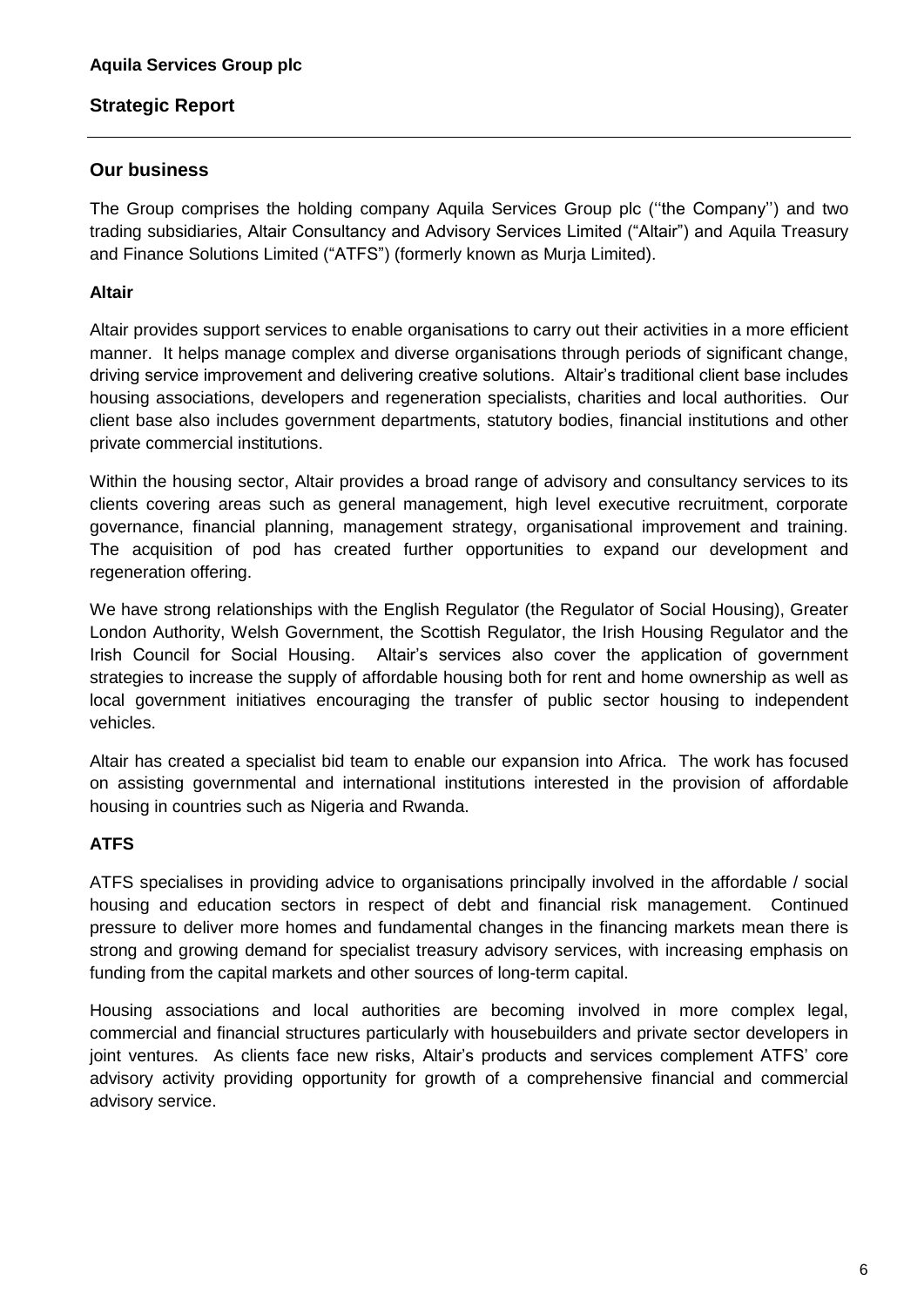**Aquila Services Group plc**

## Strategic Report

### Our business

The Group comprises the holding company Aquila Services Group plc (''the Company'') and two trading subsidiaries, Altair Consultancy and Advisory Services Limited ("Altair") and Aquila Treasury and Finance Solutions Limited ("ATFS") (formerly known as Murja Limited).

**Altair**

Altair provides support services to enable organisations to carry out their activities in a more efficient manner. It helps manage complex and diverse organisations through periods of significant change, driving service improvement and delivering creative solutions. Altair's traditional client base includes housing associations, developers and regeneration specialists, charities and local authorities. Our client base also includes government departments, statutory bodies, financial institutions and other private commercial institutions.

Within the housing sector, Altair provides a broad range of advisory and consultancy services to its clients covering areas such as general management, high level executive recruitment, corporate governance, financial planning, management strategy, organisational improvement and training. The acquisition of pod has created further opportunities to expand our development and regeneration offering.

We have strong relationships with the English Regulator (the Regulator of Social Housing), Greater London Authority, Welsh Government, the Scottish Regulator, the Irish Housing Regulator and the Irish Council for Social Housing. Altair's services also cover the application of government strategies to increase the supply of affordable housing both for rent and home ownership as well as local government initiatives encouraging the transfer of public sector housing to independent vehicles.

Altair has created a specialist bid team to enable our expansion into Africa. The work has focused on assisting governmental and international institutions interested in the provision of affordable housing in countries such as Nigeria and Rwanda.

**ATFS**

ATFS specialises in providing advice to organisations principally involved in the affordable / social housing and education sectors in respect of debt and financial risk management. Continued pressure to deliver more homes and fundamental changes in the financing markets mean there is strong and growing demand for specialist treasury advisory services, with increasing emphasis on funding from the capital markets and other sources of long-term capital.

Housing associations and local authorities are becoming involved in more complex legal, commercial and financial structures particularly with housebuilders and private sector developers in joint ventures. As clients face new risks, Altair's products and services complement ATFS' core advisory activity providing opportunity for growth of a comprehensive financial and commercial advisory service.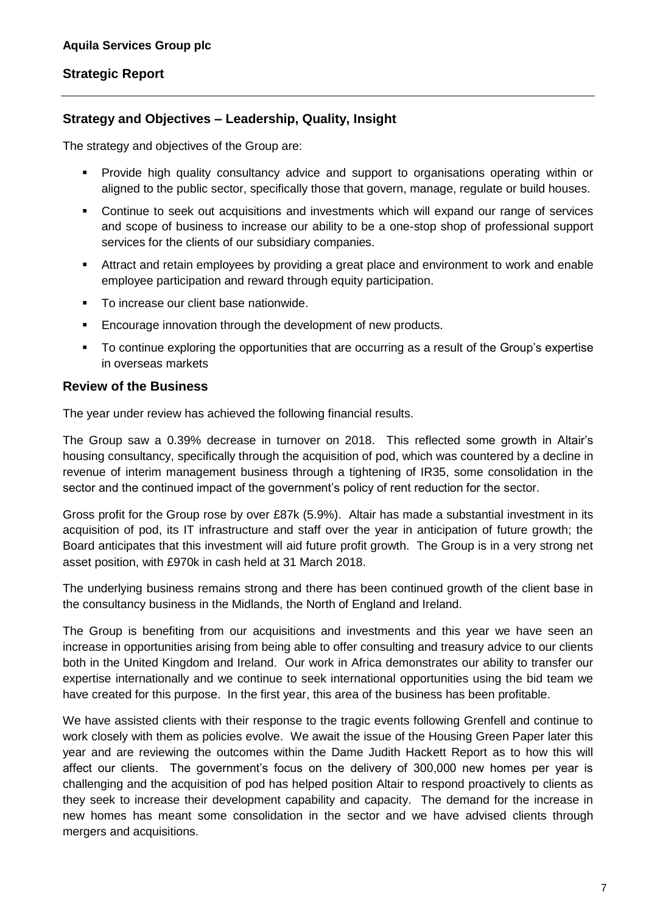**Aquila Services Group plc**

**Strategic Report**

## Strategy and Objectives – Leadership, Quality, Insight

The strategy and objectives of the Group are:

- Provide high quality consultancy advice and support to organisations operating within or aligned to the public sector, specifically those that govern, manage, regulate or build houses.
- Continue to seek out acquisitions and investments which will expand our range of services and scope of business to increase our ability to be a one-stop shop of professional support services for the clients of our subsidiary companies.
- Attract and retain employees by providing a great place and environment to work and enable employee participation and reward through equity participation.
- To increase our client base nationwide.
- Encourage innovation through the development of new products.
- To continue exploring the opportunities that are occurring as a result of the Group's expertise in overseas markets

## Review of the Business

The year under review has achieved the following financial results.

The Group saw a 0.39% decrease in turnover on 2018. This reflected some growth in Altair's housing consultancy, specifically through the acquisition of pod, which was countered by a decline in revenue of interim management business through a tightening of IR35, some consolidation in the sector and the continued impact of the government's policy of rent reduction for the sector.

Gross profit for the Group rose by over £87k (5.9%). Altair has made a substantial investment in its acquisition of pod, its IT infrastructure and staff over the year in anticipation of future growth; the Board anticipates that this investment will aid future profit growth. The Group is in a very strong net asset position, with £970k in cash held at 31 March 2018.

The underlying business remains strong and there has been continued growth of the client base in the consultancy business in the Midlands, the North of England and Ireland.

The Group is benefiting from our acquisitions and investments and this year we have seen an increase in opportunities arising from being able to offer consulting and treasury advice to our clients both in the United Kingdom and Ireland. Our work in Africa demonstrates our ability to transfer our expertise internationally and we continue to seek international opportunities using the bid team we have created for this purpose. In the first year, this area of the business has been profitable.

We have assisted clients with their response to the tragic events following Grenfell and continue to work closely with them as policies evolve. We await the issue of the Housing Green Paper later this year and are reviewing the outcomes within the Dame Judith Hackett Report as to how this will affect our clients. The government's focus on the delivery of 300,000 new homes per year is challenging and the acquisition of pod has helped position Altair to respond proactively to clients as they seek to increase their development capability and capacity. The demand for the increase in new homes has meant some consolidation in the sector and we have advised clients through mergers and acquisitions.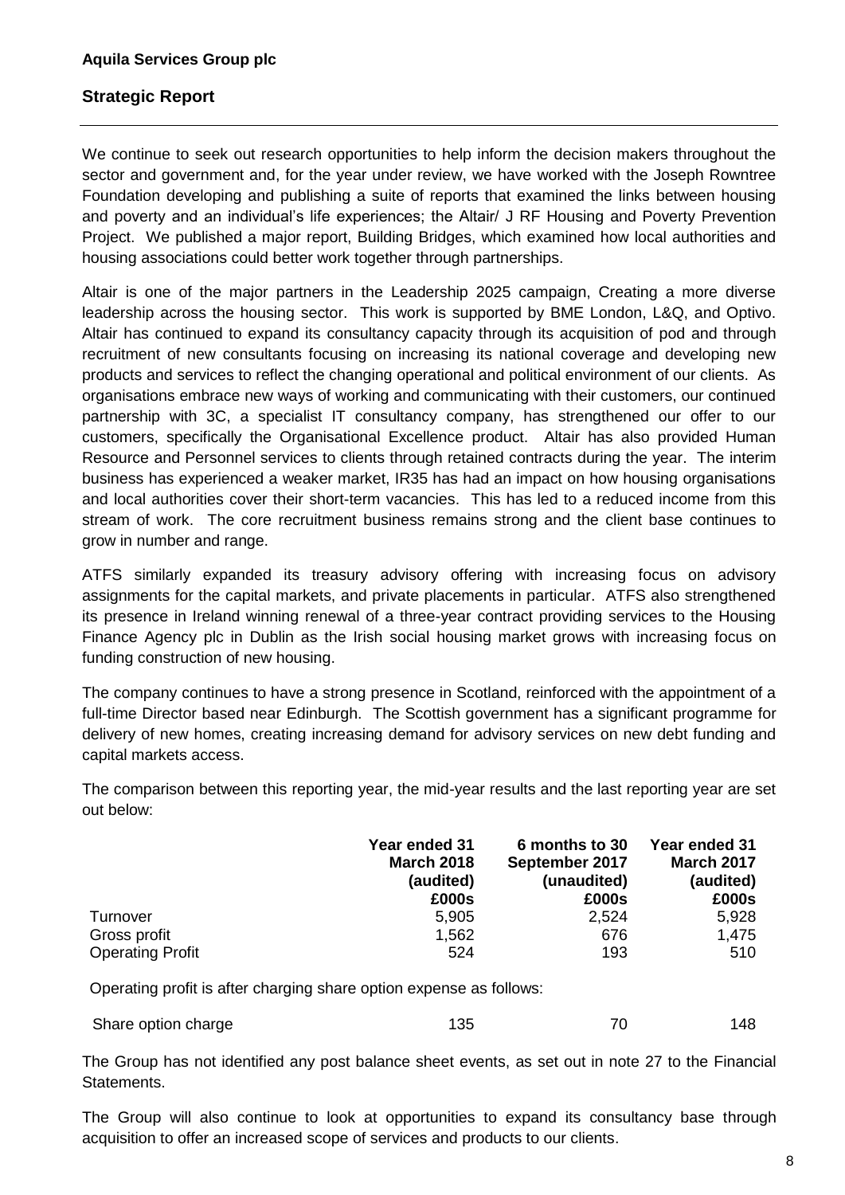**Aquila Services Group plc**

## Strategic Report

We continue to seek out research opportunities to help inform the decision makers throughout the sector and government and, for the year under review, we have worked with the Joseph Rowntree Foundation developing and publishing a suite of reports that examined the links between housing and poverty and an individual's life experiences; the Altair/ J RF Housing and Poverty Prevention Project. We published a major report, Building Bridges, which examined how local authorities and housing associations could better work together through partnerships.

Altair is one of the major partners in the Leadership 2025 campaign, Creating a more diverse leadership across the housing sector. This work is supported by BME London, L&Q, and Optivo. Altair has continued to expand its consultancy capacity through its acquisition of pod and through recruitment of new consultants focusing on increasing its national coverage and developing new products and services to reflect the changing operational and political environment of our clients. As organisations embrace new ways of working and communicating with their customers, our continued partnership with 3C, a specialist IT consultancy company, has strengthened our offer to our customers, specifically the Organisational Excellence product. Altair has also provided Human Resource and Personnel services to clients through retained contracts during the year. The interim business has experienced a weaker market, IR35 has had an impact on how housing organisations and local authorities cover their short-term vacancies. This has led to a reduced income from this stream of work. The core recruitment business remains strong and the client base continues to grow in number and range.

ATFS similarly expanded its treasury advisory offering with increasing focus on advisory assignments for the capital markets, and private placements in particular. ATFS also strengthened its presence in Ireland winning renewal of a three-year contract providing services to the Housing Finance Agency plc in Dublin as the Irish social housing market grows with increasing focus on funding construction of new housing.

The company continues to have a strong presence in Scotland, reinforced with the appointment of a full-time Director based near Edinburgh. The Scottish government has a significant programme for delivery of new homes, creating increasing demand for advisory services on new debt funding and capital markets access.

The comparison between this reporting year, the mid-year results and the last reporting year are set out below:

| | Year ended 31 March 2018 (audited) £000s | 6 months to 30 September 2017 (unaudited) £000s | Year ended 31 March 2017 (audited) £000s |
|---|---|---|---|
| Turnover | 5,905 | 2,524 | 5,928 |
| Gross profit | 1,562 | 676 | 1,475 |
| Operating Profit | 524 | 193 | 510 |
| Operating profit is after charging share option expense as follows: | | | |
| Share option charge | 135 | 70 | 148 |

The Group has not identified any post balance sheet events, as set out in note 27 to the Financial Statements.

The Group will also continue to look at opportunities to expand its consultancy base through acquisition to offer an increased scope of services and products to our clients.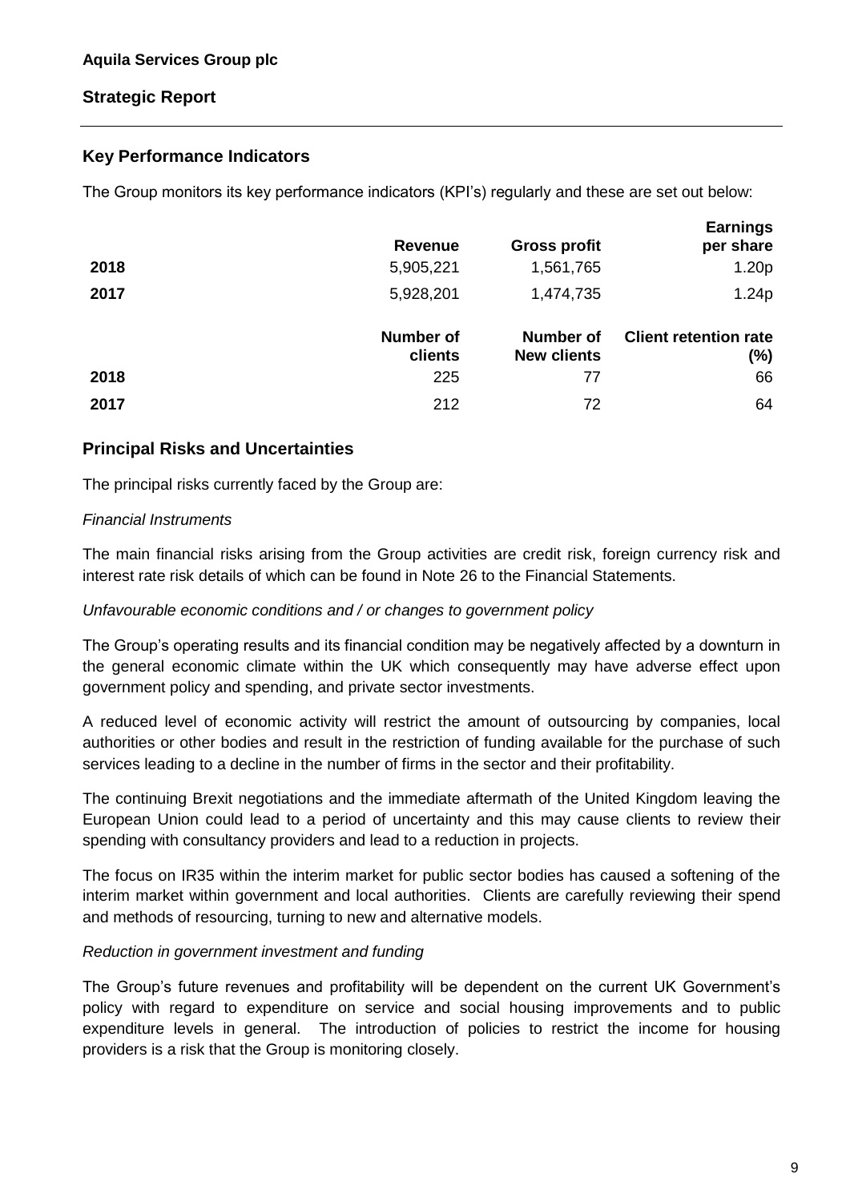**Aquila Services Group plc**

**Strategic Report**

## Key Performance Indicators

The Group monitors its key performance indicators (KPI's) regularly and these are set out below:

| | Revenue | Gross profit | Earnings per share |
|---|---|---|---|
| **2018** | 5,905,221 | 1,561,765 | 1.20p |
| **2017** | 5,928,201 | 1,474,735 | 1.24p |

| | Number of clients | Number of New clients | Client retention rate (%) |
|---|---|---|---|
| **2018** | 225 | 77 | 66 |
| **2017** | 212 | 72 | 64 |

## Principal Risks and Uncertainties

The principal risks currently faced by the Group are:

*Financial Instruments*

The main financial risks arising from the Group activities are credit risk, foreign currency risk and interest rate risk details of which can be found in Note 26 to the Financial Statements.

*Unfavourable economic conditions and / or changes to government policy*

The Group's operating results and its financial condition may be negatively affected by a downturn in the general economic climate within the UK which consequently may have adverse effect upon government policy and spending, and private sector investments.

A reduced level of economic activity will restrict the amount of outsourcing by companies, local authorities or other bodies and result in the restriction of funding available for the purchase of such services leading to a decline in the number of firms in the sector and their profitability.

The continuing Brexit negotiations and the immediate aftermath of the United Kingdom leaving the European Union could lead to a period of uncertainty and this may cause clients to review their spending with consultancy providers and lead to a reduction in projects.

The focus on IR35 within the interim market for public sector bodies has caused a softening of the interim market within government and local authorities. Clients are carefully reviewing their spend and methods of resourcing, turning to new and alternative models.

*Reduction in government investment and funding*

The Group's future revenues and profitability will be dependent on the current UK Government's policy with regard to expenditure on service and social housing improvements and to public expenditure levels in general. The introduction of policies to restrict the income for housing providers is a risk that the Group is monitoring closely.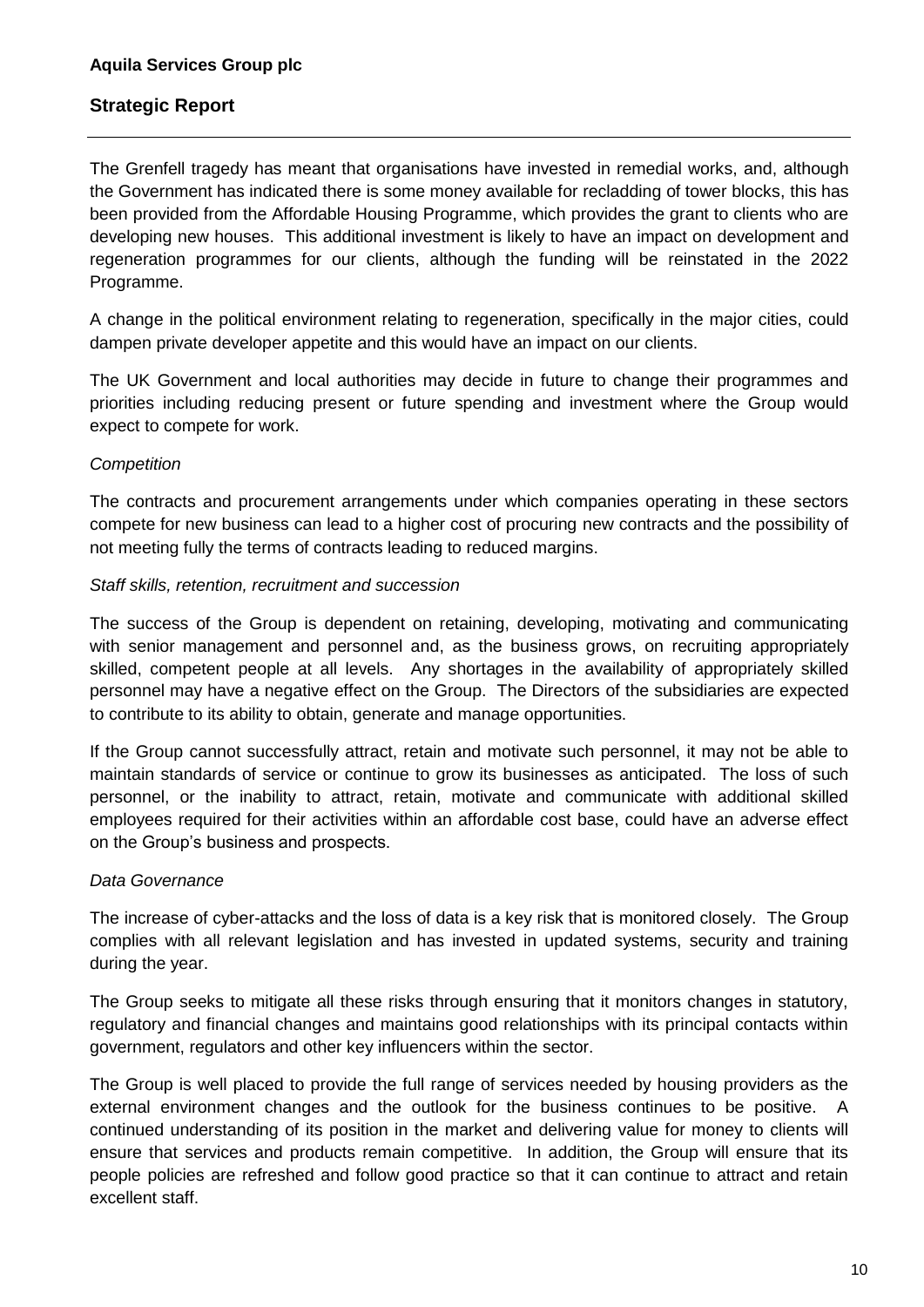The Grenfell tragedy has meant that organisations have invested in remedial works, and, although the Government has indicated there is some money available for recladding of tower blocks, this has been provided from the Affordable Housing Programme, which provides the grant to clients who are developing new houses. This additional investment is likely to have an impact on development and regeneration programmes for our clients, although the funding will be reinstated in the 2022 Programme.

A change in the political environment relating to regeneration, specifically in the major cities, could dampen private developer appetite and this would have an impact on our clients.

The UK Government and local authorities may decide in future to change their programmes and priorities including reducing present or future spending and investment where the Group would expect to compete for work.

*Competition*

The contracts and procurement arrangements under which companies operating in these sectors compete for new business can lead to a higher cost of procuring new contracts and the possibility of not meeting fully the terms of contracts leading to reduced margins.

*Staff skills, retention, recruitment and succession*

The success of the Group is dependent on retaining, developing, motivating and communicating with senior management and personnel and, as the business grows, on recruiting appropriately skilled, competent people at all levels. Any shortages in the availability of appropriately skilled personnel may have a negative effect on the Group. The Directors of the subsidiaries are expected to contribute to its ability to obtain, generate and manage opportunities.

If the Group cannot successfully attract, retain and motivate such personnel, it may not be able to maintain standards of service or continue to grow its businesses as anticipated. The loss of such personnel, or the inability to attract, retain, motivate and communicate with additional skilled employees required for their activities within an affordable cost base, could have an adverse effect on the Group's business and prospects.

*Data Governance*

The increase of cyber-attacks and the loss of data is a key risk that is monitored closely. The Group complies with all relevant legislation and has invested in updated systems, security and training during the year.

The Group seeks to mitigate all these risks through ensuring that it monitors changes in statutory, regulatory and financial changes and maintains good relationships with its principal contacts within government, regulators and other key influencers within the sector.

The Group is well placed to provide the full range of services needed by housing providers as the external environment changes and the outlook for the business continues to be positive. A continued understanding of its position in the market and delivering value for money to clients will ensure that services and products remain competitive. In addition, the Group will ensure that its people policies are refreshed and follow good practice so that it can continue to attract and retain excellent staff.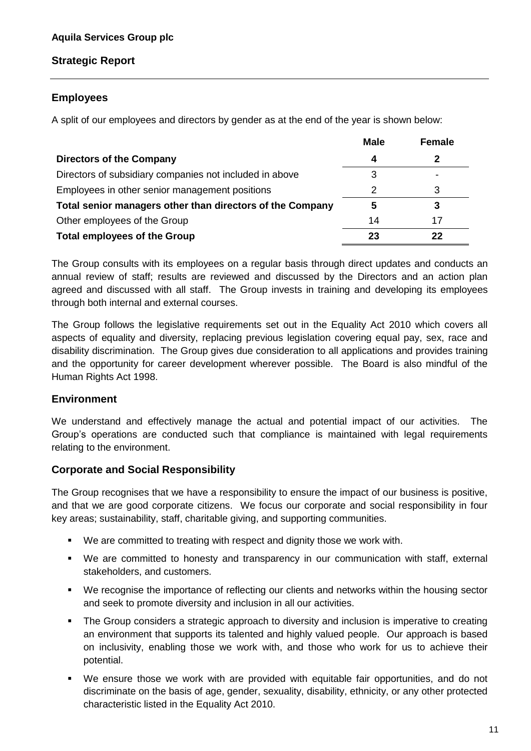**Aquila Services Group plc**

**Strategic Report**

## Employees

A split of our employees and directors by gender as at the end of the year is shown below:

| | Male | Female |
|---|---|---|
| **Directors of the Company** | **4** | **2** |
| Directors of subsidiary companies not included in above | 3 | - |
| Employees in other senior management positions | 2 | 3 |
| **Total senior managers other than directors of the Company** | **5** | **3** |
| Other employees of the Group | 14 | 17 |
| **Total employees of the Group** | **23** | **22** |

The Group consults with its employees on a regular basis through direct updates and conducts an annual review of staff; results are reviewed and discussed by the Directors and an action plan agreed and discussed with all staff. The Group invests in training and developing its employees through both internal and external courses.

The Group follows the legislative requirements set out in the Equality Act 2010 which covers all aspects of equality and diversity, replacing previous legislation covering equal pay, sex, race and disability discrimination. The Group gives due consideration to all applications and provides training and the opportunity for career development wherever possible. The Board is also mindful of the Human Rights Act 1998.

## Environment

We understand and effectively manage the actual and potential impact of our activities. The Group's operations are conducted such that compliance is maintained with legal requirements relating to the environment.

## Corporate and Social Responsibility

The Group recognises that we have a responsibility to ensure the impact of our business is positive, and that we are good corporate citizens. We focus our corporate and social responsibility in four key areas; sustainability, staff, charitable giving, and supporting communities.

- We are committed to treating with respect and dignity those we work with.
- We are committed to honesty and transparency in our communication with staff, external stakeholders, and customers.
- We recognise the importance of reflecting our clients and networks within the housing sector and seek to promote diversity and inclusion in all our activities.
- The Group considers a strategic approach to diversity and inclusion is imperative to creating an environment that supports its talented and highly valued people. Our approach is based on inclusivity, enabling those we work with, and those who work for us to achieve their potential.
- We ensure those we work with are provided with equitable fair opportunities, and do not discriminate on the basis of age, gender, sexuality, disability, ethnicity, or any other protected characteristic listed in the Equality Act 2010.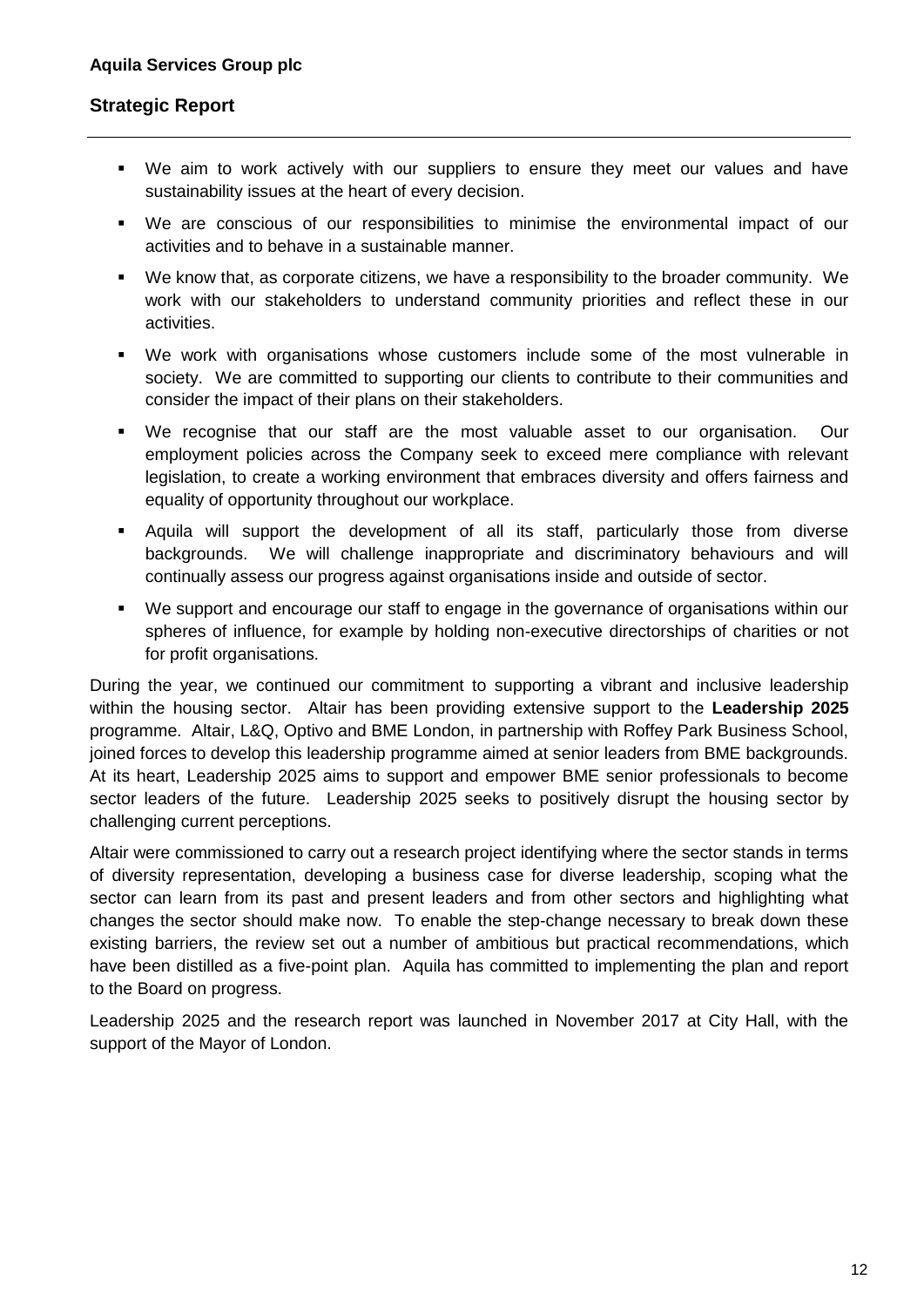- We aim to work actively with our suppliers to ensure they meet our values and have sustainability issues at the heart of every decision.
- We are conscious of our responsibilities to minimise the environmental impact of our activities and to behave in a sustainable manner.
- We know that, as corporate citizens, we have a responsibility to the broader community. We work with our stakeholders to understand community priorities and reflect these in our activities.
- We work with organisations whose customers include some of the most vulnerable in society. We are committed to supporting our clients to contribute to their communities and consider the impact of their plans on their stakeholders.
- We recognise that our staff are the most valuable asset to our organisation. Our employment policies across the Company seek to exceed mere compliance with relevant legislation, to create a working environment that embraces diversity and offers fairness and equality of opportunity throughout our workplace.
- Aquila will support the development of all its staff, particularly those from diverse backgrounds. We will challenge inappropriate and discriminatory behaviours and will continually assess our progress against organisations inside and outside of sector.
- We support and encourage our staff to engage in the governance of organisations within our spheres of influence, for example by holding non-executive directorships of charities or not for profit organisations.

During the year, we continued our commitment to supporting a vibrant and inclusive leadership within the housing sector. Altair has been providing extensive support to the **Leadership 2025** programme. Altair, L&Q, Optivo and BME London, in partnership with Roffey Park Business School, joined forces to develop this leadership programme aimed at senior leaders from BME backgrounds. At its heart, Leadership 2025 aims to support and empower BME senior professionals to become sector leaders of the future. Leadership 2025 seeks to positively disrupt the housing sector by challenging current perceptions.

Altair were commissioned to carry out a research project identifying where the sector stands in terms of diversity representation, developing a business case for diverse leadership, scoping what the sector can learn from its past and present leaders and from other sectors and highlighting what changes the sector should make now. To enable the step-change necessary to break down these existing barriers, the review set out a number of ambitious but practical recommendations, which have been distilled as a five-point plan. Aquila has committed to implementing the plan and report to the Board on progress.

Leadership 2025 and the research report was launched in November 2017 at City Hall, with the support of the Mayor of London.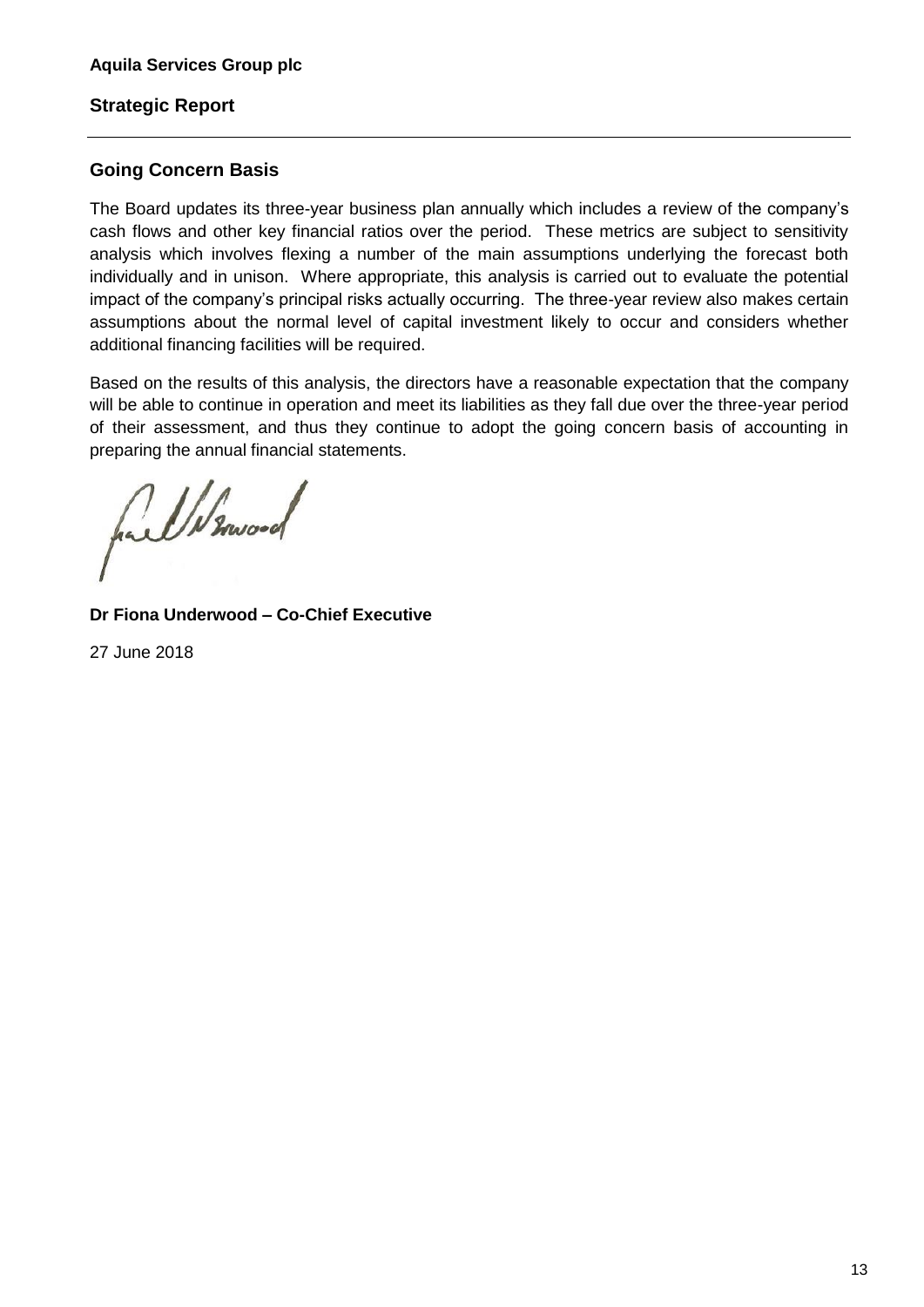## Going Concern Basis

The Board updates its three-year business plan annually which includes a review of the company's cash flows and other key financial ratios over the period. These metrics are subject to sensitivity analysis which involves flexing a number of the main assumptions underlying the forecast both individually and in unison. Where appropriate, this analysis is carried out to evaluate the potential impact of the company's principal risks actually occurring. The three-year review also makes certain assumptions about the normal level of capital investment likely to occur and considers whether additional financing facilities will be required.

Based on the results of this analysis, the directors have a reasonable expectation that the company will be able to continue in operation and meet its liabilities as they fall due over the three-year period of their assessment, and thus they continue to adopt the going concern basis of accounting in preparing the annual financial statements.

**Dr Fiona Underwood – Co-Chief Executive**

27 June 2018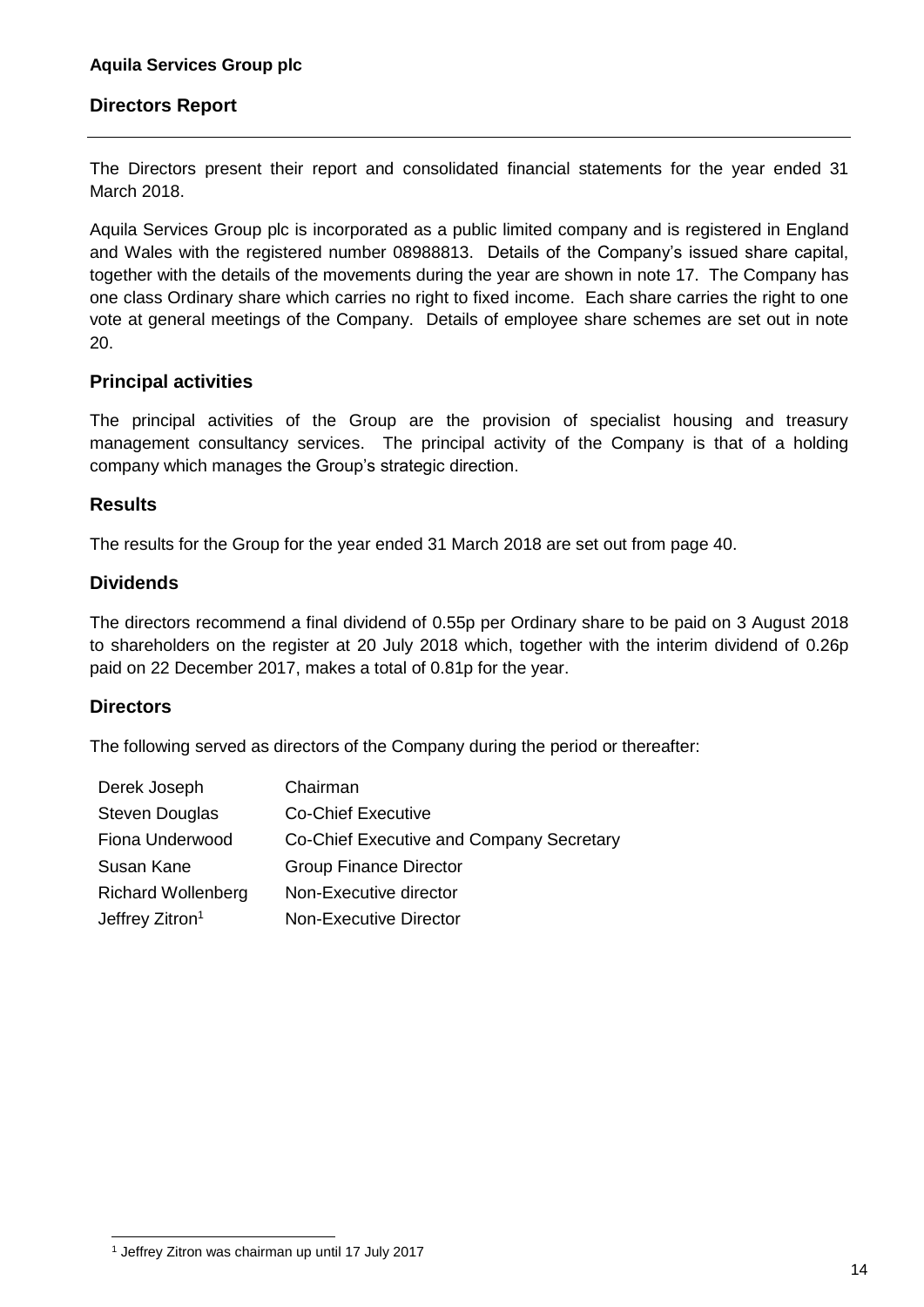**Aquila Services Group plc**

## Directors Report

The Directors present their report and consolidated financial statements for the year ended 31 March 2018.

Aquila Services Group plc is incorporated as a public limited company and is registered in England and Wales with the registered number 08988813. Details of the Company's issued share capital, together with the details of the movements during the year are shown in note 17. The Company has one class Ordinary share which carries no right to fixed income. Each share carries the right to one vote at general meetings of the Company. Details of employee share schemes are set out in note 20.

## Principal activities

The principal activities of the Group are the provision of specialist housing and treasury management consultancy services. The principal activity of the Company is that of a holding company which manages the Group's strategic direction.

## Results

The results for the Group for the year ended 31 March 2018 are set out from page 40.

## Dividends

The directors recommend a final dividend of 0.55p per Ordinary share to be paid on 3 August 2018 to shareholders on the register at 20 July 2018 which, together with the interim dividend of 0.26p paid on 22 December 2017, makes a total of 0.81p for the year.

## Directors

The following served as directors of the Company during the period or thereafter:

| | |
|---|---|
| Derek Joseph | Chairman |
| Steven Douglas | Co-Chief Executive |
| Fiona Underwood | Co-Chief Executive and Company Secretary |
| Susan Kane | Group Finance Director |
| Richard Wollenberg | Non-Executive director |
| Jeffrey Zitron[1] | Non-Executive Director |

[1] Jeffrey Zitron was chairman up until 17 July 2017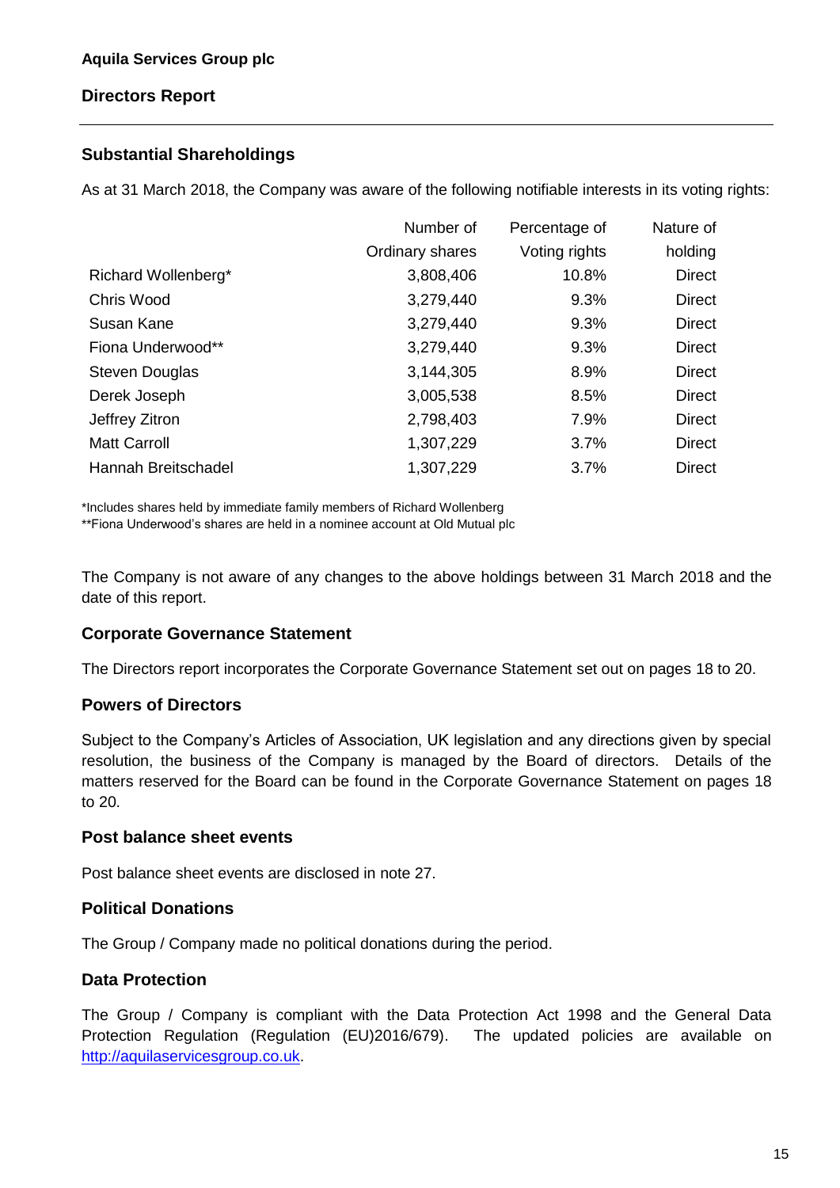**Aquila Services Group plc**

## Directors Report

### Substantial Shareholdings

As at 31 March 2018, the Company was aware of the following notifiable interests in its voting rights:

| | Number of Ordinary shares | Percentage of Voting rights | Nature of holding |
|---|---|---|---|
| Richard Wollenberg* | 3,808,406 | 10.8% | Direct |
| Chris Wood | 3,279,440 | 9.3% | Direct |
| Susan Kane | 3,279,440 | 9.3% | Direct |
| Fiona Underwood** | 3,279,440 | 9.3% | Direct |
| Steven Douglas | 3,144,305 | 8.9% | Direct |
| Derek Joseph | 3,005,538 | 8.5% | Direct |
| Jeffrey Zitron | 2,798,403 | 7.9% | Direct |
| Matt Carroll | 1,307,229 | 3.7% | Direct |
| Hannah Breitschadel | 1,307,229 | 3.7% | Direct |

*Includes shares held by immediate family members of Richard Wollenberg

**Fiona Underwood's shares are held in a nominee account at Old Mutual plc

The Company is not aware of any changes to the above holdings between 31 March 2018 and the date of this report.

### Corporate Governance Statement

The Directors report incorporates the Corporate Governance Statement set out on pages 18 to 20.

### Powers of Directors

Subject to the Company's Articles of Association, UK legislation and any directions given by special resolution, the business of the Company is managed by the Board of directors. Details of the matters reserved for the Board can be found in the Corporate Governance Statement on pages 18 to 20.

### Post balance sheet events

Post balance sheet events are disclosed in note 27.

### Political Donations

The Group / Company made no political donations during the period.

### Data Protection

The Group / Company is compliant with the Data Protection Act 1998 and the General Data Protection Regulation (Regulation (EU)2016/679). The updated policies are available on http://aquilaservicesgroup.co.uk.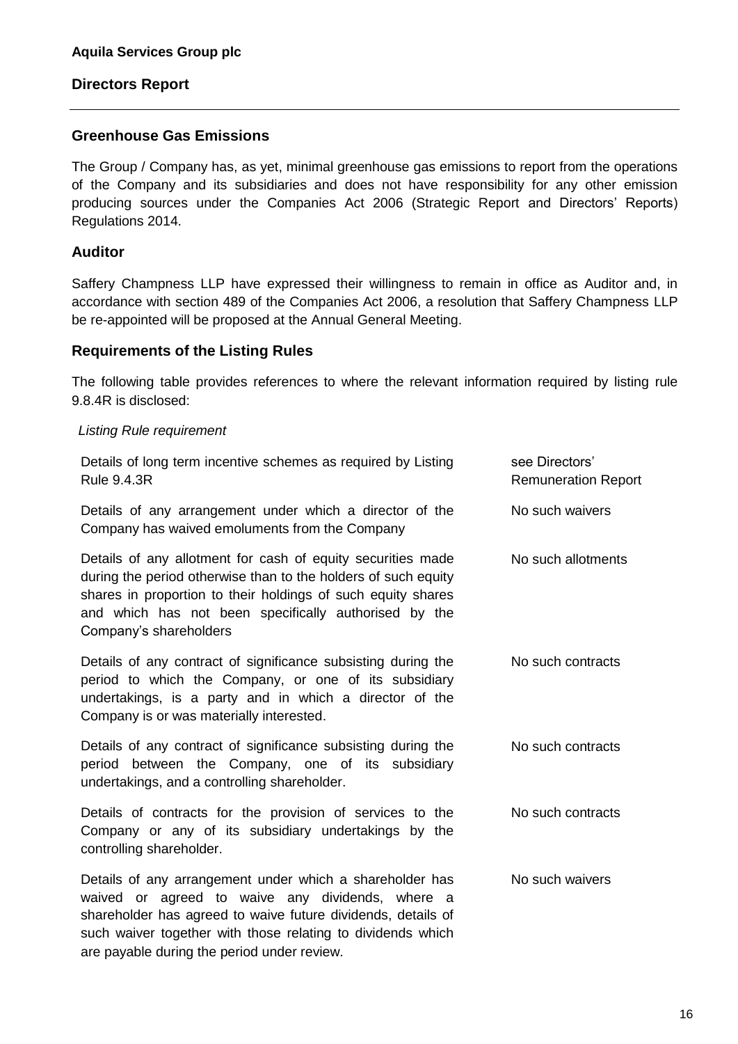**Aquila Services Group plc**

## Directors Report

### Greenhouse Gas Emissions

The Group / Company has, as yet, minimal greenhouse gas emissions to report from the operations of the Company and its subsidiaries and does not have responsibility for any other emission producing sources under the Companies Act 2006 (Strategic Report and Directors' Reports) Regulations 2014.

### Auditor

Saffery Champness LLP have expressed their willingness to remain in office as Auditor and, in accordance with section 489 of the Companies Act 2006, a resolution that Saffery Champness LLP be re-appointed will be proposed at the Annual General Meeting.

### Requirements of the Listing Rules

The following table provides references to where the relevant information required by listing rule 9.8.4R is disclosed:

| *Listing Rule requirement* | |
|---|---|
| Details of long term incentive schemes as required by Listing Rule 9.4.3R | see Directors' Remuneration Report |
| Details of any arrangement under which a director of the Company has waived emoluments from the Company | No such waivers |
| Details of any allotment for cash of equity securities made during the period otherwise than to the holders of such equity shares in proportion to their holdings of such equity shares and which has not been specifically authorised by the Company's shareholders | No such allotments |
| Details of any contract of significance subsisting during the period to which the Company, or one of its subsidiary undertakings, is a party and in which a director of the Company is or was materially interested. | No such contracts |
| Details of any contract of significance subsisting during the period between the Company, one of its subsidiary undertakings, and a controlling shareholder. | No such contracts |
| Details of contracts for the provision of services to the Company or any of its subsidiary undertakings by the controlling shareholder. | No such contracts |
| Details of any arrangement under which a shareholder has waived or agreed to waive any dividends, where a shareholder has agreed to waive future dividends, details of such waiver together with those relating to dividends which are payable during the period under review. | No such waivers |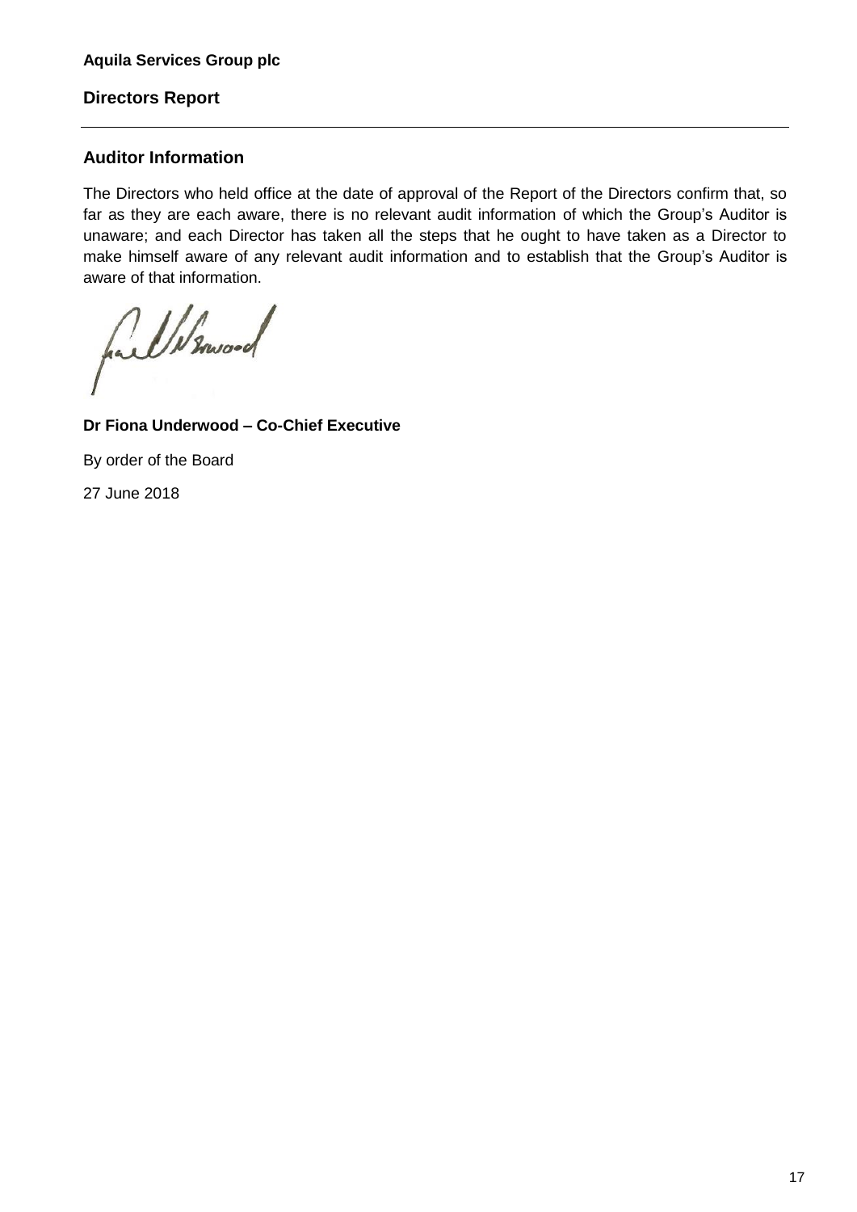Aquila Services Group plc

## Directors Report

### Auditor Information

The Directors who held office at the date of approval of the Report of the Directors confirm that, so far as they are each aware, there is no relevant audit information of which the Group's Auditor is unaware; and each Director has taken all the steps that he ought to have taken as a Director to make himself aware of any relevant audit information and to establish that the Group's Auditor is aware of that information.

**Dr Fiona Underwood – Co-Chief Executive**

By order of the Board

27 June 2018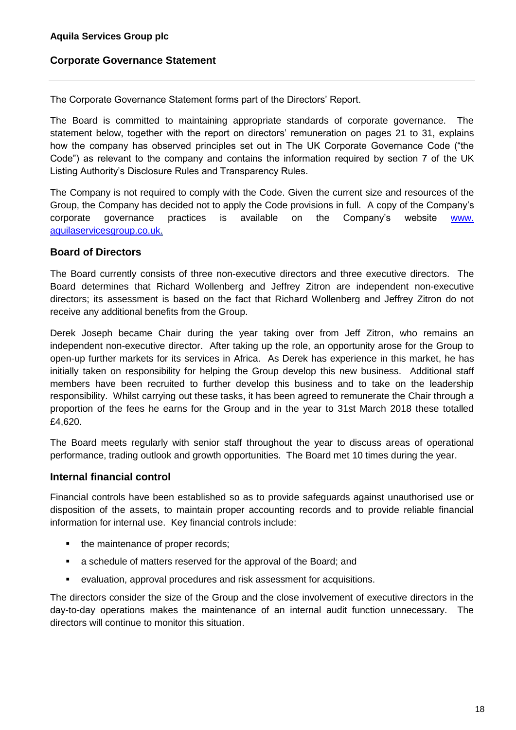**Aquila Services Group plc**

## Corporate Governance Statement

The Corporate Governance Statement forms part of the Directors' Report.

The Board is committed to maintaining appropriate standards of corporate governance. The statement below, together with the report on directors' remuneration on pages 21 to 31, explains how the company has observed principles set out in The UK Corporate Governance Code ("the Code") as relevant to the company and contains the information required by section 7 of the UK Listing Authority's Disclosure Rules and Transparency Rules.

The Company is not required to comply with the Code. Given the current size and resources of the Group, the Company has decided not to apply the Code provisions in full. A copy of the Company's corporate governance practices is available on the Company's website www. aquilaservicesgroup.co.uk.

### Board of Directors

The Board currently consists of three non-executive directors and three executive directors. The Board determines that Richard Wollenberg and Jeffrey Zitron are independent non-executive directors; its assessment is based on the fact that Richard Wollenberg and Jeffrey Zitron do not receive any additional benefits from the Group.

Derek Joseph became Chair during the year taking over from Jeff Zitron, who remains an independent non-executive director. After taking up the role, an opportunity arose for the Group to open-up further markets for its services in Africa. As Derek has experience in this market, he has initially taken on responsibility for helping the Group develop this new business. Additional staff members have been recruited to further develop this business and to take on the leadership responsibility. Whilst carrying out these tasks, it has been agreed to remunerate the Chair through a proportion of the fees he earns for the Group and in the year to 31st March 2018 these totalled £4,620.

The Board meets regularly with senior staff throughout the year to discuss areas of operational performance, trading outlook and growth opportunities. The Board met 10 times during the year.

### Internal financial control

Financial controls have been established so as to provide safeguards against unauthorised use or disposition of the assets, to maintain proper accounting records and to provide reliable financial information for internal use. Key financial controls include:

- the maintenance of proper records;
- a schedule of matters reserved for the approval of the Board; and
- evaluation, approval procedures and risk assessment for acquisitions.

The directors consider the size of the Group and the close involvement of executive directors in the day-to-day operations makes the maintenance of an internal audit function unnecessary. The directors will continue to monitor this situation.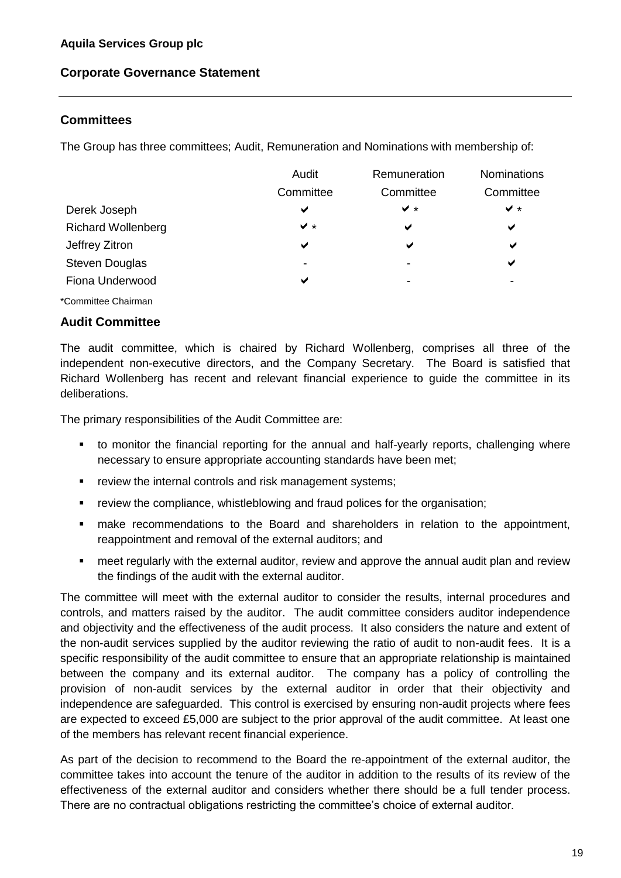## Committees

The Group has three committees; Audit, Remuneration and Nominations with membership of:

| | Audit Committee | Remuneration Committee | Nominations Committee |
|---|---|---|---|
| Derek Joseph | ✔ | ✔ * | ✔ * |
| Richard Wollenberg | ✔ * | ✔ | ✔ |
| Jeffrey Zitron | ✔ | ✔ | ✔ |
| Steven Douglas | - | - | ✔ |
| Fiona Underwood | ✔ | - | - |

*Committee Chairman

## Audit Committee

The audit committee, which is chaired by Richard Wollenberg, comprises all three of the independent non-executive directors, and the Company Secretary. The Board is satisfied that Richard Wollenberg has recent and relevant financial experience to guide the committee in its deliberations.

The primary responsibilities of the Audit Committee are:

- to monitor the financial reporting for the annual and half-yearly reports, challenging where necessary to ensure appropriate accounting standards have been met;
- review the internal controls and risk management systems;
- review the compliance, whistleblowing and fraud polices for the organisation;
- make recommendations to the Board and shareholders in relation to the appointment, reappointment and removal of the external auditors; and
- meet regularly with the external auditor, review and approve the annual audit plan and review the findings of the audit with the external auditor.

The committee will meet with the external auditor to consider the results, internal procedures and controls, and matters raised by the auditor. The audit committee considers auditor independence and objectivity and the effectiveness of the audit process. It also considers the nature and extent of the non-audit services supplied by the auditor reviewing the ratio of audit to non-audit fees. It is a specific responsibility of the audit committee to ensure that an appropriate relationship is maintained between the company and its external auditor. The company has a policy of controlling the provision of non-audit services by the external auditor in order that their objectivity and independence are safeguarded. This control is exercised by ensuring non-audit projects where fees are expected to exceed £5,000 are subject to the prior approval of the audit committee. At least one of the members has relevant recent financial experience.

As part of the decision to recommend to the Board the re-appointment of the external auditor, the committee takes into account the tenure of the auditor in addition to the results of its review of the effectiveness of the external auditor and considers whether there should be a full tender process. There are no contractual obligations restricting the committee's choice of external auditor.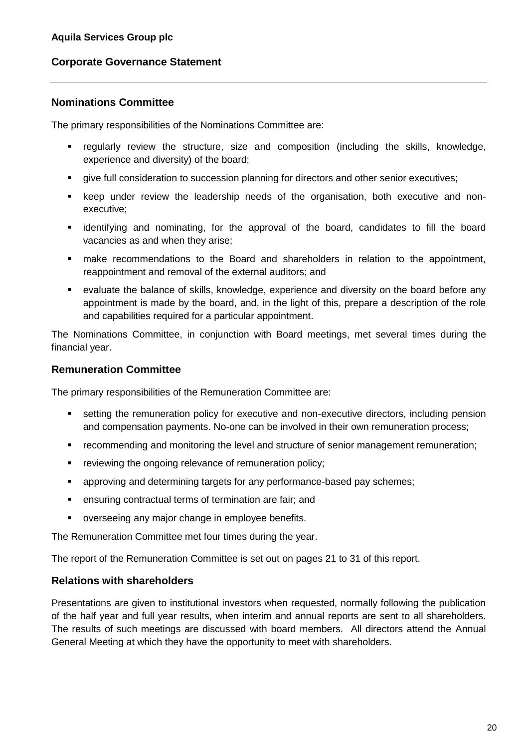## Nominations Committee

The primary responsibilities of the Nominations Committee are:

- regularly review the structure, size and composition (including the skills, knowledge, experience and diversity) of the board;
- give full consideration to succession planning for directors and other senior executives;
- keep under review the leadership needs of the organisation, both executive and non-executive;
- identifying and nominating, for the approval of the board, candidates to fill the board vacancies as and when they arise;
- make recommendations to the Board and shareholders in relation to the appointment, reappointment and removal of the external auditors; and
- evaluate the balance of skills, knowledge, experience and diversity on the board before any appointment is made by the board, and, in the light of this, prepare a description of the role and capabilities required for a particular appointment.

The Nominations Committee, in conjunction with Board meetings, met several times during the financial year.

## Remuneration Committee

The primary responsibilities of the Remuneration Committee are:

- setting the remuneration policy for executive and non-executive directors, including pension and compensation payments. No-one can be involved in their own remuneration process;
- recommending and monitoring the level and structure of senior management remuneration;
- reviewing the ongoing relevance of remuneration policy;
- approving and determining targets for any performance-based pay schemes;
- ensuring contractual terms of termination are fair; and
- overseeing any major change in employee benefits.

The Remuneration Committee met four times during the year.

The report of the Remuneration Committee is set out on pages 21 to 31 of this report.

## Relations with shareholders

Presentations are given to institutional investors when requested, normally following the publication of the half year and full year results, when interim and annual reports are sent to all shareholders. The results of such meetings are discussed with board members. All directors attend the Annual General Meeting at which they have the opportunity to meet with shareholders.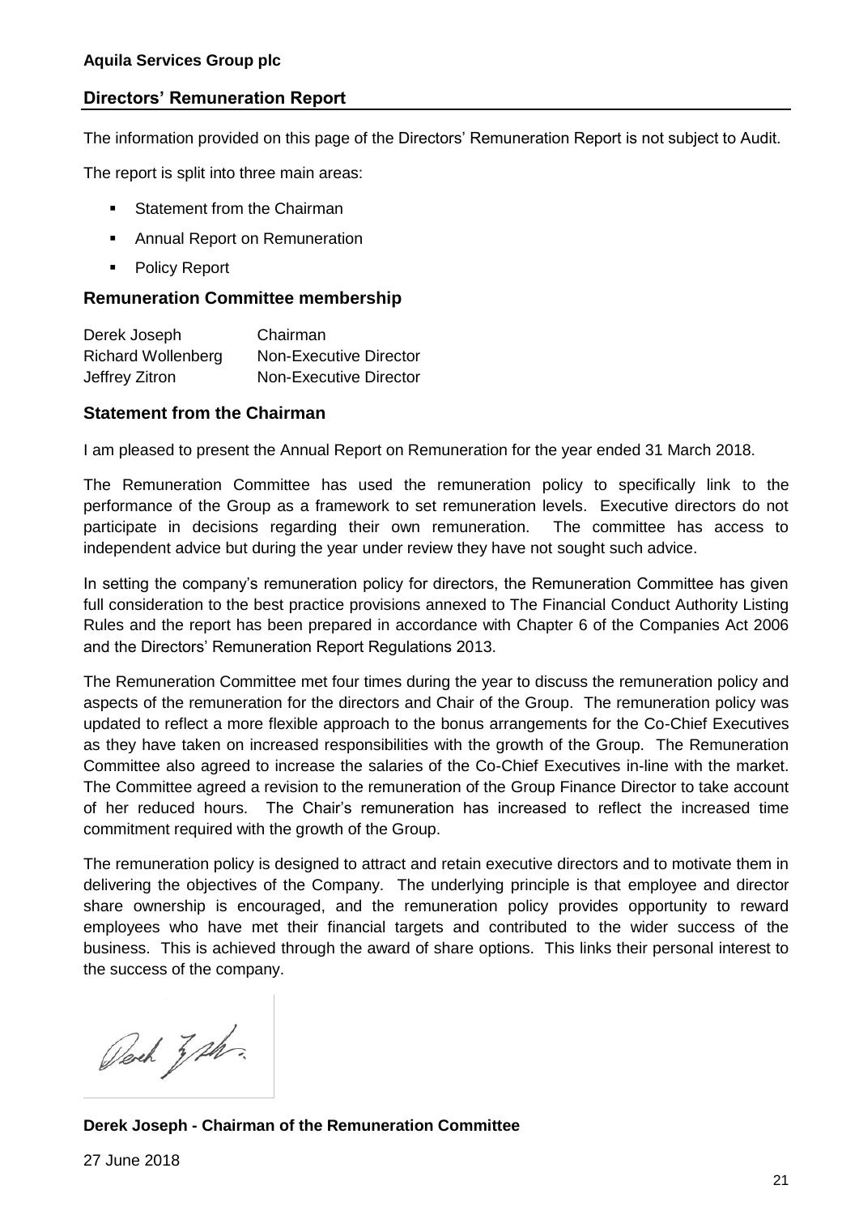**Aquila Services Group plc**

## Directors' Remuneration Report

The information provided on this page of the Directors' Remuneration Report is not subject to Audit.

The report is split into three main areas:

- Statement from the Chairman
- Annual Report on Remuneration
- Policy Report

### Remuneration Committee membership

| | |
|---|---|
| Derek Joseph | Chairman |
| Richard Wollenberg | Non-Executive Director |
| Jeffrey Zitron | Non-Executive Director |

### Statement from the Chairman

I am pleased to present the Annual Report on Remuneration for the year ended 31 March 2018.

The Remuneration Committee has used the remuneration policy to specifically link to the performance of the Group as a framework to set remuneration levels. Executive directors do not participate in decisions regarding their own remuneration. The committee has access to independent advice but during the year under review they have not sought such advice.

In setting the company's remuneration policy for directors, the Remuneration Committee has given full consideration to the best practice provisions annexed to The Financial Conduct Authority Listing Rules and the report has been prepared in accordance with Chapter 6 of the Companies Act 2006 and the Directors' Remuneration Report Regulations 2013.

The Remuneration Committee met four times during the year to discuss the remuneration policy and aspects of the remuneration for the directors and Chair of the Group. The remuneration policy was updated to reflect a more flexible approach to the bonus arrangements for the Co-Chief Executives as they have taken on increased responsibilities with the growth of the Group. The Remuneration Committee also agreed to increase the salaries of the Co-Chief Executives in-line with the market. The Committee agreed a revision to the remuneration of the Group Finance Director to take account of her reduced hours. The Chair's remuneration has increased to reflect the increased time commitment required with the growth of the Group.

The remuneration policy is designed to attract and retain executive directors and to motivate them in delivering the objectives of the Company. The underlying principle is that employee and director share ownership is encouraged, and the remuneration policy provides opportunity to reward employees who have met their financial targets and contributed to the wider success of the business. This is achieved through the award of share options. This links their personal interest to the success of the company.

**Derek Joseph - Chairman of the Remuneration Committee**

27 June 2018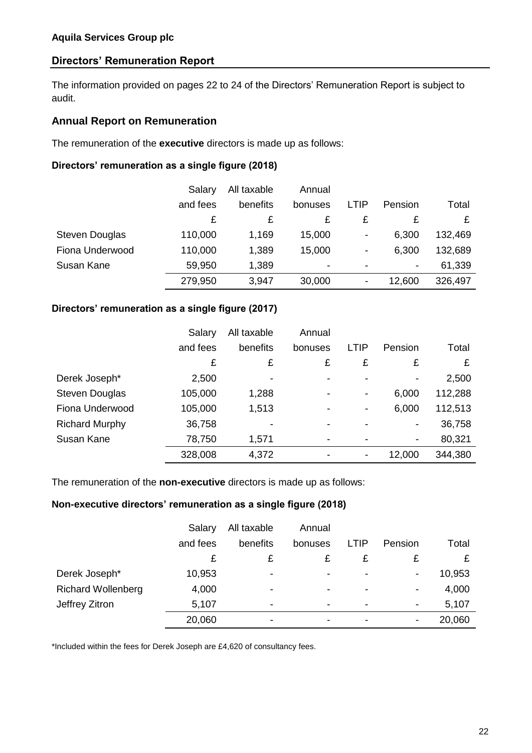**Aquila Services Group plc**

## Directors' Remuneration Report

The information provided on pages 22 to 24 of the Directors' Remuneration Report is subject to audit.

### Annual Report on Remuneration

The remuneration of the **executive** directors is made up as follows:

**Directors' remuneration as a single figure (2018)**

| | Salary and fees | All taxable benefits | Annual bonuses | LTIP | Pension | Total |
|---|---|---|---|---|---|---|
| | £ | £ | £ | £ | £ | £ |
| Steven Douglas | 110,000 | 1,169 | 15,000 | - | 6,300 | 132,469 |
| Fiona Underwood | 110,000 | 1,389 | 15,000 | - | 6,300 | 132,689 |
| Susan Kane | 59,950 | 1,389 | - | - | - | 61,339 |
| | 279,950 | 3,947 | 30,000 | - | 12,600 | 326,497 |

**Directors' remuneration as a single figure (2017)**

| | Salary and fees | All taxable benefits | Annual bonuses | LTIP | Pension | Total |
|---|---|---|---|---|---|---|
| | £ | £ | £ | £ | £ | £ |
| Derek Joseph* | 2,500 | - | - | - | - | 2,500 |
| Steven Douglas | 105,000 | 1,288 | - | - | 6,000 | 112,288 |
| Fiona Underwood | 105,000 | 1,513 | - | - | 6,000 | 112,513 |
| Richard Murphy | 36,758 | - | - | - | - | 36,758 |
| Susan Kane | 78,750 | 1,571 | - | - | - | 80,321 |
| | 328,008 | 4,372 | - | - | 12,000 | 344,380 |

The remuneration of the **non-executive** directors is made up as follows:

**Non-executive directors' remuneration as a single figure (2018)**

| | Salary and fees | All taxable benefits | Annual bonuses | LTIP | Pension | Total |
|---|---|---|---|---|---|---|
| | £ | £ | £ | £ | £ | £ |
| Derek Joseph* | 10,953 | - | - | - | - | 10,953 |
| Richard Wollenberg | 4,000 | - | - | - | - | 4,000 |
| Jeffrey Zitron | 5,107 | - | - | - | - | 5,107 |
| | 20,060 | - | - | - | - | 20,060 |

*Included within the fees for Derek Joseph are £4,620 of consultancy fees.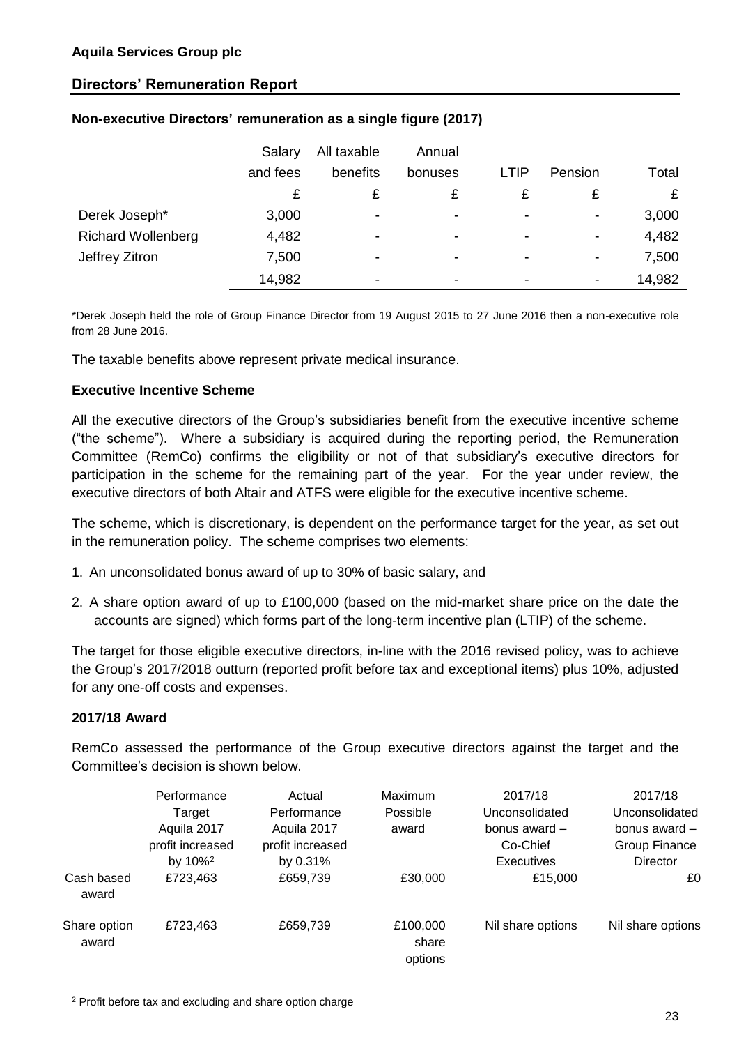**Aquila Services Group plc**

## Directors' Remuneration Report

### Non-executive Directors' remuneration as a single figure (2017)

| | Salary and fees | All taxable benefits | Annual bonuses | LTIP | Pension | Total |
|---|---|---|---|---|---|---|
| | £ | £ | £ | £ | £ | £ |
| Derek Joseph* | 3,000 | - | - | - | - | 3,000 |
| Richard Wollenberg | 4,482 | - | - | - | - | 4,482 |
| Jeffrey Zitron | 7,500 | - | - | - | - | 7,500 |
| | 14,982 | - | - | - | - | 14,982 |

*Derek Joseph held the role of Group Finance Director from 19 August 2015 to 27 June 2016 then a non-executive role from 28 June 2016.

The taxable benefits above represent private medical insurance.

### Executive Incentive Scheme

All the executive directors of the Group's subsidiaries benefit from the executive incentive scheme ("the scheme"). Where a subsidiary is acquired during the reporting period, the Remuneration Committee (RemCo) confirms the eligibility or not of that subsidiary's executive directors for participation in the scheme for the remaining part of the year. For the year under review, the executive directors of both Altair and ATFS were eligible for the executive incentive scheme.

The scheme, which is discretionary, is dependent on the performance target for the year, as set out in the remuneration policy. The scheme comprises two elements:

1. An unconsolidated bonus award of up to 30% of basic salary, and
2. A share option award of up to £100,000 (based on the mid-market share price on the date the accounts are signed) which forms part of the long-term incentive plan (LTIP) of the scheme.

The target for those eligible executive directors, in-line with the 2016 revised policy, was to achieve the Group's 2017/2018 outturn (reported profit before tax and exceptional items) plus 10%, adjusted for any one-off costs and expenses.

### 2017/18 Award

RemCo assessed the performance of the Group executive directors against the target and the Committee's decision is shown below.

| | Performance Target Aquila 2017 profit increased by 10%[2] | Actual Performance Aquila 2017 profit increased by 0.31% | Maximum Possible award | 2017/18 Unconsolidated bonus award – Co-Chief Executives | 2017/18 Unconsolidated bonus award – Group Finance Director |
|---|---|---|---|---|---|
| Cash based award | £723,463 | £659,739 | £30,000 | £15,000 | £0 |
| Share option award | £723,463 | £659,739 | £100,000 share options | Nil share options | Nil share options |

[2] Profit before tax and excluding and share option charge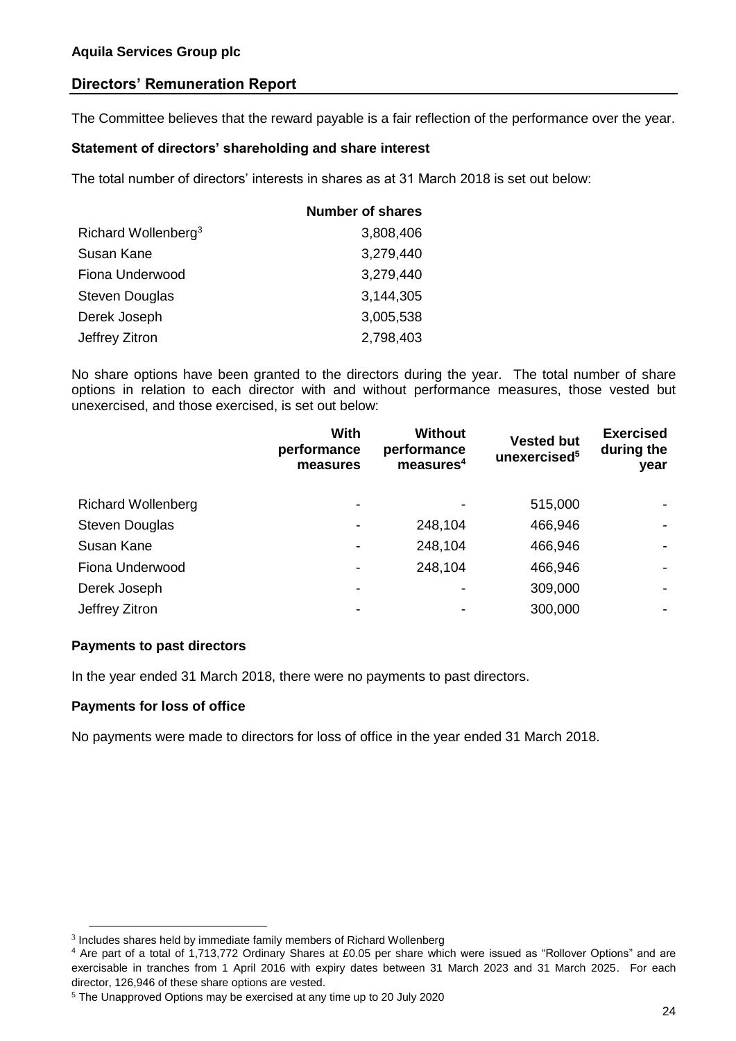Aquila Services Group plc

## Directors' Remuneration Report

The Committee believes that the reward payable is a fair reflection of the performance over the year.

### Statement of directors' shareholding and share interest

The total number of directors' interests in shares as at 31 March 2018 is set out below:

| | Number of shares |
|---|---|
| Richard Wollenberg[3] | 3,808,406 |
| Susan Kane | 3,279,440 |
| Fiona Underwood | 3,279,440 |
| Steven Douglas | 3,144,305 |
| Derek Joseph | 3,005,538 |
| Jeffrey Zitron | 2,798,403 |

No share options have been granted to the directors during the year. The total number of share options in relation to each director with and without performance measures, those vested but unexercised, and those exercised, is set out below:

| | With performance measures | Without performance measures[4] | Vested but unexercised[5] | Exercised during the year |
|---|---|---|---|---|
| Richard Wollenberg | - | - | 515,000 | - |
| Steven Douglas | - | 248,104 | 466,946 | - |
| Susan Kane | - | 248,104 | 466,946 | - |
| Fiona Underwood | - | 248,104 | 466,946 | - |
| Derek Joseph | - | - | 309,000 | - |
| Jeffrey Zitron | - | - | 300,000 | - |

### Payments to past directors

In the year ended 31 March 2018, there were no payments to past directors.

### Payments for loss of office

No payments were made to directors for loss of office in the year ended 31 March 2018.

[3] Includes shares held by immediate family members of Richard Wollenberg

[4] Are part of a total of 1,713,772 Ordinary Shares at £0.05 per share which were issued as "Rollover Options" and are exercisable in tranches from 1 April 2016 with expiry dates between 31 March 2023 and 31 March 2025. For each director, 126,946 of these share options are vested.

[5] The Unapproved Options may be exercised at any time up to 20 July 2020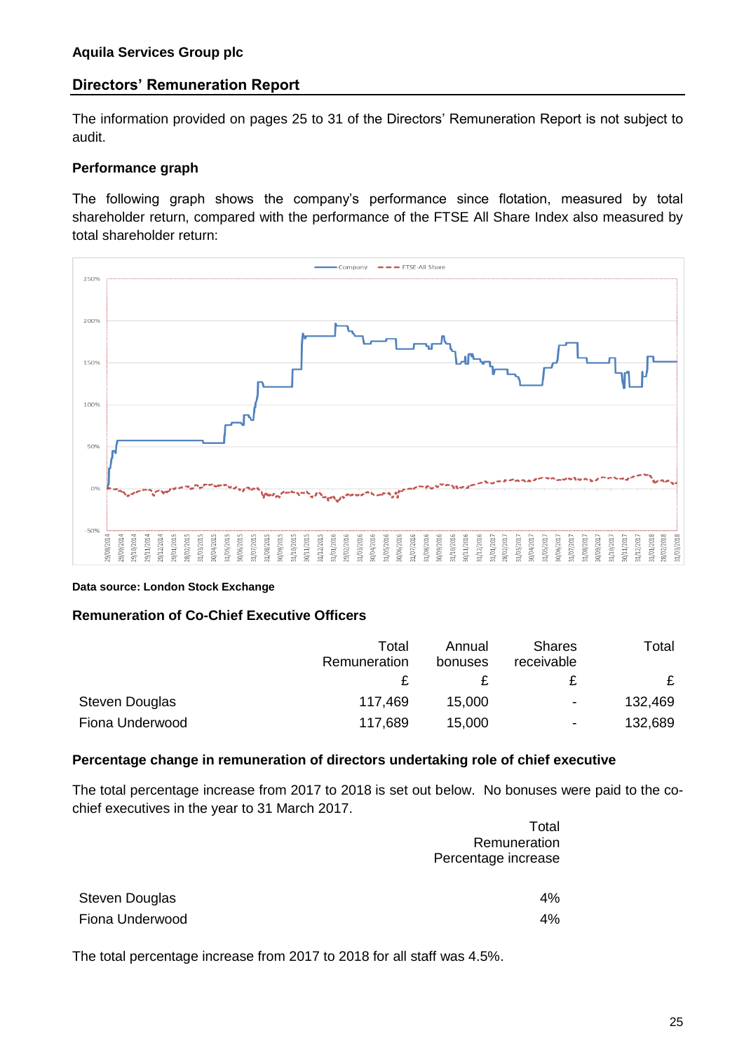**Aquila Services Group plc**

## Directors' Remuneration Report

The information provided on pages 25 to 31 of the Directors' Remuneration Report is not subject to audit.

### Performance graph

The following graph shows the company's performance since flotation, measured by total shareholder return, compared with the performance of the FTSE All Share Index also measured by total shareholder return:

Company
FTSE-All Share

250%
200%
150%
100%
50%
0%
-50%

29/08/2014
29/09/2014
29/10/2014
29/11/2014
29/12/2014
29/01/2015
28/02/2015
31/03/2015
30/04/2015
31/05/2015
30/06/2015
31/07/2015
31/08/2015
30/09/2015
31/10/2015
30/11/2015
31/12/2015
31/01/2016
29/02/2016
31/03/2016
30/04/2016
31/05/2016
30/06/2016
31/07/2016
31/08/2016
30/09/2016
31/10/2016
30/11/2016
31/12/2016
31/01/2017
28/02/2017
31/03/2017
30/04/2017
31/05/2017
30/06/2017
31/07/2017
31/08/2017
30/09/2017
31/10/2017
30/11/2017
31/12/2017
31/01/2018
28/02/2018
31/03/2018

**Data source: London Stock Exchange**

### Remuneration of Co-Chief Executive Officers

| | Total Remuneration | Annual bonuses | Shares receivable | Total |
|---|---|---|---|---|
| | £ | £ | £ | £ |
| Steven Douglas | 117,469 | 15,000 | - | 132,469 |
| Fiona Underwood | 117,689 | 15,000 | - | 132,689 |

### Percentage change in remuneration of directors undertaking role of chief executive

The total percentage increase from 2017 to 2018 is set out below. No bonuses were paid to the co-chief executives in the year to 31 March 2017.

| | Total Remuneration Percentage increase |
|---|---|
| Steven Douglas | 4% |
| Fiona Underwood | 4% |

The total percentage increase from 2017 to 2018 for all staff was 4.5%.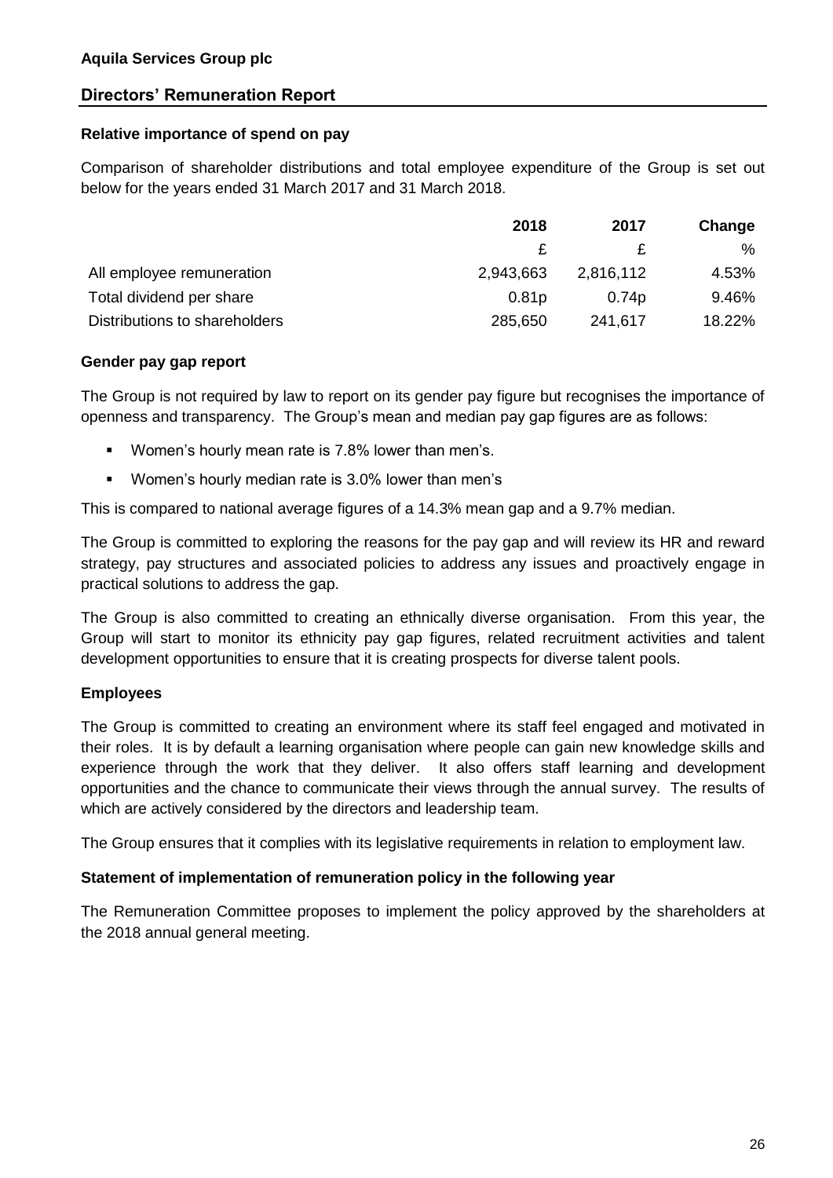**Aquila Services Group plc**

## Directors' Remuneration Report

### Relative importance of spend on pay

Comparison of shareholder distributions and total employee expenditure of the Group is set out below for the years ended 31 March 2017 and 31 March 2018.

| | 2018 | 2017 | Change |
|---|---|---|---|
| | £ | £ | % |
| All employee remuneration | 2,943,663 | 2,816,112 | 4.53% |
| Total dividend per share | 0.81p | 0.74p | 9.46% |
| Distributions to shareholders | 285,650 | 241,617 | 18.22% |

### Gender pay gap report

The Group is not required by law to report on its gender pay figure but recognises the importance of openness and transparency. The Group's mean and median pay gap figures are as follows:

- Women's hourly mean rate is 7.8% lower than men's.
- Women's hourly median rate is 3.0% lower than men's

This is compared to national average figures of a 14.3% mean gap and a 9.7% median.

The Group is committed to exploring the reasons for the pay gap and will review its HR and reward strategy, pay structures and associated policies to address any issues and proactively engage in practical solutions to address the gap.

The Group is also committed to creating an ethnically diverse organisation. From this year, the Group will start to monitor its ethnicity pay gap figures, related recruitment activities and talent development opportunities to ensure that it is creating prospects for diverse talent pools.

### Employees

The Group is committed to creating an environment where its staff feel engaged and motivated in their roles. It is by default a learning organisation where people can gain new knowledge skills and experience through the work that they deliver. It also offers staff learning and development opportunities and the chance to communicate their views through the annual survey. The results of which are actively considered by the directors and leadership team.

The Group ensures that it complies with its legislative requirements in relation to employment law.

### Statement of implementation of remuneration policy in the following year

The Remuneration Committee proposes to implement the policy approved by the shareholders at the 2018 annual general meeting.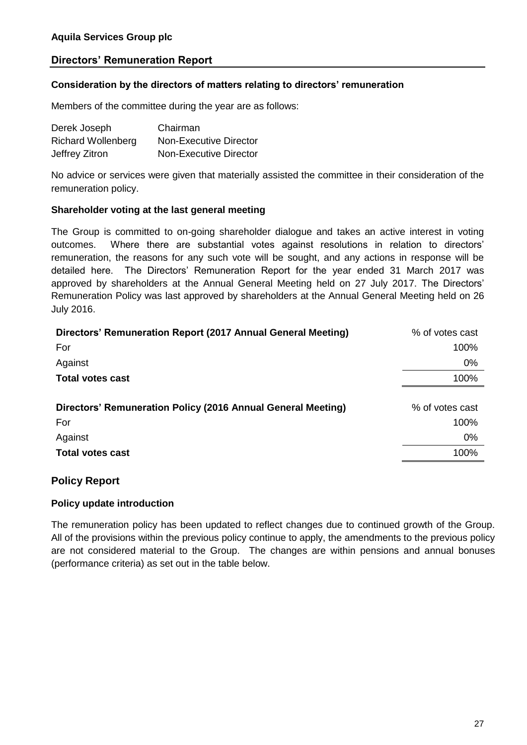**Aquila Services Group plc**

## Directors' Remuneration Report

### Consideration by the directors of matters relating to directors' remuneration

Members of the committee during the year are as follows:

| | |
|---|---|
| Derek Joseph | Chairman |
| Richard Wollenberg | Non-Executive Director |
| Jeffrey Zitron | Non-Executive Director |

No advice or services were given that materially assisted the committee in their consideration of the remuneration policy.

### Shareholder voting at the last general meeting

The Group is committed to on-going shareholder dialogue and takes an active interest in voting outcomes. Where there are substantial votes against resolutions in relation to directors' remuneration, the reasons for any such vote will be sought, and any actions in response will be detailed here. The Directors' Remuneration Report for the year ended 31 March 2017 was approved by shareholders at the Annual General Meeting held on 27 July 2017. The Directors' Remuneration Policy was last approved by shareholders at the Annual General Meeting held on 26 July 2016.

| **Directors' Remuneration Report (2017 Annual General Meeting)** | % of votes cast |
|---|---|
| For | 100% |
| Against | 0% |
| **Total votes cast** | 100% |

| **Directors' Remuneration Policy (2016 Annual General Meeting)** | % of votes cast |
|---|---|
| For | 100% |
| Against | 0% |
| **Total votes cast** | 100% |

## Policy Report

### Policy update introduction

The remuneration policy has been updated to reflect changes due to continued growth of the Group. All of the provisions within the previous policy continue to apply, the amendments to the previous policy are not considered material to the Group. The changes are within pensions and annual bonuses (performance criteria) as set out in the table below.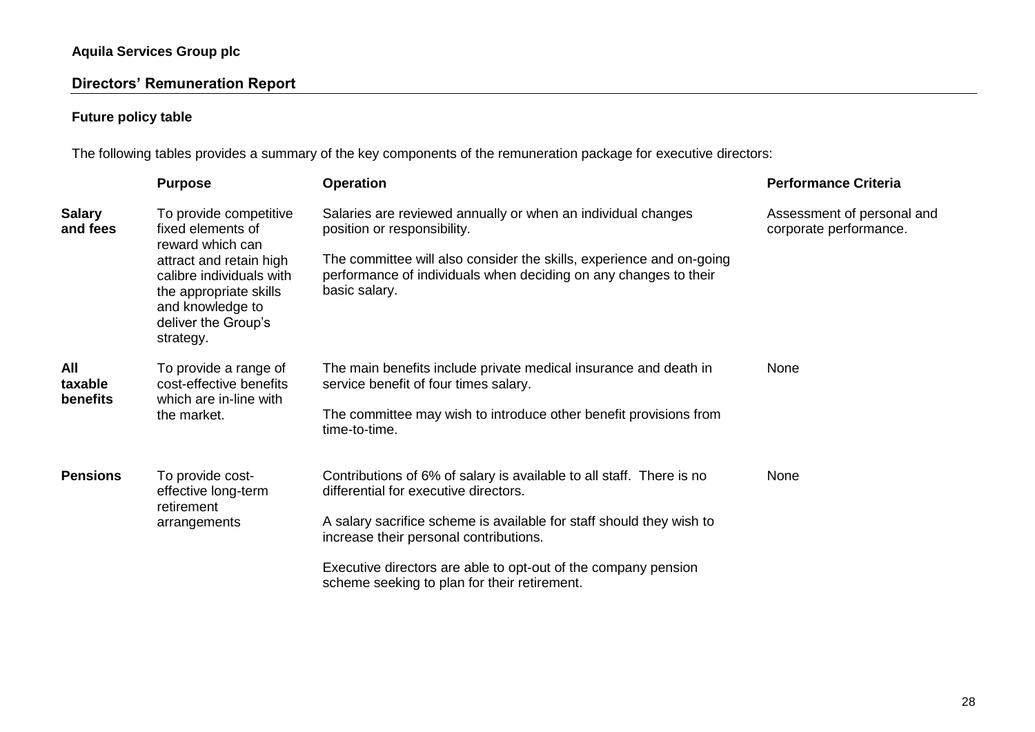**Aquila Services Group plc**

## Directors' Remuneration Report

### Future policy table

The following tables provides a summary of the key components of the remuneration package for executive directors:

| | Purpose | Operation | Performance Criteria |
|---|---|---|---|
| **Salary and fees** | To provide competitive fixed elements of reward which can attract and retain high calibre individuals with the appropriate skills and knowledge to deliver the Group's strategy. | Salaries are reviewed annually or when an individual changes position or responsibility.<br><br>The committee will also consider the skills, experience and on-going performance of individuals when deciding on any changes to their basic salary. | Assessment of personal and corporate performance. |
| **All taxable benefits** | To provide a range of cost-effective benefits which are in-line with the market. | The main benefits include private medical insurance and death in service benefit of four times salary.<br><br>The committee may wish to introduce other benefit provisions from time-to-time. | None |
| **Pensions** | To provide cost-effective long-term retirement arrangements | Contributions of 6% of salary is available to all staff. There is no differential for executive directors.<br><br>A salary sacrifice scheme is available for staff should they wish to increase their personal contributions.<br><br>Executive directors are able to opt-out of the company pension scheme seeking to plan for their retirement. | None |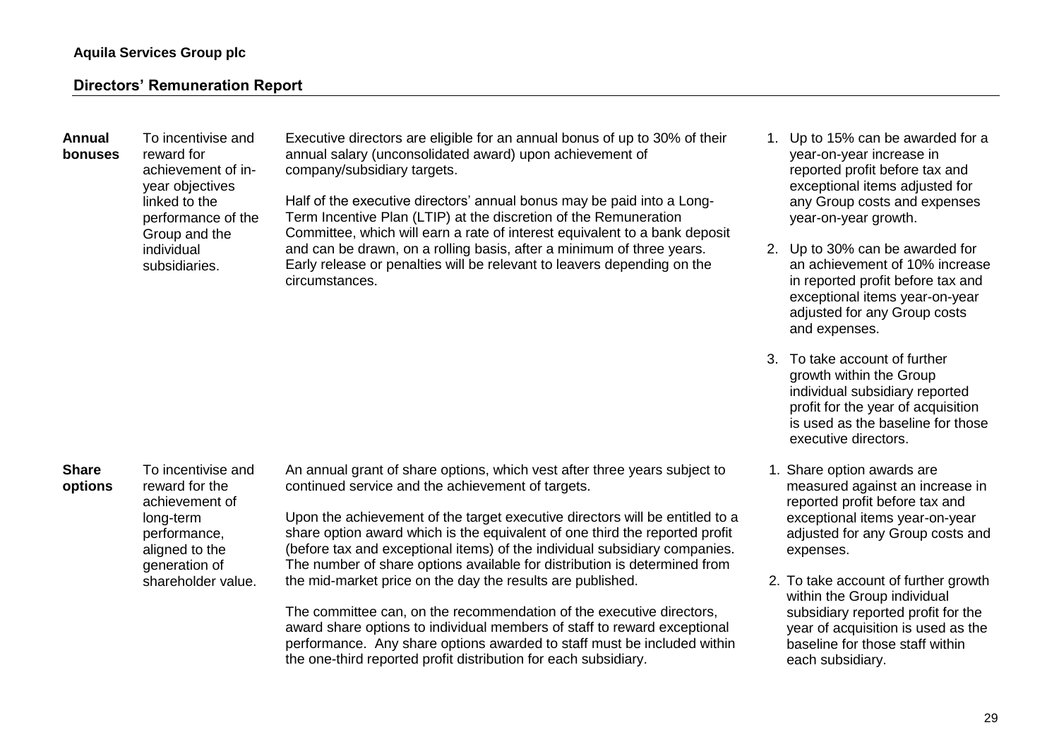| | | | |
|---|---|---|---|
| **Annual bonuses** | To incentivise and reward for achievement of in-year objectives linked to the performance of the Group and the individual subsidiaries. | Executive directors are eligible for an annual bonus of up to 30% of their annual salary (unconsolidated award) upon achievement of company/subsidiary targets.<br><br>Half of the executive directors' annual bonus may be paid into a Long-Term Incentive Plan (LTIP) at the discretion of the Remuneration Committee, which will earn a rate of interest equivalent to a bank deposit and can be drawn, on a rolling basis, after a minimum of three years. Early release or penalties will be relevant to leavers depending on the circumstances. | 1. Up to 15% can be awarded for a year-on-year increase in reported profit before tax and exceptional items adjusted for any Group costs and expenses year-on-year growth.<br><br>2. Up to 30% can be awarded for an achievement of 10% increase in reported profit before tax and exceptional items year-on-year adjusted for any Group costs and expenses.<br><br>3. To take account of further growth within the Group individual subsidiary reported profit for the year of acquisition is used as the baseline for those executive directors. |
| **Share options** | To incentivise and reward for the achievement of long-term performance, aligned to the generation of shareholder value. | An annual grant of share options, which vest after three years subject to continued service and the achievement of targets.<br><br>Upon the achievement of the target executive directors will be entitled to a share option award which is the equivalent of one third the reported profit (before tax and exceptional items) of the individual subsidiary companies. The number of share options available for distribution is determined from the mid-market price on the day the results are published.<br><br>The committee can, on the recommendation of the executive directors, award share options to individual members of staff to reward exceptional performance. Any share options awarded to staff must be included within the one-third reported profit distribution for each subsidiary. | 1. Share option awards are measured against an increase in reported profit before tax and exceptional items year-on-year adjusted for any Group costs and expenses.<br><br>2. To take account of further growth within the Group individual subsidiary reported profit for the year of acquisition is used as the baseline for those staff within each subsidiary. |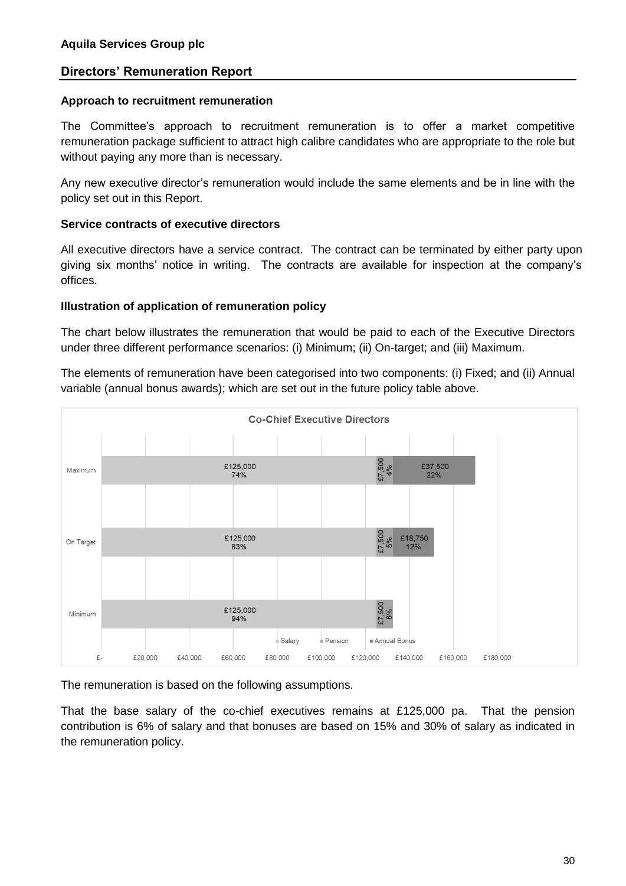**Aquila Services Group plc**

## Directors' Remuneration Report

### Approach to recruitment remuneration

The Committee's approach to recruitment remuneration is to offer a market competitive remuneration package sufficient to attract high calibre candidates who are appropriate to the role but without paying any more than is necessary.

Any new executive director's remuneration would include the same elements and be in line with the policy set out in this Report.

### Service contracts of executive directors

All executive directors have a service contract. The contract can be terminated by either party upon giving six months' notice in writing. The contracts are available for inspection at the company's offices.

### Illustration of application of remuneration policy

The chart below illustrates the remuneration that would be paid to each of the Executive Directors under three different performance scenarios: (i) Minimum; (ii) On-target; and (iii) Maximum.

The elements of remuneration have been categorised into two components: (i) Fixed; and (ii) Annual variable (annual bonus awards); which are set out in the future policy table above.

Co-Chief Executive Directors

Maximum: £125,000 74% | £7,500 4% | £37,500 22%

On Target: £125,000 83% | £7,500 5% | £18,750 12%

Minimum: £125,000 94% | £7,500 6%

Salary | Pension | Annual Bonus

£- £20,000 £40,000 £60,000 £80,000 £100,000 £120,000 £140,000 £160,000 £180,000

The remuneration is based on the following assumptions.

That the base salary of the co-chief executives remains at £125,000 pa. That the pension contribution is 6% of salary and that bonuses are based on 15% and 30% of salary as indicated in the remuneration policy.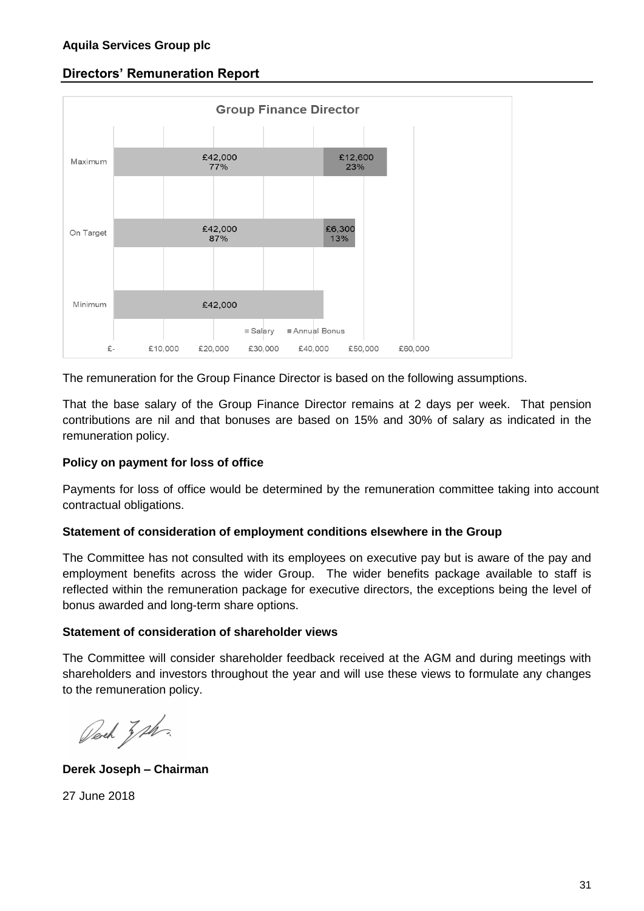## Directors' Remuneration Report

Group Finance Director

Maximum
£42,000
77%
£12,600
23%

On Target
£42,000
87%
£6,300
13%

Minimum
£42,000

Salary
Annual Bonus

£-
£10,000
£20,000
£30,000
£40,000
£50,000
£60,000

The remuneration for the Group Finance Director is based on the following assumptions.

That the base salary of the Group Finance Director remains at 2 days per week. That pension contributions are nil and that bonuses are based on 15% and 30% of salary as indicated in the remuneration policy.

**Policy on payment for loss of office**

Payments for loss of office would be determined by the remuneration committee taking into account contractual obligations.

**Statement of consideration of employment conditions elsewhere in the Group**

The Committee has not consulted with its employees on executive pay but is aware of the pay and employment benefits across the wider Group. The wider benefits package available to staff is reflected within the remuneration package for executive directors, the exceptions being the level of bonus awarded and long-term share options.

**Statement of consideration of shareholder views**

The Committee will consider shareholder feedback received at the AGM and during meetings with shareholders and investors throughout the year and will use these views to formulate any changes to the remuneration policy.

**Derek Joseph – Chairman**

27 June 2018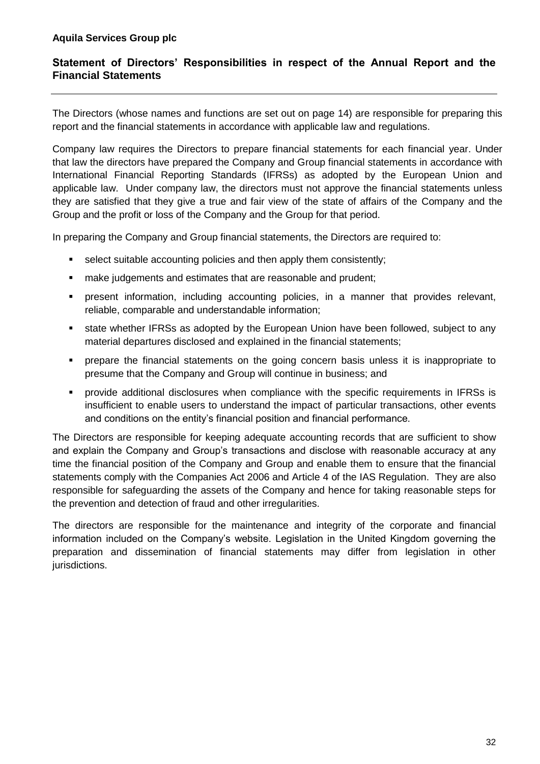**Aquila Services Group plc**

## Statement of Directors' Responsibilities in respect of the Annual Report and the Financial Statements

The Directors (whose names and functions are set out on page 14) are responsible for preparing this report and the financial statements in accordance with applicable law and regulations.

Company law requires the Directors to prepare financial statements for each financial year. Under that law the directors have prepared the Company and Group financial statements in accordance with International Financial Reporting Standards (IFRSs) as adopted by the European Union and applicable law. Under company law, the directors must not approve the financial statements unless they are satisfied that they give a true and fair view of the state of affairs of the Company and the Group and the profit or loss of the Company and the Group for that period.

In preparing the Company and Group financial statements, the Directors are required to:

- select suitable accounting policies and then apply them consistently;
- make judgements and estimates that are reasonable and prudent;
- present information, including accounting policies, in a manner that provides relevant, reliable, comparable and understandable information;
- state whether IFRSs as adopted by the European Union have been followed, subject to any material departures disclosed and explained in the financial statements;
- prepare the financial statements on the going concern basis unless it is inappropriate to presume that the Company and Group will continue in business; and
- provide additional disclosures when compliance with the specific requirements in IFRSs is insufficient to enable users to understand the impact of particular transactions, other events and conditions on the entity's financial position and financial performance.

The Directors are responsible for keeping adequate accounting records that are sufficient to show and explain the Company and Group's transactions and disclose with reasonable accuracy at any time the financial position of the Company and Group and enable them to ensure that the financial statements comply with the Companies Act 2006 and Article 4 of the IAS Regulation. They are also responsible for safeguarding the assets of the Company and hence for taking reasonable steps for the prevention and detection of fraud and other irregularities.

The directors are responsible for the maintenance and integrity of the corporate and financial information included on the Company's website. Legislation in the United Kingdom governing the preparation and dissemination of financial statements may differ from legislation in other jurisdictions.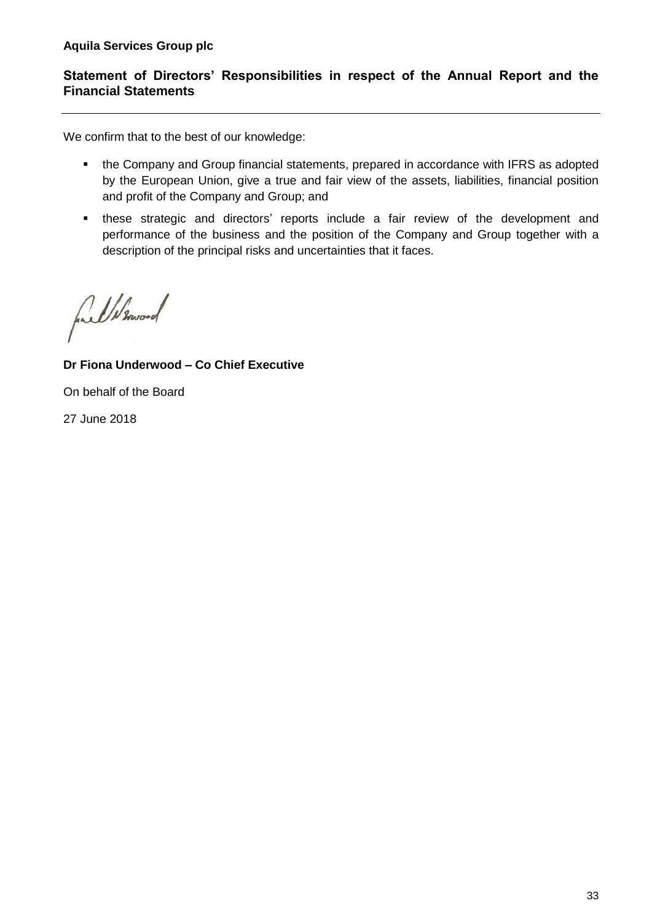**Aquila Services Group plc**

## Statement of Directors' Responsibilities in respect of the Annual Report and the Financial Statements

We confirm that to the best of our knowledge:

- the Company and Group financial statements, prepared in accordance with IFRS as adopted by the European Union, give a true and fair view of the assets, liabilities, financial position and profit of the Company and Group; and
- these strategic and directors' reports include a fair review of the development and performance of the business and the position of the Company and Group together with a description of the principal risks and uncertainties that it faces.

**Dr Fiona Underwood – Co Chief Executive**

On behalf of the Board

27 June 2018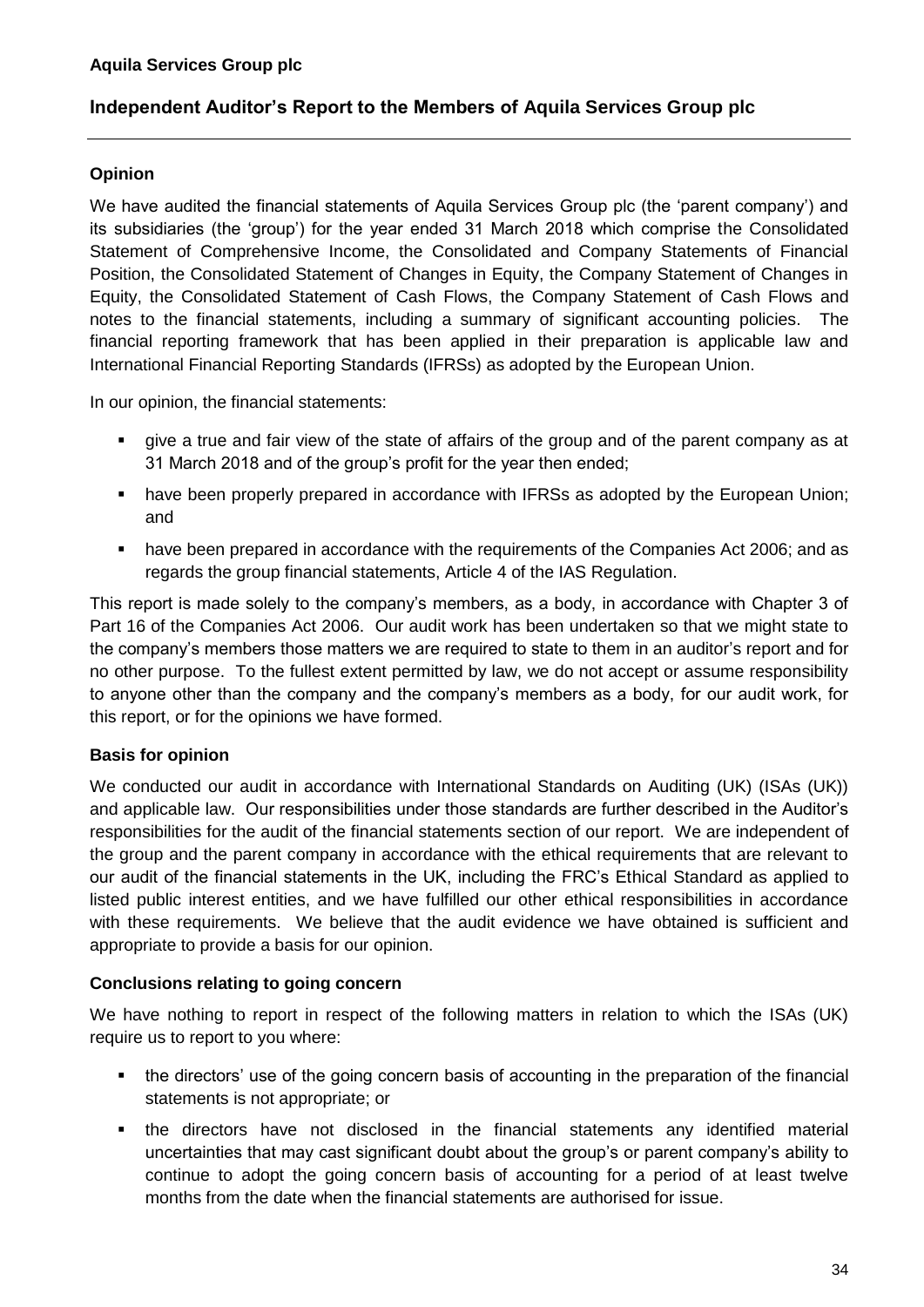**Aquila Services Group plc**

## Independent Auditor's Report to the Members of Aquila Services Group plc

### Opinion

We have audited the financial statements of Aquila Services Group plc (the 'parent company') and its subsidiaries (the 'group') for the year ended 31 March 2018 which comprise the Consolidated Statement of Comprehensive Income, the Consolidated and Company Statements of Financial Position, the Consolidated Statement of Changes in Equity, the Company Statement of Changes in Equity, the Consolidated Statement of Cash Flows, the Company Statement of Cash Flows and notes to the financial statements, including a summary of significant accounting policies. The financial reporting framework that has been applied in their preparation is applicable law and International Financial Reporting Standards (IFRSs) as adopted by the European Union.

In our opinion, the financial statements:

- give a true and fair view of the state of affairs of the group and of the parent company as at 31 March 2018 and of the group's profit for the year then ended;
- have been properly prepared in accordance with IFRSs as adopted by the European Union; and
- have been prepared in accordance with the requirements of the Companies Act 2006; and as regards the group financial statements, Article 4 of the IAS Regulation.

This report is made solely to the company's members, as a body, in accordance with Chapter 3 of Part 16 of the Companies Act 2006. Our audit work has been undertaken so that we might state to the company's members those matters we are required to state to them in an auditor's report and for no other purpose. To the fullest extent permitted by law, we do not accept or assume responsibility to anyone other than the company and the company's members as a body, for our audit work, for this report, or for the opinions we have formed.

### Basis for opinion

We conducted our audit in accordance with International Standards on Auditing (UK) (ISAs (UK)) and applicable law. Our responsibilities under those standards are further described in the Auditor's responsibilities for the audit of the financial statements section of our report. We are independent of the group and the parent company in accordance with the ethical requirements that are relevant to our audit of the financial statements in the UK, including the FRC's Ethical Standard as applied to listed public interest entities, and we have fulfilled our other ethical responsibilities in accordance with these requirements. We believe that the audit evidence we have obtained is sufficient and appropriate to provide a basis for our opinion.

### Conclusions relating to going concern

We have nothing to report in respect of the following matters in relation to which the ISAs (UK) require us to report to you where:

- the directors' use of the going concern basis of accounting in the preparation of the financial statements is not appropriate; or
- the directors have not disclosed in the financial statements any identified material uncertainties that may cast significant doubt about the group's or parent company's ability to continue to adopt the going concern basis of accounting for a period of at least twelve months from the date when the financial statements are authorised for issue.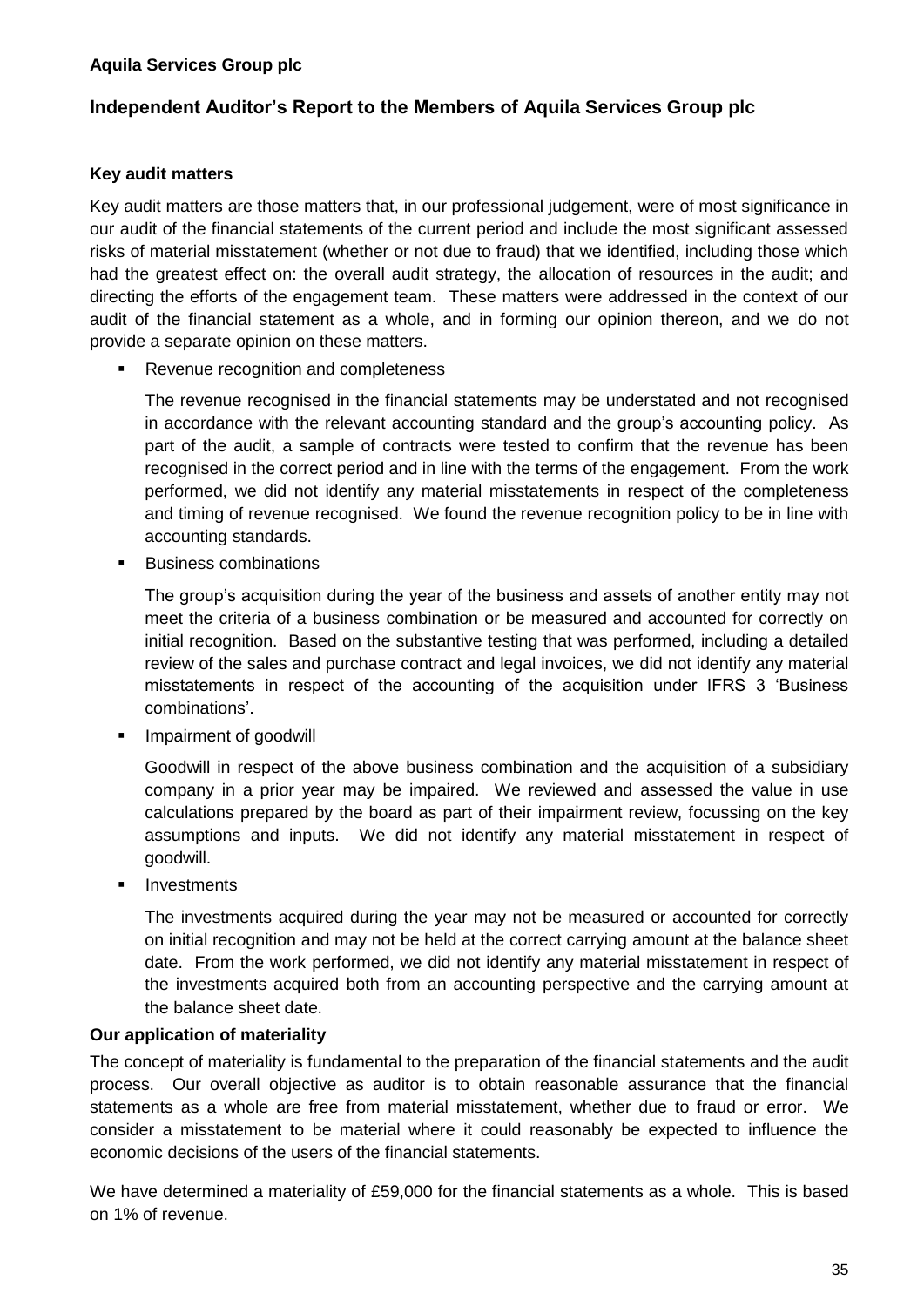**Aquila Services Group plc**

## Independent Auditor's Report to the Members of Aquila Services Group plc

**Key audit matters**

Key audit matters are those matters that, in our professional judgement, were of most significance in our audit of the financial statements of the current period and include the most significant assessed risks of material misstatement (whether or not due to fraud) that we identified, including those which had the greatest effect on: the overall audit strategy, the allocation of resources in the audit; and directing the efforts of the engagement team. These matters were addressed in the context of our audit of the financial statement as a whole, and in forming our opinion thereon, and we do not provide a separate opinion on these matters.

- Revenue recognition and completeness

  The revenue recognised in the financial statements may be understated and not recognised in accordance with the relevant accounting standard and the group's accounting policy. As part of the audit, a sample of contracts were tested to confirm that the revenue has been recognised in the correct period and in line with the terms of the engagement. From the work performed, we did not identify any material misstatements in respect of the completeness and timing of revenue recognised. We found the revenue recognition policy to be in line with accounting standards.

- Business combinations

  The group's acquisition during the year of the business and assets of another entity may not meet the criteria of a business combination or be measured and accounted for correctly on initial recognition. Based on the substantive testing that was performed, including a detailed review of the sales and purchase contract and legal invoices, we did not identify any material misstatements in respect of the accounting of the acquisition under IFRS 3 'Business combinations'.

- Impairment of goodwill

  Goodwill in respect of the above business combination and the acquisition of a subsidiary company in a prior year may be impaired. We reviewed and assessed the value in use calculations prepared by the board as part of their impairment review, focussing on the key assumptions and inputs. We did not identify any material misstatement in respect of goodwill.

- Investments

  The investments acquired during the year may not be measured or accounted for correctly on initial recognition and may not be held at the correct carrying amount at the balance sheet date. From the work performed, we did not identify any material misstatement in respect of the investments acquired both from an accounting perspective and the carrying amount at the balance sheet date.

**Our application of materiality**

The concept of materiality is fundamental to the preparation of the financial statements and the audit process. Our overall objective as auditor is to obtain reasonable assurance that the financial statements as a whole are free from material misstatement, whether due to fraud or error. We consider a misstatement to be material where it could reasonably be expected to influence the economic decisions of the users of the financial statements.

We have determined a materiality of £59,000 for the financial statements as a whole. This is based on 1% of revenue.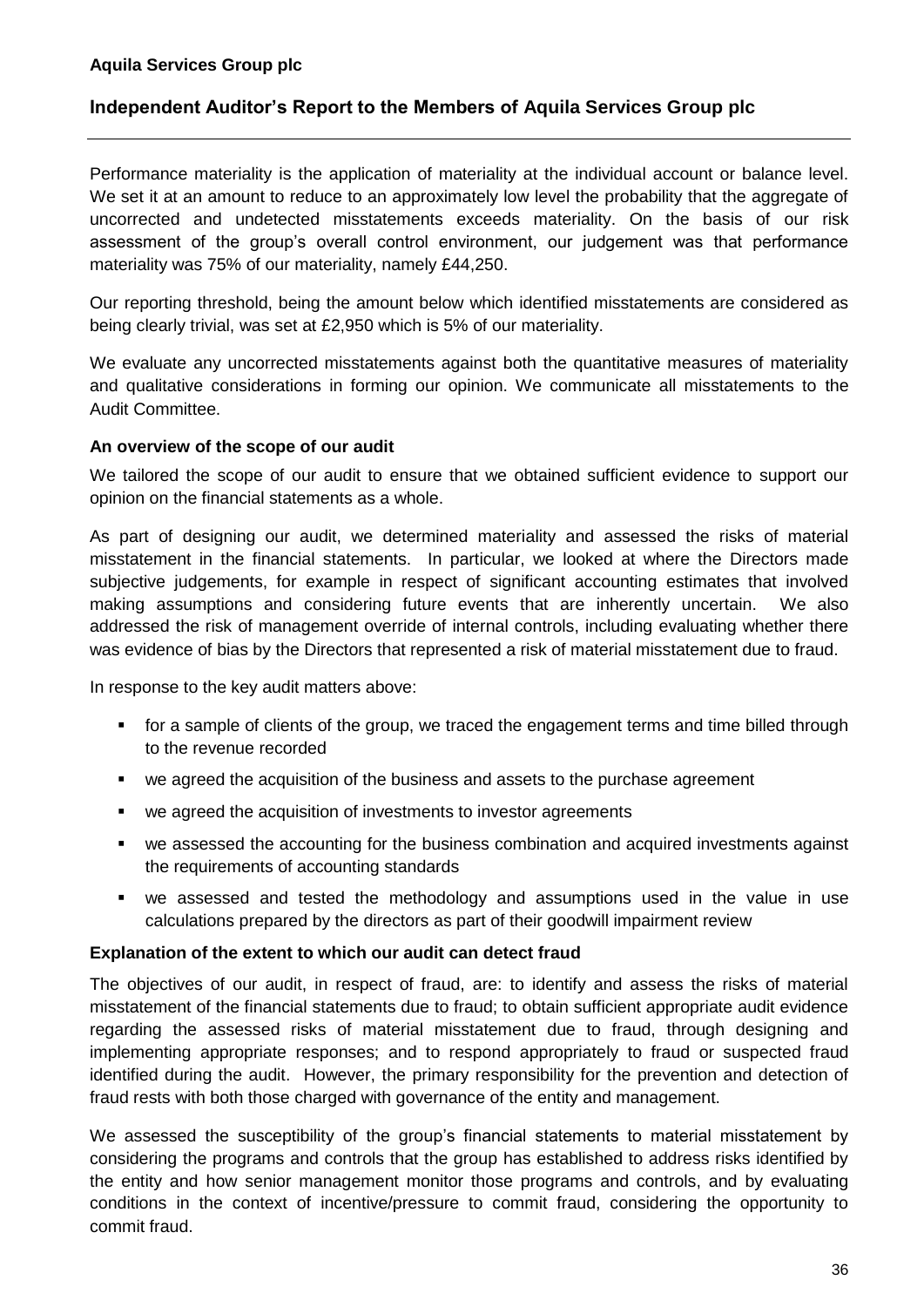Performance materiality is the application of materiality at the individual account or balance level. We set it at an amount to reduce to an approximately low level the probability that the aggregate of uncorrected and undetected misstatements exceeds materiality. On the basis of our risk assessment of the group's overall control environment, our judgement was that performance materiality was 75% of our materiality, namely £44,250.

Our reporting threshold, being the amount below which identified misstatements are considered as being clearly trivial, was set at £2,950 which is 5% of our materiality.

We evaluate any uncorrected misstatements against both the quantitative measures of materiality and qualitative considerations in forming our opinion. We communicate all misstatements to the Audit Committee.

**An overview of the scope of our audit**

We tailored the scope of our audit to ensure that we obtained sufficient evidence to support our opinion on the financial statements as a whole.

As part of designing our audit, we determined materiality and assessed the risks of material misstatement in the financial statements. In particular, we looked at where the Directors made subjective judgements, for example in respect of significant accounting estimates that involved making assumptions and considering future events that are inherently uncertain. We also addressed the risk of management override of internal controls, including evaluating whether there was evidence of bias by the Directors that represented a risk of material misstatement due to fraud.

In response to the key audit matters above:

- for a sample of clients of the group, we traced the engagement terms and time billed through to the revenue recorded
- we agreed the acquisition of the business and assets to the purchase agreement
- we agreed the acquisition of investments to investor agreements
- we assessed the accounting for the business combination and acquired investments against the requirements of accounting standards
- we assessed and tested the methodology and assumptions used in the value in use calculations prepared by the directors as part of their goodwill impairment review

**Explanation of the extent to which our audit can detect fraud**

The objectives of our audit, in respect of fraud, are: to identify and assess the risks of material misstatement of the financial statements due to fraud; to obtain sufficient appropriate audit evidence regarding the assessed risks of material misstatement due to fraud, through designing and implementing appropriate responses; and to respond appropriately to fraud or suspected fraud identified during the audit. However, the primary responsibility for the prevention and detection of fraud rests with both those charged with governance of the entity and management.

We assessed the susceptibility of the group's financial statements to material misstatement by considering the programs and controls that the group has established to address risks identified by the entity and how senior management monitor those programs and controls, and by evaluating conditions in the context of incentive/pressure to commit fraud, considering the opportunity to commit fraud.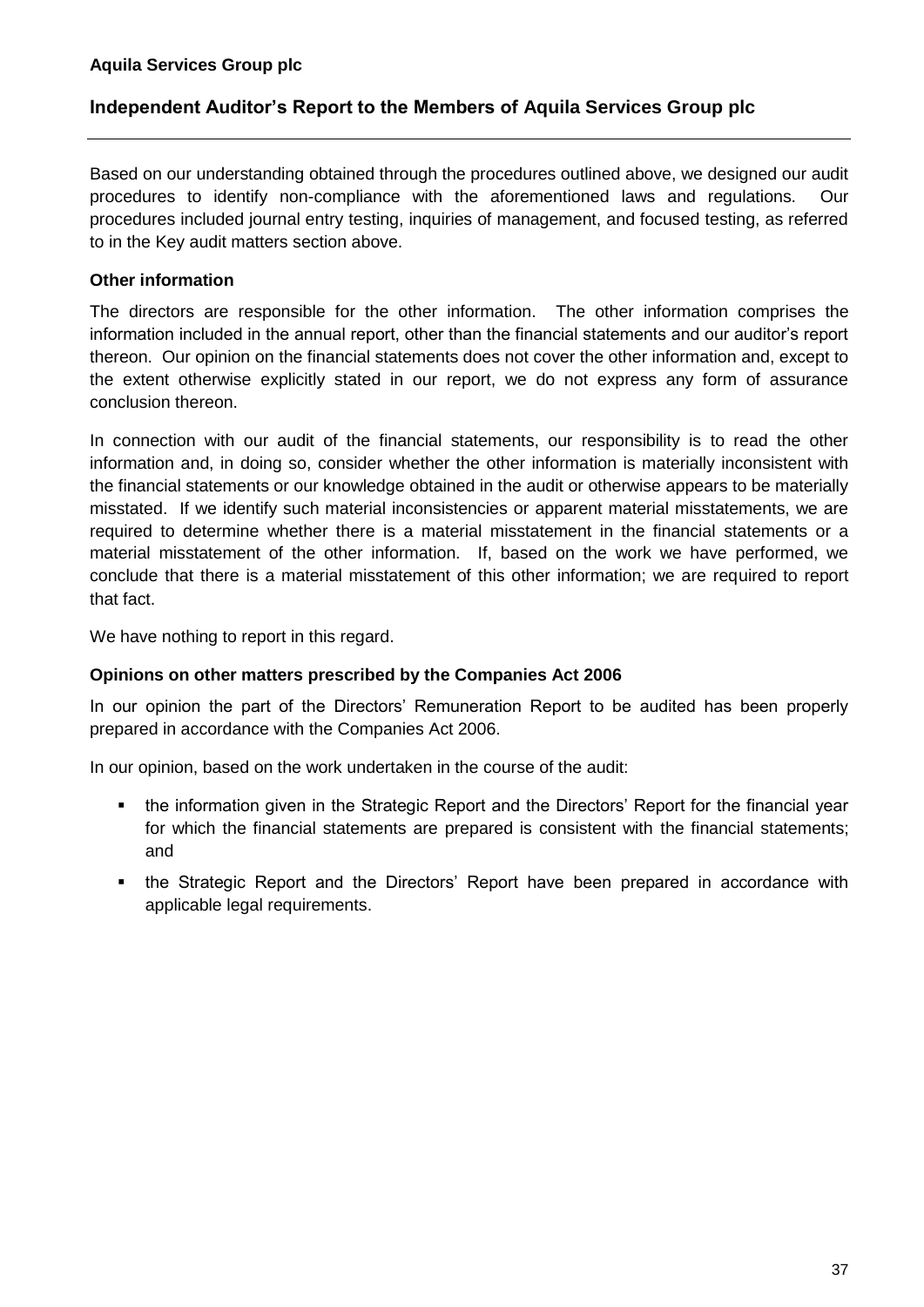Based on our understanding obtained through the procedures outlined above, we designed our audit procedures to identify non-compliance with the aforementioned laws and regulations. Our procedures included journal entry testing, inquiries of management, and focused testing, as referred to in the Key audit matters section above.

**Other information**

The directors are responsible for the other information. The other information comprises the information included in the annual report, other than the financial statements and our auditor's report thereon. Our opinion on the financial statements does not cover the other information and, except to the extent otherwise explicitly stated in our report, we do not express any form of assurance conclusion thereon.

In connection with our audit of the financial statements, our responsibility is to read the other information and, in doing so, consider whether the other information is materially inconsistent with the financial statements or our knowledge obtained in the audit or otherwise appears to be materially misstated. If we identify such material inconsistencies or apparent material misstatements, we are required to determine whether there is a material misstatement in the financial statements or a material misstatement of the other information. If, based on the work we have performed, we conclude that there is a material misstatement of this other information; we are required to report that fact.

We have nothing to report in this regard.

**Opinions on other matters prescribed by the Companies Act 2006**

In our opinion the part of the Directors' Remuneration Report to be audited has been properly prepared in accordance with the Companies Act 2006.

In our opinion, based on the work undertaken in the course of the audit:

- the information given in the Strategic Report and the Directors' Report for the financial year for which the financial statements are prepared is consistent with the financial statements; and
- the Strategic Report and the Directors' Report have been prepared in accordance with applicable legal requirements.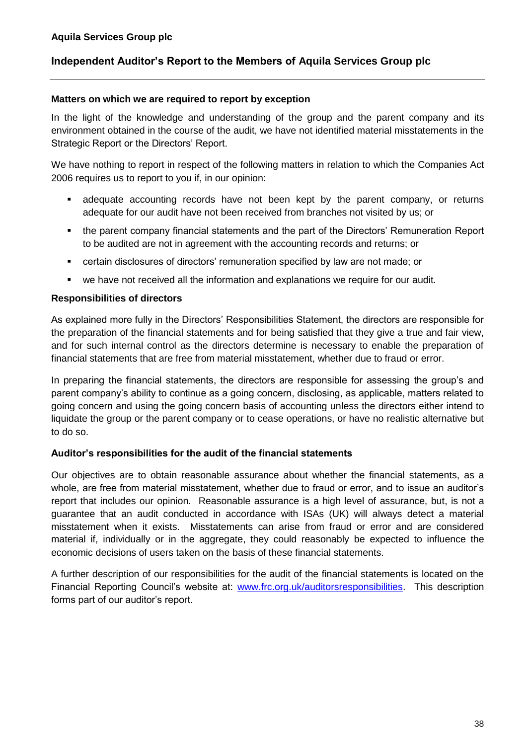### Matters on which we are required to report by exception

In the light of the knowledge and understanding of the group and the parent company and its environment obtained in the course of the audit, we have not identified material misstatements in the Strategic Report or the Directors' Report.

We have nothing to report in respect of the following matters in relation to which the Companies Act 2006 requires us to report to you if, in our opinion:

- adequate accounting records have not been kept by the parent company, or returns adequate for our audit have not been received from branches not visited by us; or
- the parent company financial statements and the part of the Directors' Remuneration Report to be audited are not in agreement with the accounting records and returns; or
- certain disclosures of directors' remuneration specified by law are not made; or
- we have not received all the information and explanations we require for our audit.

### Responsibilities of directors

As explained more fully in the Directors' Responsibilities Statement, the directors are responsible for the preparation of the financial statements and for being satisfied that they give a true and fair view, and for such internal control as the directors determine is necessary to enable the preparation of financial statements that are free from material misstatement, whether due to fraud or error.

In preparing the financial statements, the directors are responsible for assessing the group's and parent company's ability to continue as a going concern, disclosing, as applicable, matters related to going concern and using the going concern basis of accounting unless the directors either intend to liquidate the group or the parent company or to cease operations, or have no realistic alternative but to do so.

### Auditor's responsibilities for the audit of the financial statements

Our objectives are to obtain reasonable assurance about whether the financial statements, as a whole, are free from material misstatement, whether due to fraud or error, and to issue an auditor's report that includes our opinion. Reasonable assurance is a high level of assurance, but, is not a guarantee that an audit conducted in accordance with ISAs (UK) will always detect a material misstatement when it exists. Misstatements can arise from fraud or error and are considered material if, individually or in the aggregate, they could reasonably be expected to influence the economic decisions of users taken on the basis of these financial statements.

A further description of our responsibilities for the audit of the financial statements is located on the Financial Reporting Council's website at: www.frc.org.uk/auditorsresponsibilities. This description forms part of our auditor's report.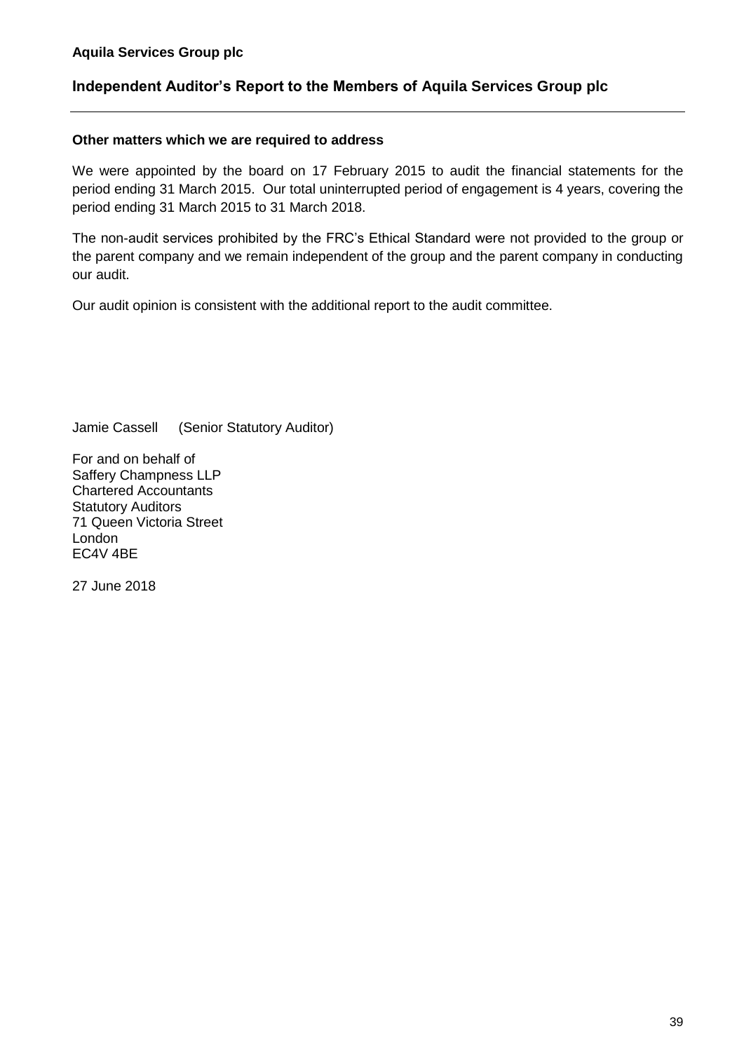## Independent Auditor's Report to the Members of Aquila Services Group plc

### Other matters which we are required to address

We were appointed by the board on 17 February 2015 to audit the financial statements for the period ending 31 March 2015. Our total uninterrupted period of engagement is 4 years, covering the period ending 31 March 2015 to 31 March 2018.

The non-audit services prohibited by the FRC's Ethical Standard were not provided to the group or the parent company and we remain independent of the group and the parent company in conducting our audit.

Our audit opinion is consistent with the additional report to the audit committee.

Jamie Cassell (Senior Statutory Auditor)

For and on behalf of
Saffery Champness LLP
Chartered Accountants
Statutory Auditors
71 Queen Victoria Street
London
EC4V 4BE

27 June 2018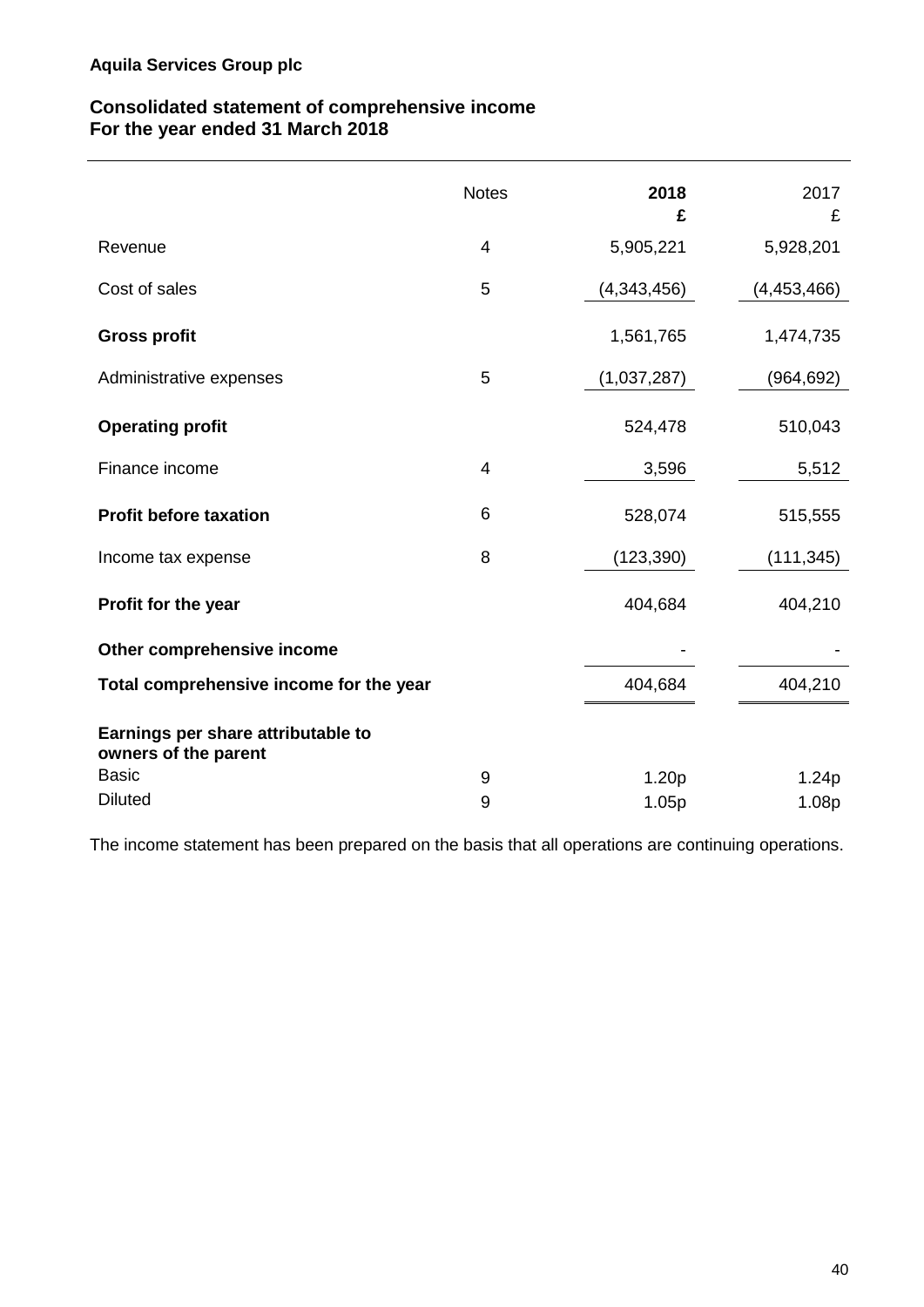**Aquila Services Group plc**

## Consolidated statement of comprehensive income
## For the year ended 31 March 2018

| | Notes | **2018**<br>**£** | 2017<br>£ |
|---|---|---|---|
| Revenue | 4 | 5,905,221 | 5,928,201 |
| Cost of sales | 5 | (4,343,456) | (4,453,466) |
| **Gross profit** | | 1,561,765 | 1,474,735 |
| Administrative expenses | 5 | (1,037,287) | (964,692) |
| **Operating profit** | | 524,478 | 510,043 |
| Finance income | 4 | 3,596 | 5,512 |
| **Profit before taxation** | 6 | 528,074 | 515,555 |
| Income tax expense | 8 | (123,390) | (111,345) |
| **Profit for the year** | | 404,684 | 404,210 |
| **Other comprehensive income** | | - | - |
| **Total comprehensive income for the year** | | 404,684 | 404,210 |
| **Earnings per share attributable to owners of the parent** | | | |
| Basic | 9 | 1.20p | 1.24p |
| Diluted | 9 | 1.05p | 1.08p |

The income statement has been prepared on the basis that all operations are continuing operations.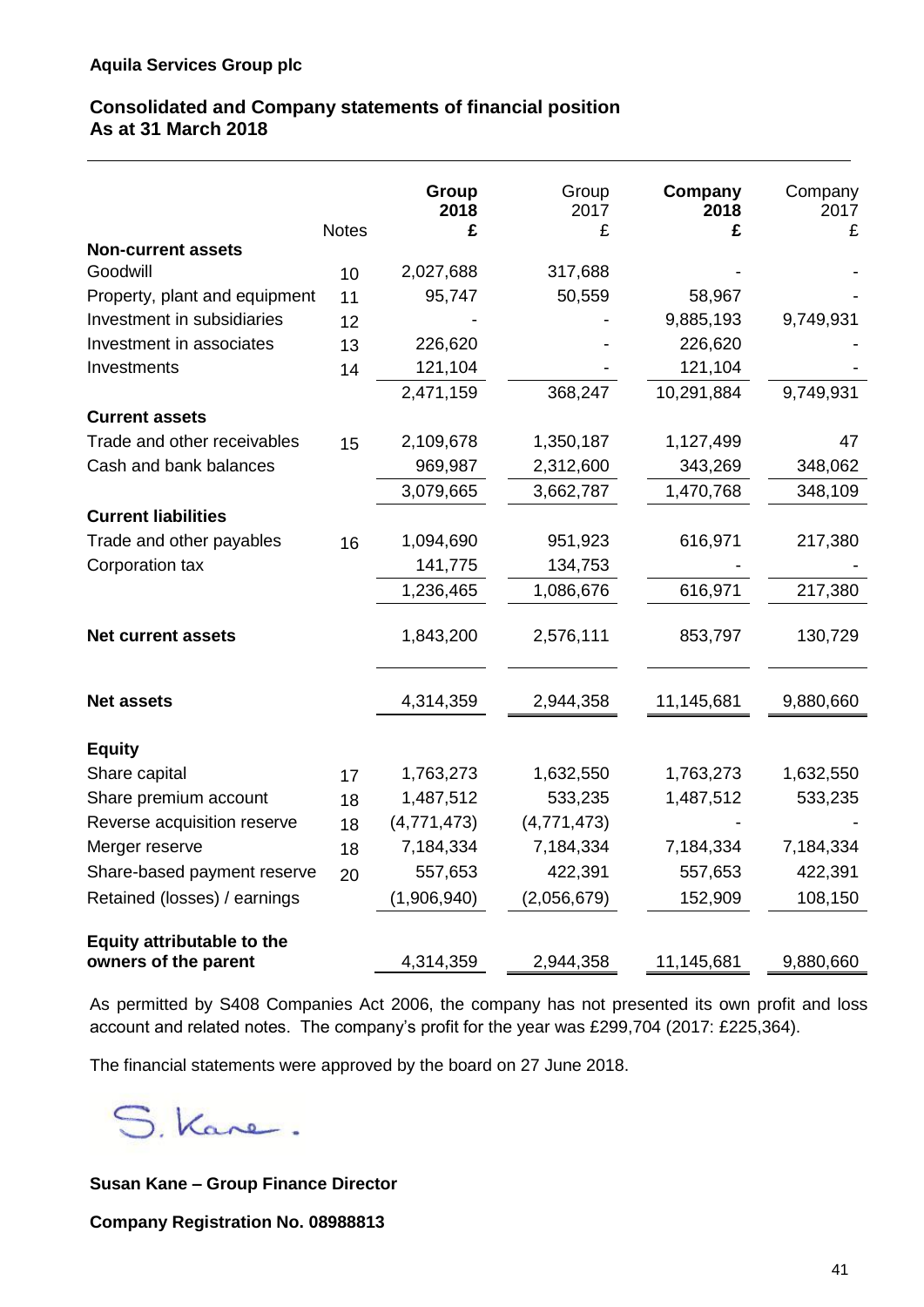**Aquila Services Group plc**

## Consolidated and Company statements of financial position
## As at 31 March 2018

| | Notes | **Group 2018 £** | Group 2017 £ | **Company 2018 £** | Company 2017 £ |
|---|---|---|---|---|---|
| **Non-current assets** | | | | | |
| Goodwill | 10 | 2,027,688 | 317,688 | - | - |
| Property, plant and equipment | 11 | 95,747 | 50,559 | 58,967 | - |
| Investment in subsidiaries | 12 | - | - | 9,885,193 | 9,749,931 |
| Investment in associates | 13 | 226,620 | - | 226,620 | - |
| Investments | 14 | 121,104 | - | 121,104 | - |
| | | 2,471,159 | 368,247 | 10,291,884 | 9,749,931 |
| **Current assets** | | | | | |
| Trade and other receivables | 15 | 2,109,678 | 1,350,187 | 1,127,499 | 47 |
| Cash and bank balances | | 969,987 | 2,312,600 | 343,269 | 348,062 |
| | | 3,079,665 | 3,662,787 | 1,470,768 | 348,109 |
| **Current liabilities** | | | | | |
| Trade and other payables | 16 | 1,094,690 | 951,923 | 616,971 | 217,380 |
| Corporation tax | | 141,775 | 134,753 | - | - |
| | | 1,236,465 | 1,086,676 | 616,971 | 217,380 |
| **Net current assets** | | 1,843,200 | 2,576,111 | 853,797 | 130,729 |
| **Net assets** | | 4,314,359 | 2,944,358 | 11,145,681 | 9,880,660 |
| **Equity** | | | | | |
| Share capital | 17 | 1,763,273 | 1,632,550 | 1,763,273 | 1,632,550 |
| Share premium account | 18 | 1,487,512 | 533,235 | 1,487,512 | 533,235 |
| Reverse acquisition reserve | 18 | (4,771,473) | (4,771,473) | - | - |
| Merger reserve | 18 | 7,184,334 | 7,184,334 | 7,184,334 | 7,184,334 |
| Share-based payment reserve | 20 | 557,653 | 422,391 | 557,653 | 422,391 |
| Retained (losses) / earnings | | (1,906,940) | (2,056,679) | 152,909 | 108,150 |
| **Equity attributable to the owners of the parent** | | 4,314,359 | 2,944,358 | 11,145,681 | 9,880,660 |

As permitted by S408 Companies Act 2006, the company has not presented its own profit and loss account and related notes. The company's profit for the year was £299,704 (2017: £225,364).

The financial statements were approved by the board on 27 June 2018.

S. Kane.

**Susan Kane – Group Finance Director**

**Company Registration No. 08988813**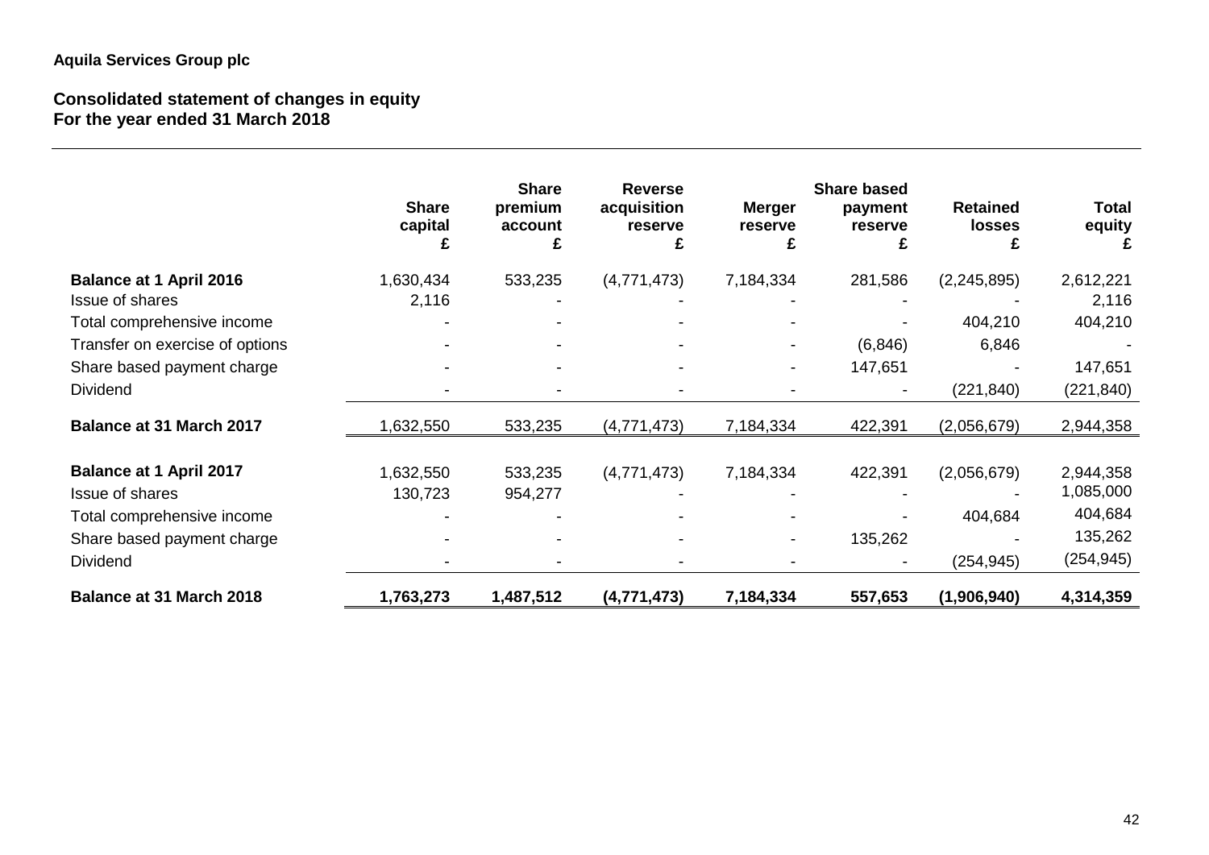**Aquila Services Group plc**

## Consolidated statement of changes in equity
**For the year ended 31 March 2018**

| | Share capital £ | Share premium account £ | Reverse acquisition reserve £ | Merger reserve £ | Share based payment reserve £ | Retained losses £ | Total equity £ |
|---|---|---|---|---|---|---|---|
| **Balance at 1 April 2016** | 1,630,434 | 533,235 | (4,771,473) | 7,184,334 | 281,586 | (2,245,895) | 2,612,221 |
| Issue of shares | 2,116 | - | - | - | - | - | 2,116 |
| Total comprehensive income | - | - | - | - | - | 404,210 | 404,210 |
| Transfer on exercise of options | - | - | - | - | (6,846) | 6,846 | - |
| Share based payment charge | - | - | - | - | 147,651 | - | 147,651 |
| Dividend | - | - | - | - | - | (221,840) | (221,840) |
| **Balance at 31 March 2017** | 1,632,550 | 533,235 | (4,771,473) | 7,184,334 | 422,391 | (2,056,679) | 2,944,358 |
| **Balance at 1 April 2017** | 1,632,550 | 533,235 | (4,771,473) | 7,184,334 | 422,391 | (2,056,679) | 2,944,358 |
| Issue of shares | 130,723 | 954,277 | - | - | - | - | 1,085,000 |
| Total comprehensive income | - | - | - | - | - | 404,684 | 404,684 |
| Share based payment charge | - | - | - | - | 135,262 | - | 135,262 |
| Dividend | - | - | - | - | - | (254,945) | (254,945) |
| **Balance at 31 March 2018** | **1,763,273** | **1,487,512** | **(4,771,473)** | **7,184,334** | **557,653** | **(1,906,940)** | **4,314,359** |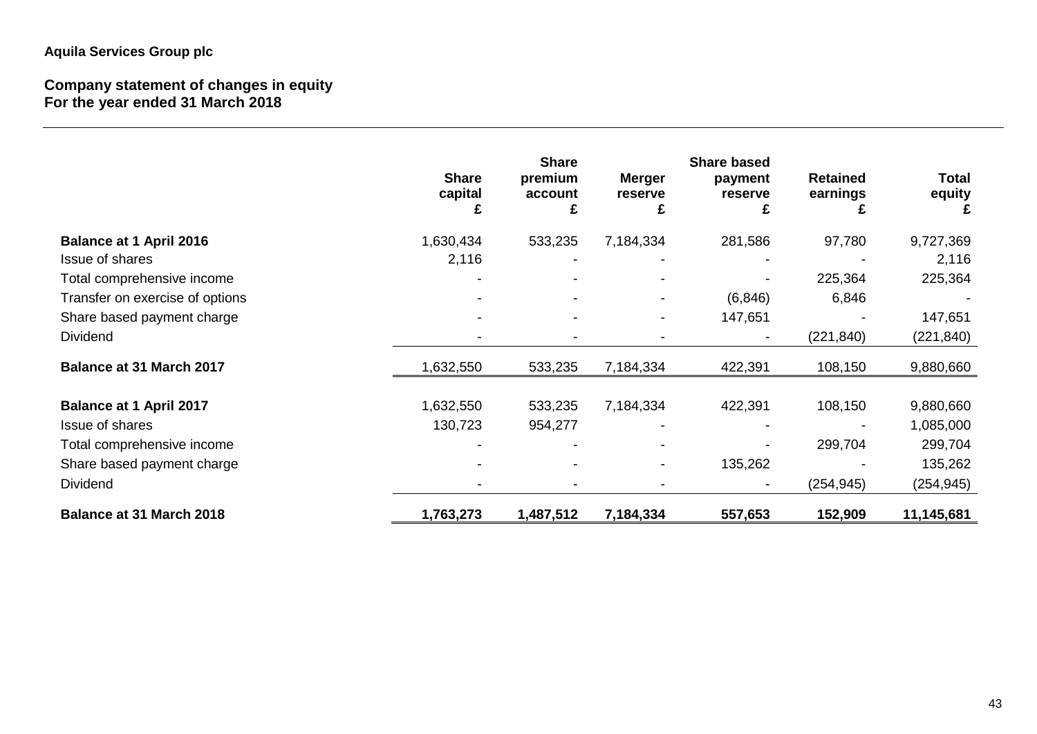**Aquila Services Group plc**

**Company statement of changes in equity**
**For the year ended 31 March 2018**

| | Share capital £ | Share premium account £ | Merger reserve £ | Share based payment reserve £ | Retained earnings £ | Total equity £ |
|---|---|---|---|---|---|---|
| **Balance at 1 April 2016** | 1,630,434 | 533,235 | 7,184,334 | 281,586 | 97,780 | 9,727,369 |
| Issue of shares | 2,116 | - | - | - | - | 2,116 |
| Total comprehensive income | - | - | - | - | 225,364 | 225,364 |
| Transfer on exercise of options | - | - | - | (6,846) | 6,846 | - |
| Share based payment charge | - | - | - | 147,651 | - | 147,651 |
| Dividend | - | - | - | - | (221,840) | (221,840) |
| **Balance at 31 March 2017** | 1,632,550 | 533,235 | 7,184,334 | 422,391 | 108,150 | 9,880,660 |
| **Balance at 1 April 2017** | 1,632,550 | 533,235 | 7,184,334 | 422,391 | 108,150 | 9,880,660 |
| Issue of shares | 130,723 | 954,277 | - | - | - | 1,085,000 |
| Total comprehensive income | - | - | - | - | 299,704 | 299,704 |
| Share based payment charge | - | - | - | 135,262 | - | 135,262 |
| Dividend | - | - | - | - | (254,945) | (254,945) |
| **Balance at 31 March 2018** | **1,763,273** | **1,487,512** | **7,184,334** | **557,653** | **152,909** | **11,145,681** |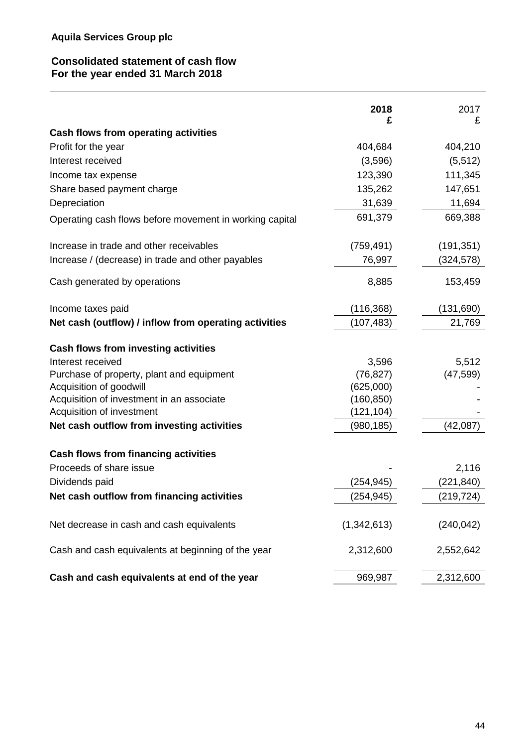**Aquila Services Group plc**

**Consolidated statement of cash flow**
**For the year ended 31 March 2018**

| | **2018** **£** | 2017 £ |
|---|---|---|
| **Cash flows from operating activities** | | |
| Profit for the year | 404,684 | 404,210 |
| Interest received | (3,596) | (5,512) |
| Income tax expense | 123,390 | 111,345 |
| Share based payment charge | 135,262 | 147,651 |
| Depreciation | 31,639 | 11,694 |
| Operating cash flows before movement in working capital | 691,379 | 669,388 |
| | | |
| Increase in trade and other receivables | (759,491) | (191,351) |
| Increase / (decrease) in trade and other payables | 76,997 | (324,578) |
| | | |
| Cash generated by operations | 8,885 | 153,459 |
| | | |
| Income taxes paid | (116,368) | (131,690) |
| **Net cash (outflow) / inflow from operating activities** | (107,483) | 21,769 |
| | | |
| **Cash flows from investing activities** | | |
| Interest received | 3,596 | 5,512 |
| Purchase of property, plant and equipment | (76,827) | (47,599) |
| Acquisition of goodwill | (625,000) | - |
| Acquisition of investment in an associate | (160,850) | - |
| Acquisition of investment | (121,104) | - |
| **Net cash outflow from investing activities** | (980,185) | (42,087) |
| | | |
| **Cash flows from financing activities** | | |
| Proceeds of share issue | - | 2,116 |
| Dividends paid | (254,945) | (221,840) |
| **Net cash outflow from financing activities** | (254,945) | (219,724) |
| | | |
| Net decrease in cash and cash equivalents | (1,342,613) | (240,042) |
| | | |
| Cash and cash equivalents at beginning of the year | 2,312,600 | 2,552,642 |
| | | |
| **Cash and cash equivalents at end of the year** | 969,987 | 2,312,600 |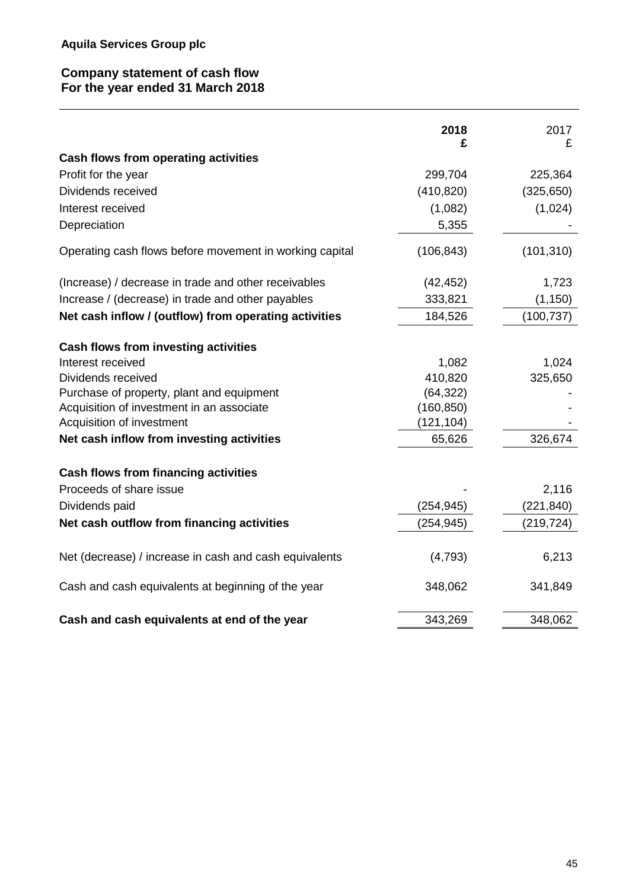**Aquila Services Group plc**

**Company statement of cash flow**
**For the year ended 31 March 2018**

| | **2018** **£** | 2017 £ |
|---|---|---|
| **Cash flows from operating activities** | | |
| Profit for the year | 299,704 | 225,364 |
| Dividends received | (410,820) | (325,650) |
| Interest received | (1,082) | (1,024) |
| Depreciation | 5,355 | - |
| Operating cash flows before movement in working capital | (106,843) | (101,310) |
| (Increase) / decrease in trade and other receivables | (42,452) | 1,723 |
| Increase / (decrease) in trade and other payables | 333,821 | (1,150) |
| **Net cash inflow / (outflow) from operating activities** | 184,526 | (100,737) |
| **Cash flows from investing activities** | | |
| Interest received | 1,082 | 1,024 |
| Dividends received | 410,820 | 325,650 |
| Purchase of property, plant and equipment | (64,322) | - |
| Acquisition of investment in an associate | (160,850) | - |
| Acquisition of investment | (121,104) | - |
| **Net cash inflow from investing activities** | 65,626 | 326,674 |
| **Cash flows from financing activities** | | |
| Proceeds of share issue | - | 2,116 |
| Dividends paid | (254,945) | (221,840) |
| **Net cash outflow from financing activities** | (254,945) | (219,724) |
| Net (decrease) / increase in cash and cash equivalents | (4,793) | 6,213 |
| Cash and cash equivalents at beginning of the year | 348,062 | 341,849 |
| **Cash and cash equivalents at end of the year** | 343,269 | 348,062 |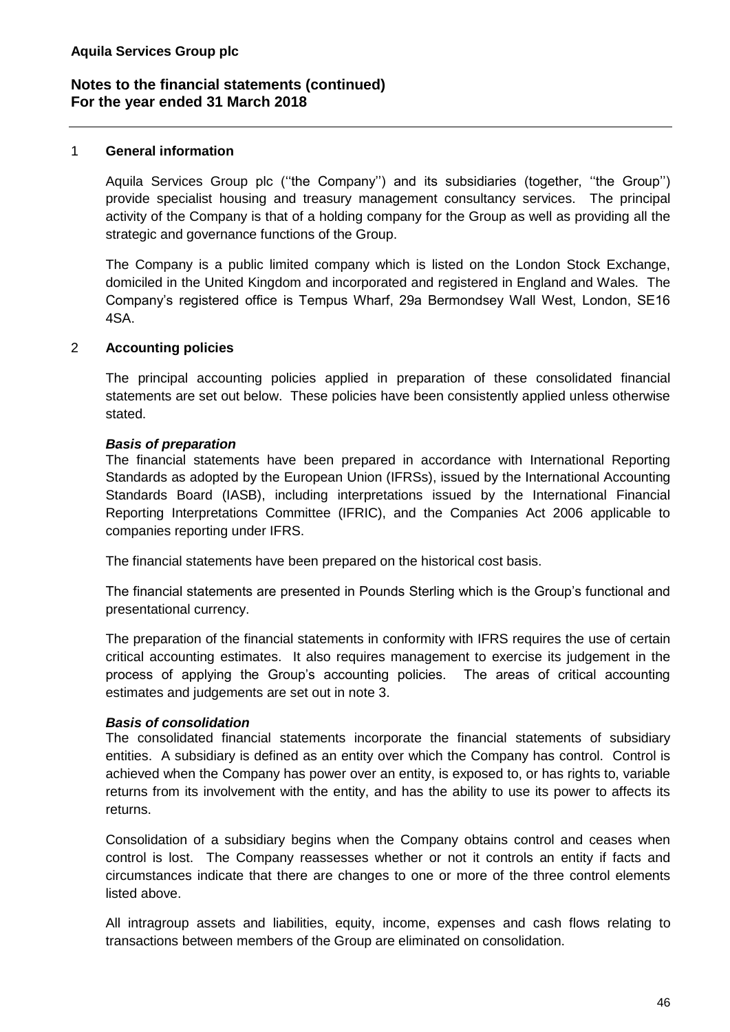## Notes to the financial statements (continued)
## For the year ended 31 March 2018

### 1 General information

Aquila Services Group plc (''the Company'') and its subsidiaries (together, ''the Group'') provide specialist housing and treasury management consultancy services. The principal activity of the Company is that of a holding company for the Group as well as providing all the strategic and governance functions of the Group.

The Company is a public limited company which is listed on the London Stock Exchange, domiciled in the United Kingdom and incorporated and registered in England and Wales. The Company's registered office is Tempus Wharf, 29a Bermondsey Wall West, London, SE16 4SA.

### 2 Accounting policies

The principal accounting policies applied in preparation of these consolidated financial statements are set out below. These policies have been consistently applied unless otherwise stated.

***Basis of preparation***

The financial statements have been prepared in accordance with International Reporting Standards as adopted by the European Union (IFRSs), issued by the International Accounting Standards Board (IASB), including interpretations issued by the International Financial Reporting Interpretations Committee (IFRIC), and the Companies Act 2006 applicable to companies reporting under IFRS.

The financial statements have been prepared on the historical cost basis.

The financial statements are presented in Pounds Sterling which is the Group's functional and presentational currency.

The preparation of the financial statements in conformity with IFRS requires the use of certain critical accounting estimates. It also requires management to exercise its judgement in the process of applying the Group's accounting policies. The areas of critical accounting estimates and judgements are set out in note 3.

***Basis of consolidation***

The consolidated financial statements incorporate the financial statements of subsidiary entities. A subsidiary is defined as an entity over which the Company has control. Control is achieved when the Company has power over an entity, is exposed to, or has rights to, variable returns from its involvement with the entity, and has the ability to use its power to affects its returns.

Consolidation of a subsidiary begins when the Company obtains control and ceases when control is lost. The Company reassesses whether or not it controls an entity if facts and circumstances indicate that there are changes to one or more of the three control elements listed above.

All intragroup assets and liabilities, equity, income, expenses and cash flows relating to transactions between members of the Group are eliminated on consolidation.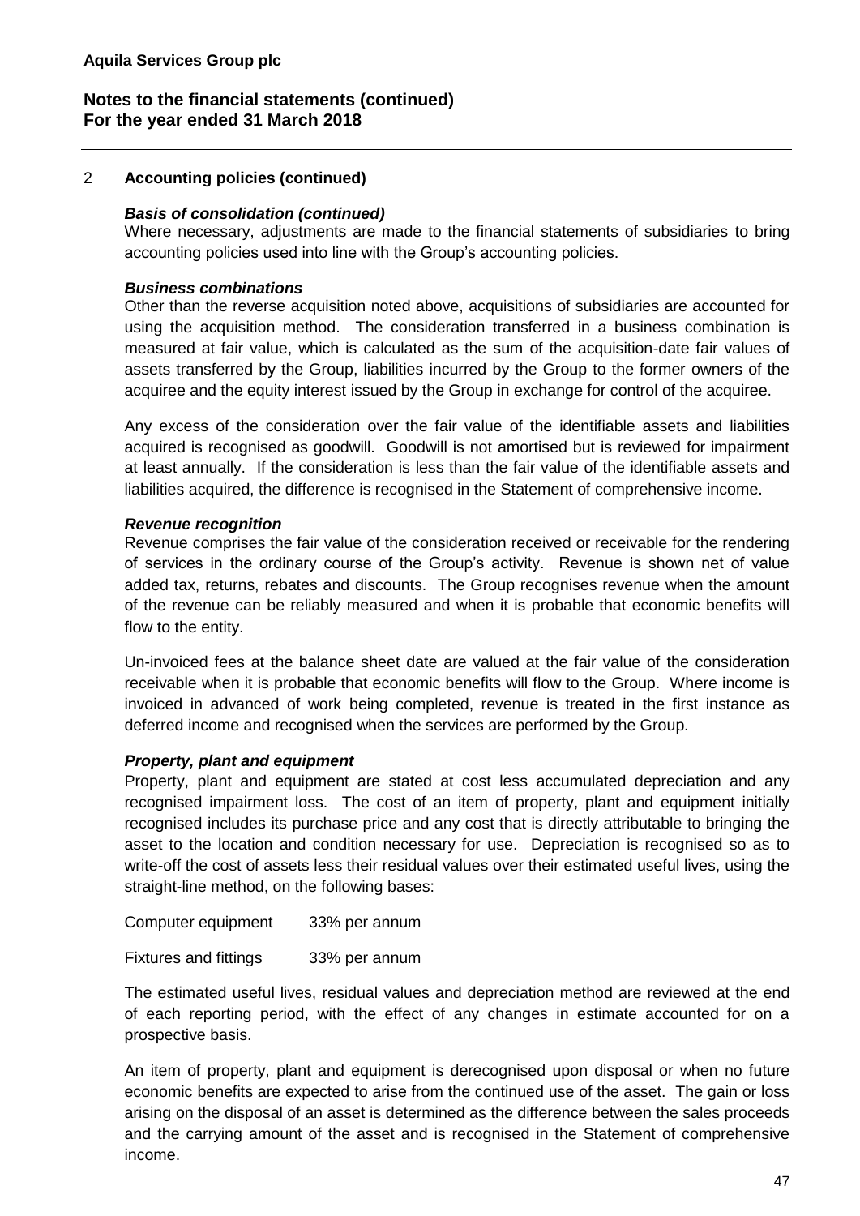**Aquila Services Group plc**

**Notes to the financial statements (continued)**
**For the year ended 31 March 2018**

## 2 Accounting policies (continued)

***Basis of consolidation (continued)***

Where necessary, adjustments are made to the financial statements of subsidiaries to bring accounting policies used into line with the Group's accounting policies.

***Business combinations***

Other than the reverse acquisition noted above, acquisitions of subsidiaries are accounted for using the acquisition method. The consideration transferred in a business combination is measured at fair value, which is calculated as the sum of the acquisition-date fair values of assets transferred by the Group, liabilities incurred by the Group to the former owners of the acquiree and the equity interest issued by the Group in exchange for control of the acquiree.

Any excess of the consideration over the fair value of the identifiable assets and liabilities acquired is recognised as goodwill. Goodwill is not amortised but is reviewed for impairment at least annually. If the consideration is less than the fair value of the identifiable assets and liabilities acquired, the difference is recognised in the Statement of comprehensive income.

***Revenue recognition***

Revenue comprises the fair value of the consideration received or receivable for the rendering of services in the ordinary course of the Group's activity. Revenue is shown net of value added tax, returns, rebates and discounts. The Group recognises revenue when the amount of the revenue can be reliably measured and when it is probable that economic benefits will flow to the entity.

Un-invoiced fees at the balance sheet date are valued at the fair value of the consideration receivable when it is probable that economic benefits will flow to the Group. Where income is invoiced in advanced of work being completed, revenue is treated in the first instance as deferred income and recognised when the services are performed by the Group.

***Property, plant and equipment***

Property, plant and equipment are stated at cost less accumulated depreciation and any recognised impairment loss. The cost of an item of property, plant and equipment initially recognised includes its purchase price and any cost that is directly attributable to bringing the asset to the location and condition necessary for use. Depreciation is recognised so as to write-off the cost of assets less their residual values over their estimated useful lives, using the straight-line method, on the following bases:

| | |
|---|---|
| Computer equipment | 33% per annum |
| Fixtures and fittings | 33% per annum |

The estimated useful lives, residual values and depreciation method are reviewed at the end of each reporting period, with the effect of any changes in estimate accounted for on a prospective basis.

An item of property, plant and equipment is derecognised upon disposal or when no future economic benefits are expected to arise from the continued use of the asset. The gain or loss arising on the disposal of an asset is determined as the difference between the sales proceeds and the carrying amount of the asset and is recognised in the Statement of comprehensive income.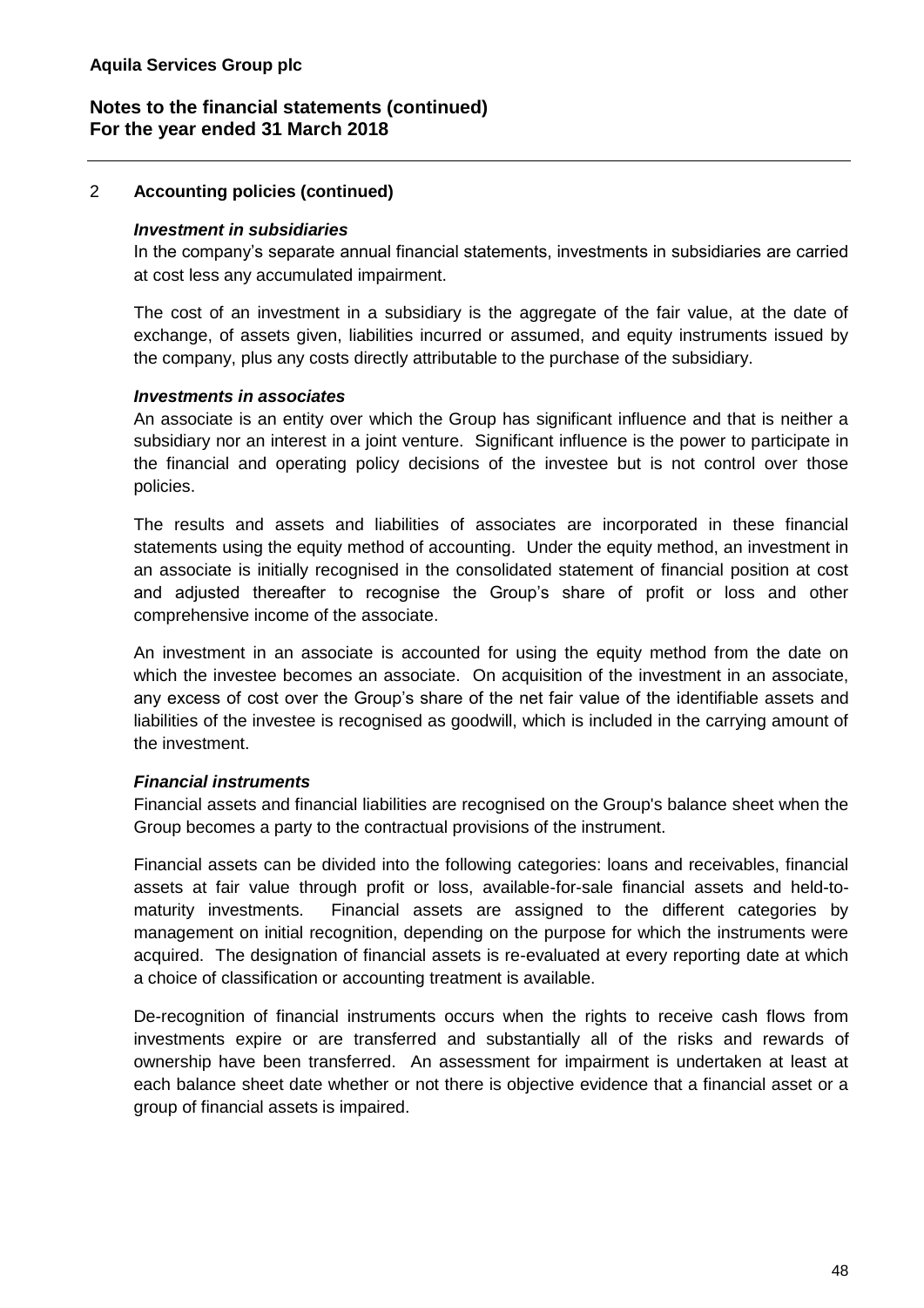## 2 Accounting policies (continued)

***Investment in subsidiaries***

In the company's separate annual financial statements, investments in subsidiaries are carried at cost less any accumulated impairment.

The cost of an investment in a subsidiary is the aggregate of the fair value, at the date of exchange, of assets given, liabilities incurred or assumed, and equity instruments issued by the company, plus any costs directly attributable to the purchase of the subsidiary.

***Investments in associates***

An associate is an entity over which the Group has significant influence and that is neither a subsidiary nor an interest in a joint venture. Significant influence is the power to participate in the financial and operating policy decisions of the investee but is not control over those policies.

The results and assets and liabilities of associates are incorporated in these financial statements using the equity method of accounting. Under the equity method, an investment in an associate is initially recognised in the consolidated statement of financial position at cost and adjusted thereafter to recognise the Group's share of profit or loss and other comprehensive income of the associate.

An investment in an associate is accounted for using the equity method from the date on which the investee becomes an associate. On acquisition of the investment in an associate, any excess of cost over the Group's share of the net fair value of the identifiable assets and liabilities of the investee is recognised as goodwill, which is included in the carrying amount of the investment.

***Financial instruments***

Financial assets and financial liabilities are recognised on the Group's balance sheet when the Group becomes a party to the contractual provisions of the instrument.

Financial assets can be divided into the following categories: loans and receivables, financial assets at fair value through profit or loss, available-for-sale financial assets and held-to-maturity investments. Financial assets are assigned to the different categories by management on initial recognition, depending on the purpose for which the instruments were acquired. The designation of financial assets is re-evaluated at every reporting date at which a choice of classification or accounting treatment is available.

De-recognition of financial instruments occurs when the rights to receive cash flows from investments expire or are transferred and substantially all of the risks and rewards of ownership have been transferred. An assessment for impairment is undertaken at least at each balance sheet date whether or not there is objective evidence that a financial asset or a group of financial assets is impaired.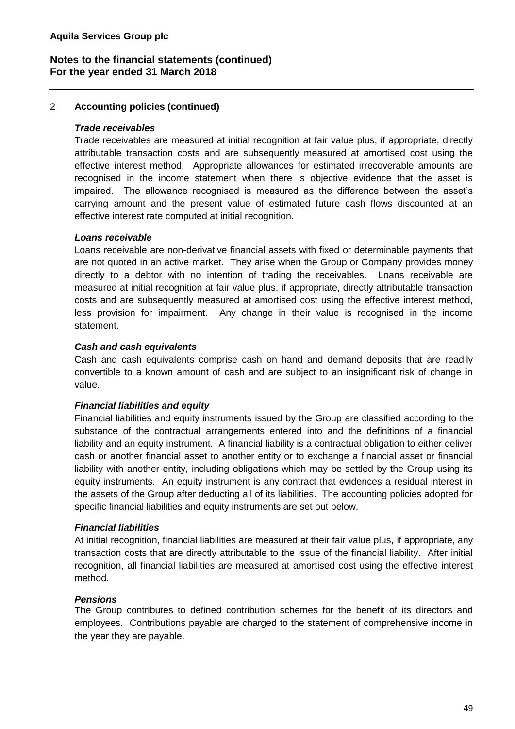## 2 Accounting policies (continued)

***Trade receivables***

Trade receivables are measured at initial recognition at fair value plus, if appropriate, directly attributable transaction costs and are subsequently measured at amortised cost using the effective interest method. Appropriate allowances for estimated irrecoverable amounts are recognised in the income statement when there is objective evidence that the asset is impaired. The allowance recognised is measured as the difference between the asset's carrying amount and the present value of estimated future cash flows discounted at an effective interest rate computed at initial recognition.

***Loans receivable***

Loans receivable are non-derivative financial assets with fixed or determinable payments that are not quoted in an active market. They arise when the Group or Company provides money directly to a debtor with no intention of trading the receivables. Loans receivable are measured at initial recognition at fair value plus, if appropriate, directly attributable transaction costs and are subsequently measured at amortised cost using the effective interest method, less provision for impairment. Any change in their value is recognised in the income statement.

***Cash and cash equivalents***

Cash and cash equivalents comprise cash on hand and demand deposits that are readily convertible to a known amount of cash and are subject to an insignificant risk of change in value.

***Financial liabilities and equity***

Financial liabilities and equity instruments issued by the Group are classified according to the substance of the contractual arrangements entered into and the definitions of a financial liability and an equity instrument. A financial liability is a contractual obligation to either deliver cash or another financial asset to another entity or to exchange a financial asset or financial liability with another entity, including obligations which may be settled by the Group using its equity instruments. An equity instrument is any contract that evidences a residual interest in the assets of the Group after deducting all of its liabilities. The accounting policies adopted for specific financial liabilities and equity instruments are set out below.

***Financial liabilities***

At initial recognition, financial liabilities are measured at their fair value plus, if appropriate, any transaction costs that are directly attributable to the issue of the financial liability. After initial recognition, all financial liabilities are measured at amortised cost using the effective interest method.

***Pensions***

The Group contributes to defined contribution schemes for the benefit of its directors and employees. Contributions payable are charged to the statement of comprehensive income in the year they are payable.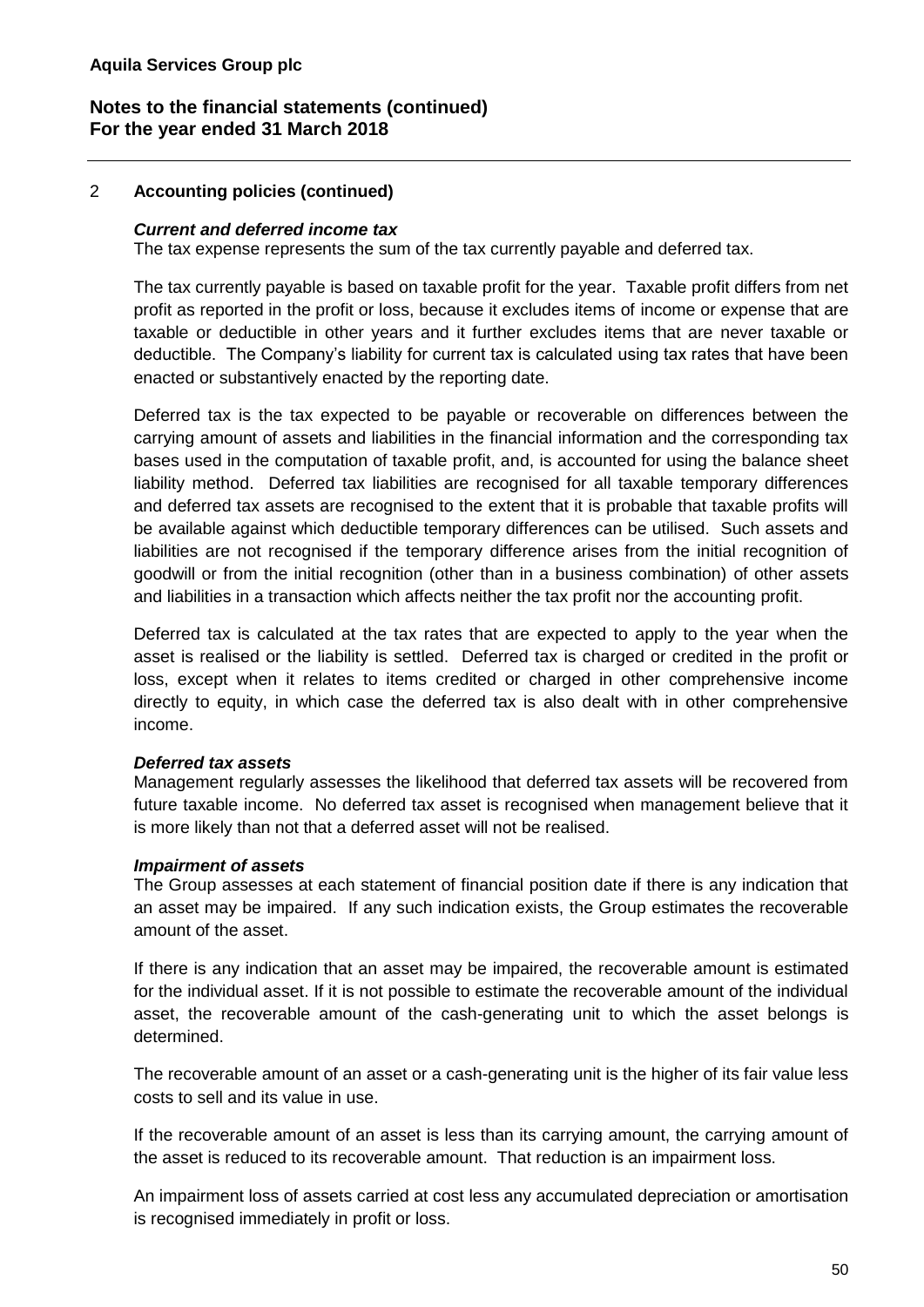## 2 Accounting policies (continued)

***Current and deferred income tax***

The tax expense represents the sum of the tax currently payable and deferred tax.

The tax currently payable is based on taxable profit for the year. Taxable profit differs from net profit as reported in the profit or loss, because it excludes items of income or expense that are taxable or deductible in other years and it further excludes items that are never taxable or deductible. The Company's liability for current tax is calculated using tax rates that have been enacted or substantively enacted by the reporting date.

Deferred tax is the tax expected to be payable or recoverable on differences between the carrying amount of assets and liabilities in the financial information and the corresponding tax bases used in the computation of taxable profit, and, is accounted for using the balance sheet liability method. Deferred tax liabilities are recognised for all taxable temporary differences and deferred tax assets are recognised to the extent that it is probable that taxable profits will be available against which deductible temporary differences can be utilised. Such assets and liabilities are not recognised if the temporary difference arises from the initial recognition of goodwill or from the initial recognition (other than in a business combination) of other assets and liabilities in a transaction which affects neither the tax profit nor the accounting profit.

Deferred tax is calculated at the tax rates that are expected to apply to the year when the asset is realised or the liability is settled. Deferred tax is charged or credited in the profit or loss, except when it relates to items credited or charged in other comprehensive income directly to equity, in which case the deferred tax is also dealt with in other comprehensive income.

***Deferred tax assets***

Management regularly assesses the likelihood that deferred tax assets will be recovered from future taxable income. No deferred tax asset is recognised when management believe that it is more likely than not that a deferred asset will not be realised.

***Impairment of assets***

The Group assesses at each statement of financial position date if there is any indication that an asset may be impaired. If any such indication exists, the Group estimates the recoverable amount of the asset.

If there is any indication that an asset may be impaired, the recoverable amount is estimated for the individual asset. If it is not possible to estimate the recoverable amount of the individual asset, the recoverable amount of the cash-generating unit to which the asset belongs is determined.

The recoverable amount of an asset or a cash-generating unit is the higher of its fair value less costs to sell and its value in use.

If the recoverable amount of an asset is less than its carrying amount, the carrying amount of the asset is reduced to its recoverable amount. That reduction is an impairment loss.

An impairment loss of assets carried at cost less any accumulated depreciation or amortisation is recognised immediately in profit or loss.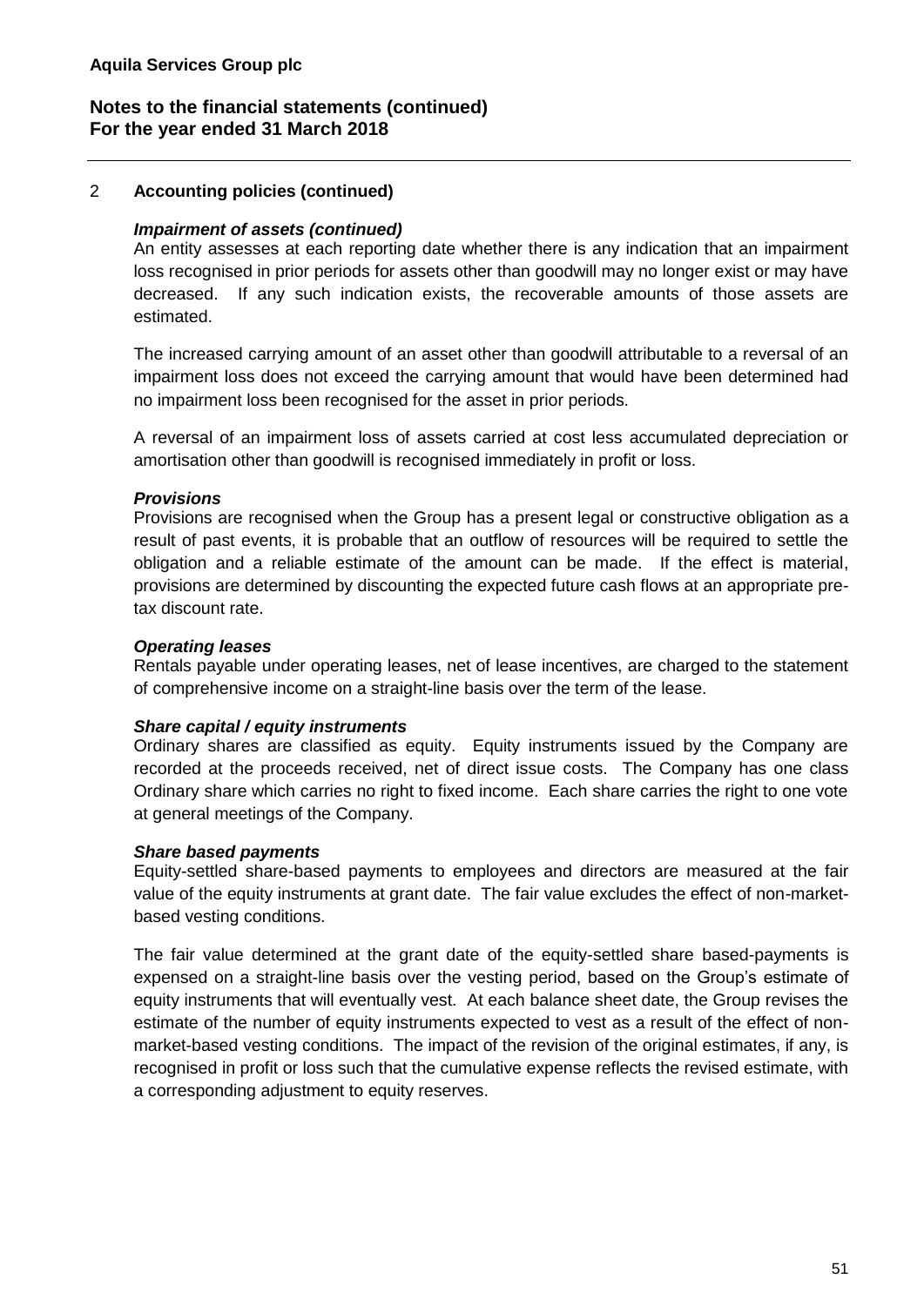## 2 Accounting policies (continued)

***Impairment of assets (continued)***

An entity assesses at each reporting date whether there is any indication that an impairment loss recognised in prior periods for assets other than goodwill may no longer exist or may have decreased. If any such indication exists, the recoverable amounts of those assets are estimated.

The increased carrying amount of an asset other than goodwill attributable to a reversal of an impairment loss does not exceed the carrying amount that would have been determined had no impairment loss been recognised for the asset in prior periods.

A reversal of an impairment loss of assets carried at cost less accumulated depreciation or amortisation other than goodwill is recognised immediately in profit or loss.

***Provisions***

Provisions are recognised when the Group has a present legal or constructive obligation as a result of past events, it is probable that an outflow of resources will be required to settle the obligation and a reliable estimate of the amount can be made. If the effect is material, provisions are determined by discounting the expected future cash flows at an appropriate pre-tax discount rate.

***Operating leases***

Rentals payable under operating leases, net of lease incentives, are charged to the statement of comprehensive income on a straight-line basis over the term of the lease.

***Share capital / equity instruments***

Ordinary shares are classified as equity. Equity instruments issued by the Company are recorded at the proceeds received, net of direct issue costs. The Company has one class Ordinary share which carries no right to fixed income. Each share carries the right to one vote at general meetings of the Company.

***Share based payments***

Equity-settled share-based payments to employees and directors are measured at the fair value of the equity instruments at grant date. The fair value excludes the effect of non-market-based vesting conditions.

The fair value determined at the grant date of the equity-settled share based-payments is expensed on a straight-line basis over the vesting period, based on the Group's estimate of equity instruments that will eventually vest. At each balance sheet date, the Group revises the estimate of the number of equity instruments expected to vest as a result of the effect of non-market-based vesting conditions. The impact of the revision of the original estimates, if any, is recognised in profit or loss such that the cumulative expense reflects the revised estimate, with a corresponding adjustment to equity reserves.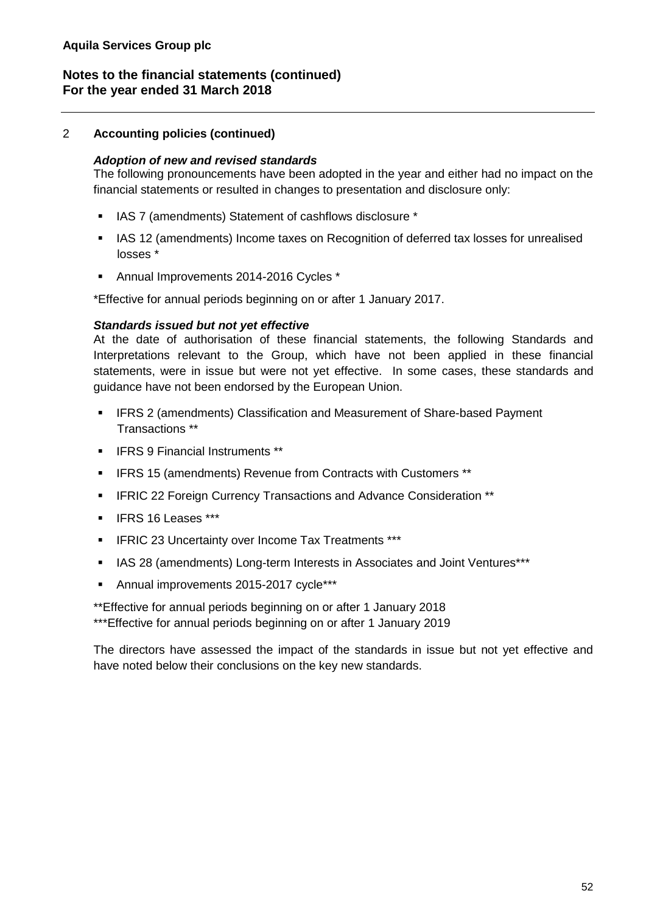**Aquila Services Group plc**

**Notes to the financial statements (continued)**
**For the year ended 31 March 2018**

---

2 **Accounting policies (continued)**

***Adoption of new and revised standards***

The following pronouncements have been adopted in the year and either had no impact on the financial statements or resulted in changes to presentation and disclosure only:

- IAS 7 (amendments) Statement of cashflows disclosure *
- IAS 12 (amendments) Income taxes on Recognition of deferred tax losses for unrealised losses *
- Annual Improvements 2014-2016 Cycles *

*Effective for annual periods beginning on or after 1 January 2017.

***Standards issued but not yet effective***

At the date of authorisation of these financial statements, the following Standards and Interpretations relevant to the Group, which have not been applied in these financial statements, were in issue but were not yet effective. In some cases, these standards and guidance have not been endorsed by the European Union.

- IFRS 2 (amendments) Classification and Measurement of Share-based Payment Transactions **
- IFRS 9 Financial Instruments **
- IFRS 15 (amendments) Revenue from Contracts with Customers **
- IFRIC 22 Foreign Currency Transactions and Advance Consideration **
- IFRS 16 Leases ***
- IFRIC 23 Uncertainty over Income Tax Treatments ***
- IAS 28 (amendments) Long-term Interests in Associates and Joint Ventures***
- Annual improvements 2015-2017 cycle***

**Effective for annual periods beginning on or after 1 January 2018
***Effective for annual periods beginning on or after 1 January 2019

The directors have assessed the impact of the standards in issue but not yet effective and have noted below their conclusions on the key new standards.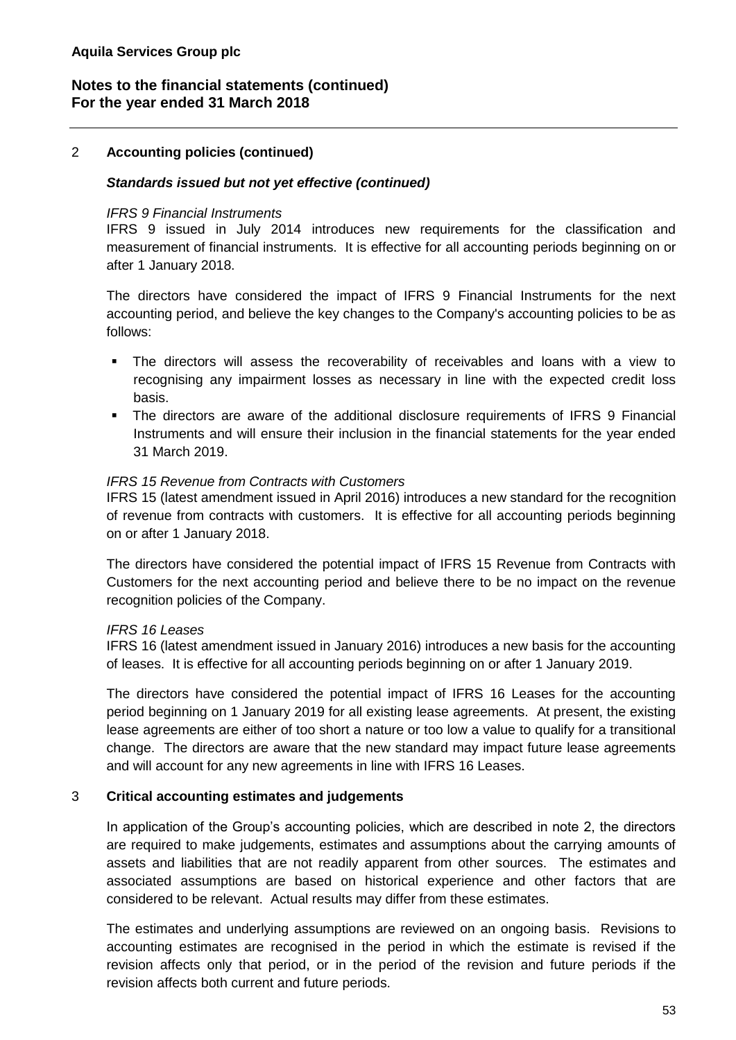**Aquila Services Group plc**

**Notes to the financial statements (continued)**
**For the year ended 31 March 2018**

## 2 Accounting policies (continued)

### *Standards issued but not yet effective (continued)*

*IFRS 9 Financial Instruments*

IFRS 9 issued in July 2014 introduces new requirements for the classification and measurement of financial instruments. It is effective for all accounting periods beginning on or after 1 January 2018.

The directors have considered the impact of IFRS 9 Financial Instruments for the next accounting period, and believe the key changes to the Company's accounting policies to be as follows:

- The directors will assess the recoverability of receivables and loans with a view to recognising any impairment losses as necessary in line with the expected credit loss basis.
- The directors are aware of the additional disclosure requirements of IFRS 9 Financial Instruments and will ensure their inclusion in the financial statements for the year ended 31 March 2019.

*IFRS 15 Revenue from Contracts with Customers*

IFRS 15 (latest amendment issued in April 2016) introduces a new standard for the recognition of revenue from contracts with customers. It is effective for all accounting periods beginning on or after 1 January 2018.

The directors have considered the potential impact of IFRS 15 Revenue from Contracts with Customers for the next accounting period and believe there to be no impact on the revenue recognition policies of the Company.

*IFRS 16 Leases*

IFRS 16 (latest amendment issued in January 2016) introduces a new basis for the accounting of leases. It is effective for all accounting periods beginning on or after 1 January 2019.

The directors have considered the potential impact of IFRS 16 Leases for the accounting period beginning on 1 January 2019 for all existing lease agreements. At present, the existing lease agreements are either of too short a nature or too low a value to qualify for a transitional change. The directors are aware that the new standard may impact future lease agreements and will account for any new agreements in line with IFRS 16 Leases.

## 3 Critical accounting estimates and judgements

In application of the Group's accounting policies, which are described in note 2, the directors are required to make judgements, estimates and assumptions about the carrying amounts of assets and liabilities that are not readily apparent from other sources. The estimates and associated assumptions are based on historical experience and other factors that are considered to be relevant. Actual results may differ from these estimates.

The estimates and underlying assumptions are reviewed on an ongoing basis. Revisions to accounting estimates are recognised in the period in which the estimate is revised if the revision affects only that period, or in the period of the revision and future periods if the revision affects both current and future periods.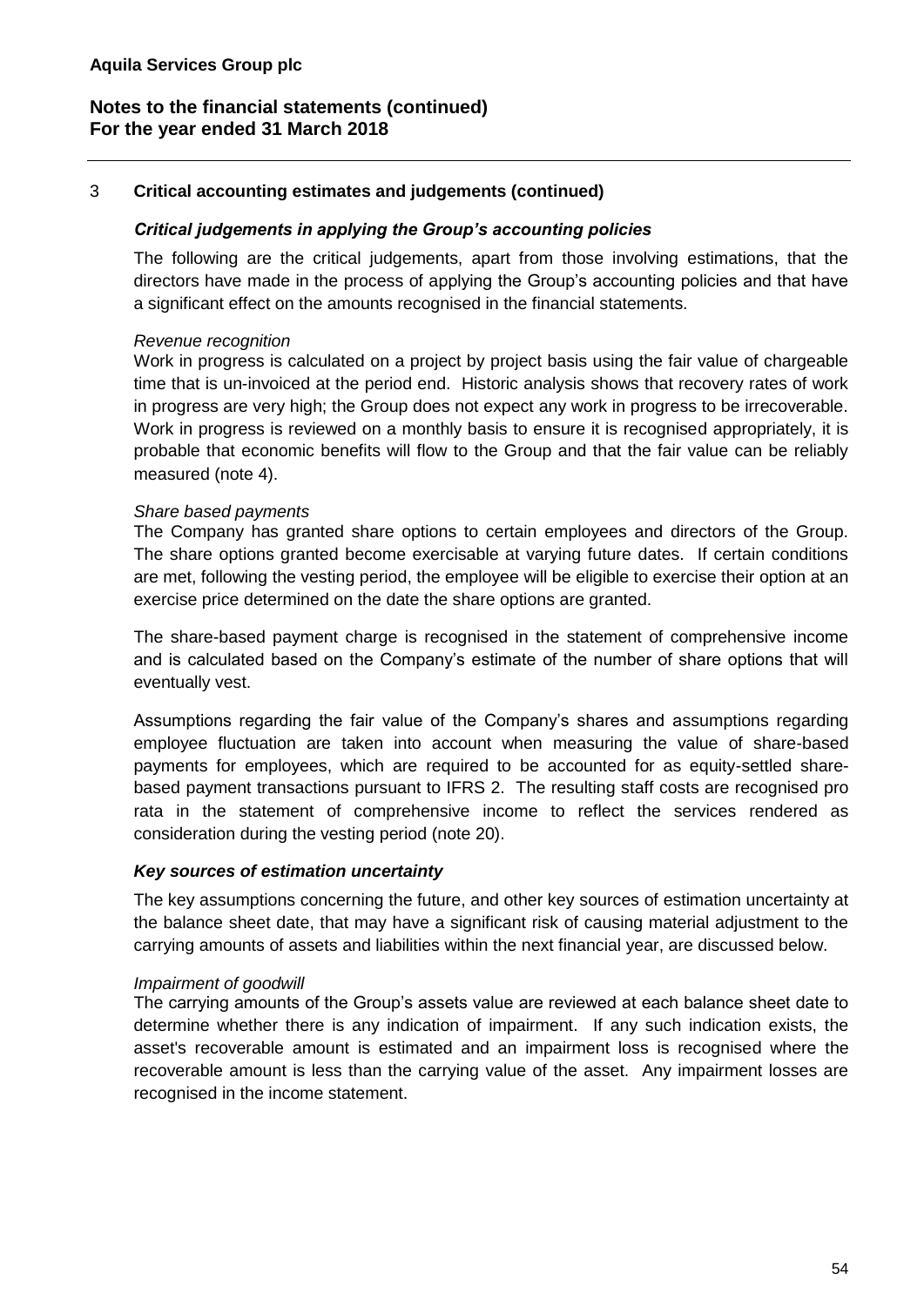## 3 Critical accounting estimates and judgements (continued)

### *Critical judgements in applying the Group's accounting policies*

The following are the critical judgements, apart from those involving estimations, that the directors have made in the process of applying the Group's accounting policies and that have a significant effect on the amounts recognised in the financial statements.

*Revenue recognition*

Work in progress is calculated on a project by project basis using the fair value of chargeable time that is un-invoiced at the period end. Historic analysis shows that recovery rates of work in progress are very high; the Group does not expect any work in progress to be irrecoverable. Work in progress is reviewed on a monthly basis to ensure it is recognised appropriately, it is probable that economic benefits will flow to the Group and that the fair value can be reliably measured (note 4).

*Share based payments*

The Company has granted share options to certain employees and directors of the Group. The share options granted become exercisable at varying future dates. If certain conditions are met, following the vesting period, the employee will be eligible to exercise their option at an exercise price determined on the date the share options are granted.

The share-based payment charge is recognised in the statement of comprehensive income and is calculated based on the Company's estimate of the number of share options that will eventually vest.

Assumptions regarding the fair value of the Company's shares and assumptions regarding employee fluctuation are taken into account when measuring the value of share-based payments for employees, which are required to be accounted for as equity-settled share-based payment transactions pursuant to IFRS 2. The resulting staff costs are recognised pro rata in the statement of comprehensive income to reflect the services rendered as consideration during the vesting period (note 20).

### *Key sources of estimation uncertainty*

The key assumptions concerning the future, and other key sources of estimation uncertainty at the balance sheet date, that may have a significant risk of causing material adjustment to the carrying amounts of assets and liabilities within the next financial year, are discussed below.

*Impairment of goodwill*

The carrying amounts of the Group's assets value are reviewed at each balance sheet date to determine whether there is any indication of impairment. If any such indication exists, the asset's recoverable amount is estimated and an impairment loss is recognised where the recoverable amount is less than the carrying value of the asset. Any impairment losses are recognised in the income statement.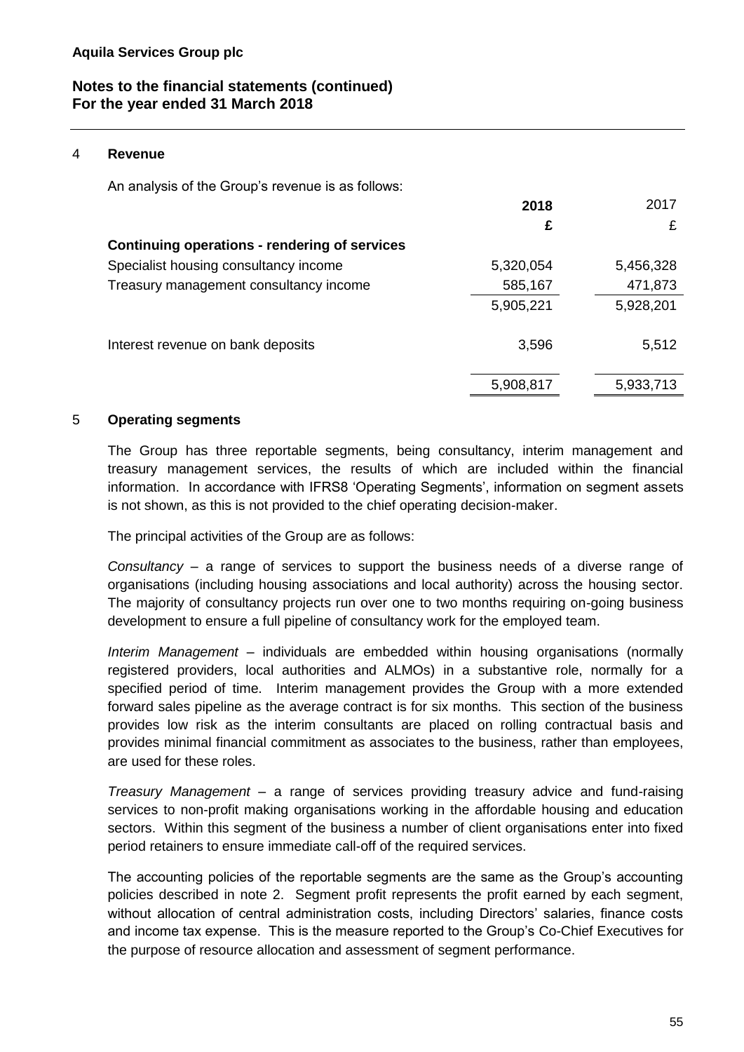## 4 Revenue

An analysis of the Group's revenue is as follows:

| | 2018 | 2017 |
|---|---|---|
| | £ | £ |
| **Continuing operations - rendering of services** | | |
| Specialist housing consultancy income | 5,320,054 | 5,456,328 |
| Treasury management consultancy income | 585,167 | 471,873 |
| | 5,905,221 | 5,928,201 |
| Interest revenue on bank deposits | 3,596 | 5,512 |
| | 5,908,817 | 5,933,713 |

## 5 Operating segments

The Group has three reportable segments, being consultancy, interim management and treasury management services, the results of which are included within the financial information. In accordance with IFRS8 'Operating Segments', information on segment assets is not shown, as this is not provided to the chief operating decision-maker.

The principal activities of the Group are as follows:

*Consultancy* – a range of services to support the business needs of a diverse range of organisations (including housing associations and local authority) across the housing sector. The majority of consultancy projects run over one to two months requiring on-going business development to ensure a full pipeline of consultancy work for the employed team.

*Interim Management* – individuals are embedded within housing organisations (normally registered providers, local authorities and ALMOs) in a substantive role, normally for a specified period of time. Interim management provides the Group with a more extended forward sales pipeline as the average contract is for six months. This section of the business provides low risk as the interim consultants are placed on rolling contractual basis and provides minimal financial commitment as associates to the business, rather than employees, are used for these roles.

*Treasury Management* – a range of services providing treasury advice and fund-raising services to non-profit making organisations working in the affordable housing and education sectors. Within this segment of the business a number of client organisations enter into fixed period retainers to ensure immediate call-off of the required services.

The accounting policies of the reportable segments are the same as the Group's accounting policies described in note 2. Segment profit represents the profit earned by each segment, without allocation of central administration costs, including Directors' salaries, finance costs and income tax expense. This is the measure reported to the Group's Co-Chief Executives for the purpose of resource allocation and assessment of segment performance.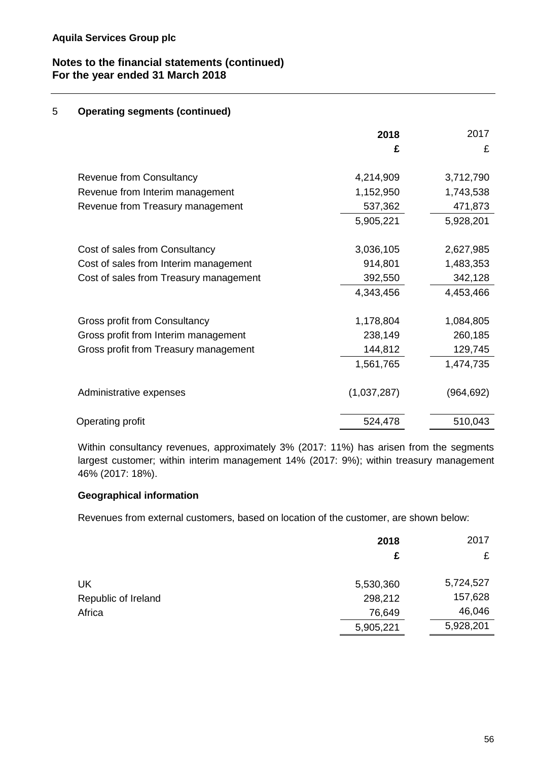Aquila Services Group plc

**Notes to the financial statements (continued)**
**For the year ended 31 March 2018**

## 5 Operating segments (continued)

| | 2018 £ | 2017 £ |
|---|---|---|
| Revenue from Consultancy | 4,214,909 | 3,712,790 |
| Revenue from Interim management | 1,152,950 | 1,743,538 |
| Revenue from Treasury management | 537,362 | 471,873 |
| | 5,905,221 | 5,928,201 |
| Cost of sales from Consultancy | 3,036,105 | 2,627,985 |
| Cost of sales from Interim management | 914,801 | 1,483,353 |
| Cost of sales from Treasury management | 392,550 | 342,128 |
| | 4,343,456 | 4,453,466 |
| Gross profit from Consultancy | 1,178,804 | 1,084,805 |
| Gross profit from Interim management | 238,149 | 260,185 |
| Gross profit from Treasury management | 144,812 | 129,745 |
| | 1,561,765 | 1,474,735 |
| Administrative expenses | (1,037,287) | (964,692) |
| Operating profit | 524,478 | 510,043 |

Within consultancy revenues, approximately 3% (2017: 11%) has arisen from the segments largest customer; within interim management 14% (2017: 9%); within treasury management 46% (2017: 18%).

**Geographical information**

Revenues from external customers, based on location of the customer, are shown below:

| | 2018 £ | 2017 £ |
|---|---|---|
| UK | 5,530,360 | 5,724,527 |
| Republic of Ireland | 298,212 | 157,628 |
| Africa | 76,649 | 46,046 |
| | 5,905,221 | 5,928,201 |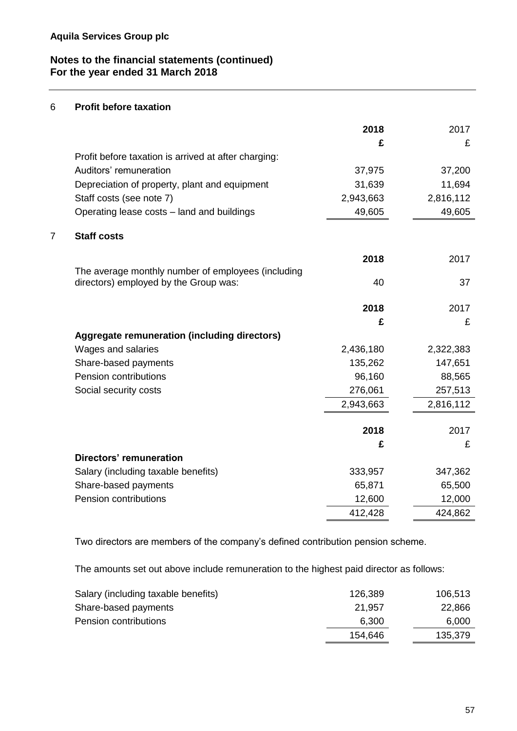**Aquila Services Group plc**

**Notes to the financial statements (continued)**
**For the year ended 31 March 2018**

## 6 Profit before taxation

| | **2018** | 2017 |
|---|---|---|
| | **£** | £ |
| Profit before taxation is arrived at after charging: | | |
| Auditors' remuneration | 37,975 | 37,200 |
| Depreciation of property, plant and equipment | 31,639 | 11,694 |
| Staff costs (see note 7) | 2,943,663 | 2,816,112 |
| Operating lease costs – land and buildings | 49,605 | 49,605 |

## 7 Staff costs

| | **2018** | 2017 |
|---|---|---|
| The average monthly number of employees (including directors) employed by the Group was: | 40 | 37 |

| | **2018** | 2017 |
|---|---|---|
| | **£** | £ |
| **Aggregate remuneration (including directors)** | | |
| Wages and salaries | 2,436,180 | 2,322,383 |
| Share-based payments | 135,262 | 147,651 |
| Pension contributions | 96,160 | 88,565 |
| Social security costs | 276,061 | 257,513 |
| | 2,943,663 | 2,816,112 |

| | **2018** | 2017 |
|---|---|---|
| | **£** | £ |
| **Directors' remuneration** | | |
| Salary (including taxable benefits) | 333,957 | 347,362 |
| Share-based payments | 65,871 | 65,500 |
| Pension contributions | 12,600 | 12,000 |
| | 412,428 | 424,862 |

Two directors are members of the company's defined contribution pension scheme.

The amounts set out above include remuneration to the highest paid director as follows:

| | | |
|---|---|---|
| Salary (including taxable benefits) | 126,389 | 106,513 |
| Share-based payments | 21,957 | 22,866 |
| Pension contributions | 6,300 | 6,000 |
| | 154,646 | 135,379 |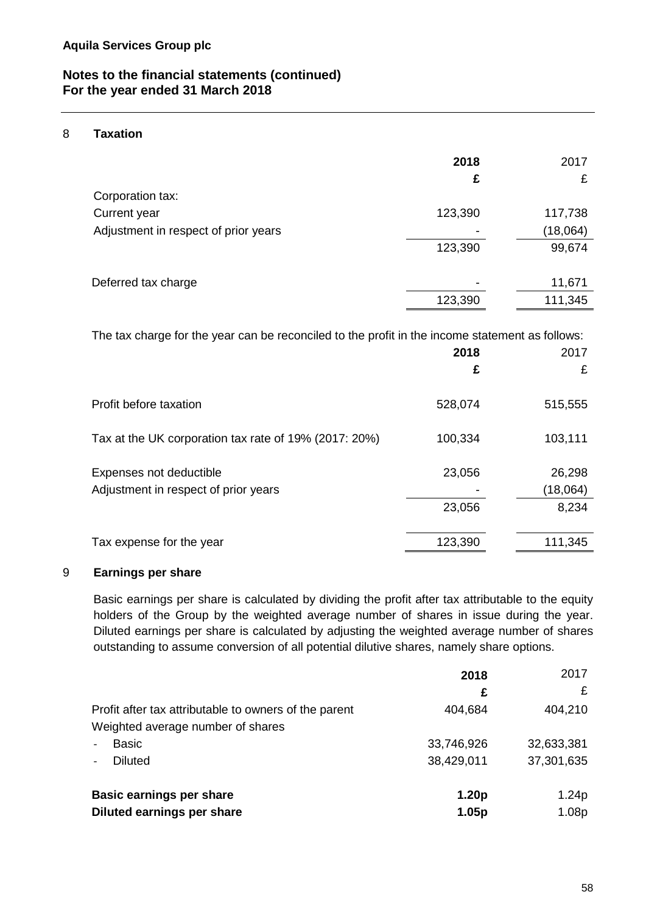Aquila Services Group plc

**Notes to the financial statements (continued)**
**For the year ended 31 March 2018**

## 8 Taxation

| | 2018 | 2017 |
|---|---|---|
| | £ | £ |
| Corporation tax: | | |
| Current year | 123,390 | 117,738 |
| Adjustment in respect of prior years | - | (18,064) |
| | 123,390 | 99,674 |
| Deferred tax charge | - | 11,671 |
| | 123,390 | 111,345 |

The tax charge for the year can be reconciled to the profit in the income statement as follows:

| | 2018 | 2017 |
|---|---|---|
| | £ | £ |
| Profit before taxation | 528,074 | 515,555 |
| Tax at the UK corporation tax rate of 19% (2017: 20%) | 100,334 | 103,111 |
| Expenses not deductible | 23,056 | 26,298 |
| Adjustment in respect of prior years | - | (18,064) |
| | 23,056 | 8,234 |
| Tax expense for the year | 123,390 | 111,345 |

## 9 Earnings per share

Basic earnings per share is calculated by dividing the profit after tax attributable to the equity holders of the Group by the weighted average number of shares in issue during the year. Diluted earnings per share is calculated by adjusting the weighted average number of shares outstanding to assume conversion of all potential dilutive shares, namely share options.

| | 2018 | 2017 |
|---|---|---|
| | £ | £ |
| Profit after tax attributable to owners of the parent | 404,684 | 404,210 |
| Weighted average number of shares | | |
| - Basic | 33,746,926 | 32,633,381 |
| - Diluted | 38,429,011 | 37,301,635 |
| **Basic earnings per share** | **1.20p** | 1.24p |
| **Diluted earnings per share** | **1.05p** | 1.08p |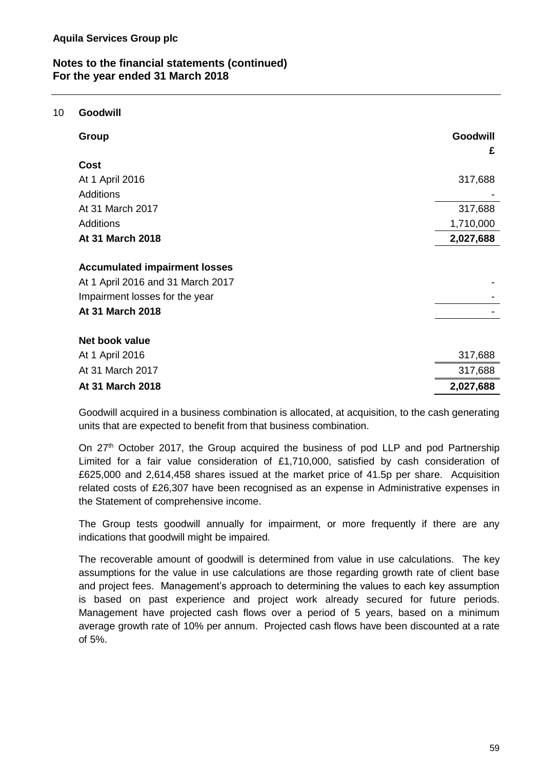**Aquila Services Group plc**

**Notes to the financial statements (continued)**
**For the year ended 31 March 2018**

## 10 Goodwill

| **Group** | **Goodwill £** |
|---|---|
| **Cost** | |
| At 1 April 2016 | 317,688 |
| Additions | - |
| At 31 March 2017 | 317,688 |
| Additions | 1,710,000 |
| **At 31 March 2018** | **2,027,688** |
| | |
| **Accumulated impairment losses** | |
| At 1 April 2016 and 31 March 2017 | - |
| Impairment losses for the year | - |
| **At 31 March 2018** | - |
| | |
| **Net book value** | |
| At 1 April 2016 | 317,688 |
| At 31 March 2017 | 317,688 |
| **At 31 March 2018** | **2,027,688** |

Goodwill acquired in a business combination is allocated, at acquisition, to the cash generating units that are expected to benefit from that business combination.

On 27th October 2017, the Group acquired the business of pod LLP and pod Partnership Limited for a fair value consideration of £1,710,000, satisfied by cash consideration of £625,000 and 2,614,458 shares issued at the market price of 41.5p per share. Acquisition related costs of £26,307 have been recognised as an expense in Administrative expenses in the Statement of comprehensive income.

The Group tests goodwill annually for impairment, or more frequently if there are any indications that goodwill might be impaired.

The recoverable amount of goodwill is determined from value in use calculations. The key assumptions for the value in use calculations are those regarding growth rate of client base and project fees. Management's approach to determining the values to each key assumption is based on past experience and project work already secured for future periods. Management have projected cash flows over a period of 5 years, based on a minimum average growth rate of 10% per annum. Projected cash flows have been discounted at a rate of 5%.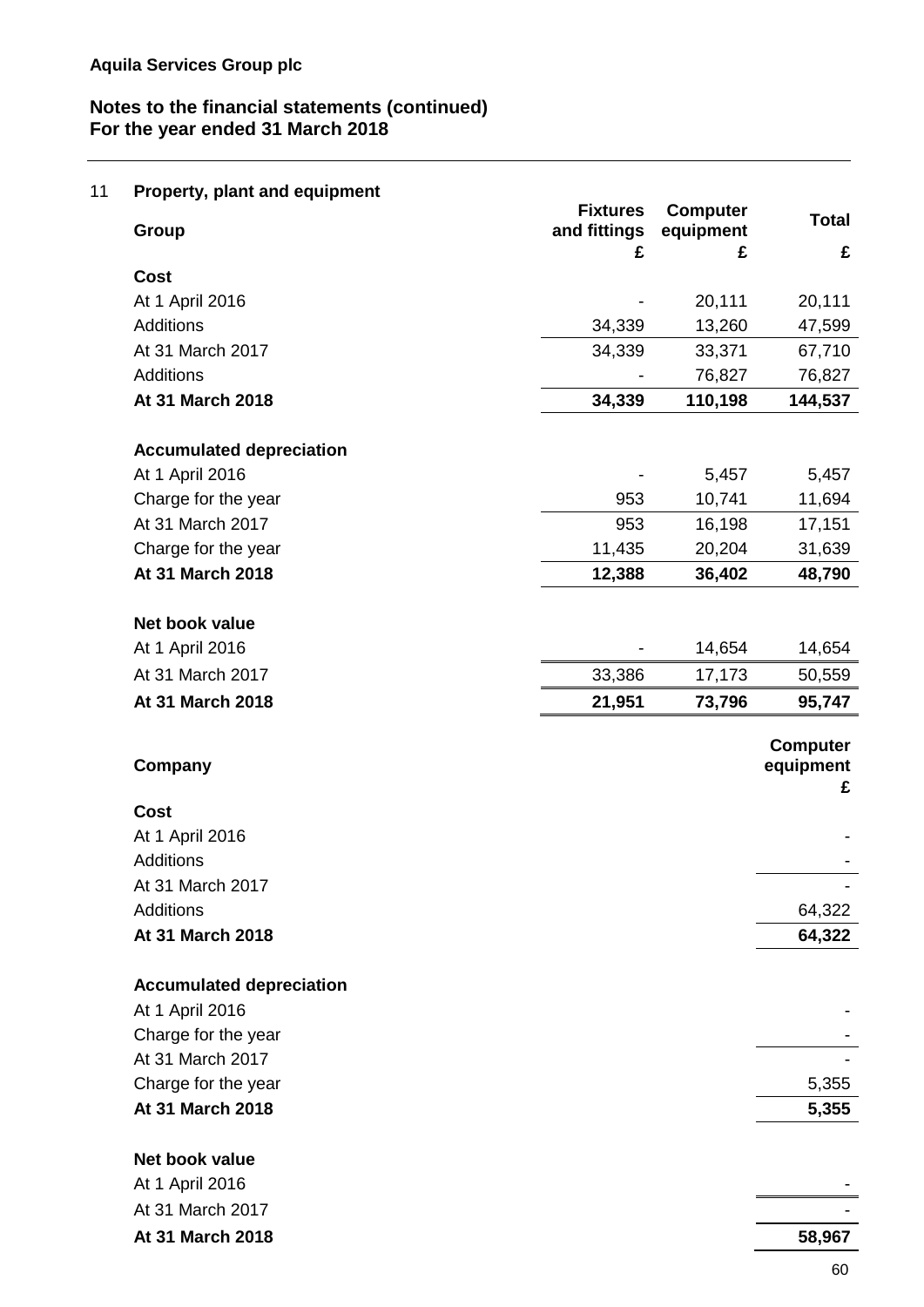**Aquila Services Group plc**

**Notes to the financial statements (continued)**
**For the year ended 31 March 2018**

## 11 Property, plant and equipment

| **Group** | **Fixtures and fittings** | **Computer equipment** | **Total** |
|---|---|---|---|
| | **£** | **£** | **£** |
| **Cost** | | | |
| At 1 April 2016 | - | 20,111 | 20,111 |
| Additions | 34,339 | 13,260 | 47,599 |
| At 31 March 2017 | 34,339 | 33,371 | 67,710 |
| Additions | - | 76,827 | 76,827 |
| **At 31 March 2018** | **34,339** | **110,198** | **144,537** |
| | | | |
| **Accumulated depreciation** | | | |
| At 1 April 2016 | - | 5,457 | 5,457 |
| Charge for the year | 953 | 10,741 | 11,694 |
| At 31 March 2017 | 953 | 16,198 | 17,151 |
| Charge for the year | 11,435 | 20,204 | 31,639 |
| **At 31 March 2018** | **12,388** | **36,402** | **48,790** |
| | | | |
| **Net book value** | | | |
| At 1 April 2016 | - | 14,654 | 14,654 |
| At 31 March 2017 | 33,386 | 17,173 | 50,559 |
| **At 31 March 2018** | **21,951** | **73,796** | **95,747** |

| **Company** | **Computer equipment** |
|---|---|
| | **£** |
| **Cost** | |
| At 1 April 2016 | - |
| Additions | - |
| At 31 March 2017 | - |
| Additions | 64,322 |
| **At 31 March 2018** | **64,322** |
| | |
| **Accumulated depreciation** | |
| At 1 April 2016 | - |
| Charge for the year | - |
| At 31 March 2017 | - |
| Charge for the year | 5,355 |
| **At 31 March 2018** | **5,355** |
| | |
| **Net book value** | |
| At 1 April 2016 | - |
| At 31 March 2017 | - |
| **At 31 March 2018** | **58,967** |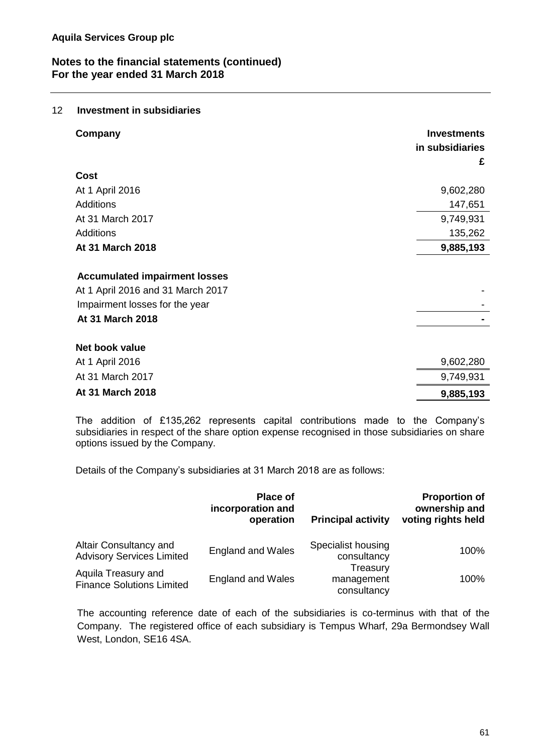**Aquila Services Group plc**

**Notes to the financial statements (continued)**
**For the year ended 31 March 2018**

## 12 Investment in subsidiaries

| **Company** | **Investments in subsidiaries** |
|---|---|
| | **£** |
| **Cost** | |
| At 1 April 2016 | 9,602,280 |
| Additions | 147,651 |
| At 31 March 2017 | 9,749,931 |
| Additions | 135,262 |
| **At 31 March 2018** | **9,885,193** |
| | |
| **Accumulated impairment losses** | |
| At 1 April 2016 and 31 March 2017 | - |
| Impairment losses for the year | - |
| **At 31 March 2018** | **-** |
| | |
| **Net book value** | |
| At 1 April 2016 | 9,602,280 |
| At 31 March 2017 | 9,749,931 |
| **At 31 March 2018** | **9,885,193** |

The addition of £135,262 represents capital contributions made to the Company's subsidiaries in respect of the share option expense recognised in those subsidiaries on share options issued by the Company.

Details of the Company's subsidiaries at 31 March 2018 are as follows:

| | **Place of incorporation and operation** | **Principal activity** | **Proportion of ownership and voting rights held** |
|---|---|---|---|
| Altair Consultancy and Advisory Services Limited | England and Wales | Specialist housing consultancy | 100% |
| Aquila Treasury and Finance Solutions Limited | England and Wales | Treasury management consultancy | 100% |

The accounting reference date of each of the subsidiaries is co-terminus with that of the Company. The registered office of each subsidiary is Tempus Wharf, 29a Bermondsey Wall West, London, SE16 4SA.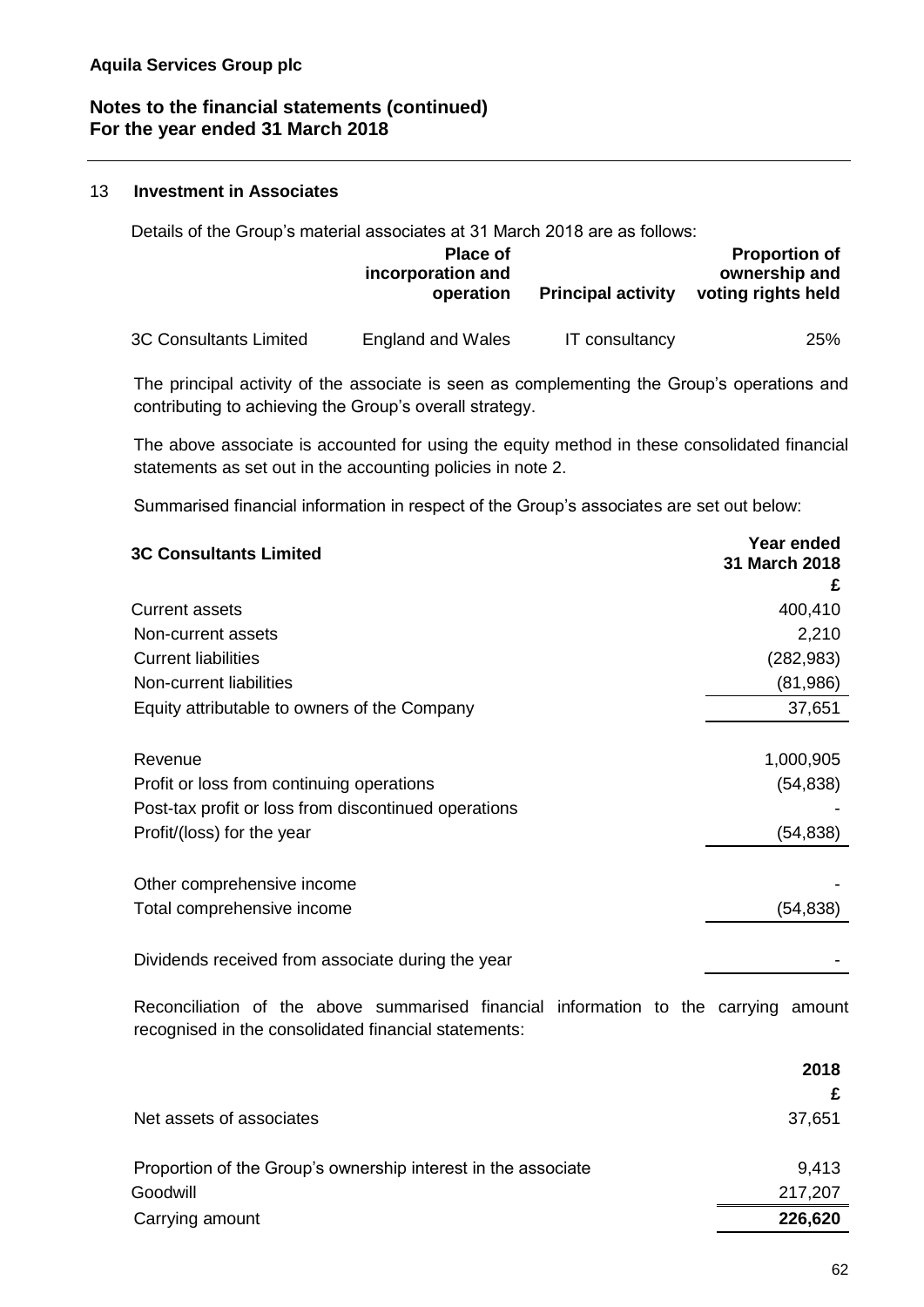**Aquila Services Group plc**

**Notes to the financial statements (continued)**
**For the year ended 31 March 2018**

## 13 Investment in Associates

Details of the Group's material associates at 31 March 2018 are as follows:

| | Place of incorporation and operation | Principal activity | Proportion of ownership and voting rights held |
|---|---|---|---|
| 3C Consultants Limited | England and Wales | IT consultancy | 25% |

The principal activity of the associate is seen as complementing the Group's operations and contributing to achieving the Group's overall strategy.

The above associate is accounted for using the equity method in these consolidated financial statements as set out in the accounting policies in note 2.

Summarised financial information in respect of the Group's associates are set out below:

| **3C Consultants Limited** | **Year ended 31 March 2018 £** |
|---|---|
| Current assets | 400,410 |
| Non-current assets | 2,210 |
| Current liabilities | (282,983) |
| Non-current liabilities | (81,986) |
| Equity attributable to owners of the Company | 37,651 |
| | |
| Revenue | 1,000,905 |
| Profit or loss from continuing operations | (54,838) |
| Post-tax profit or loss from discontinued operations | - |
| Profit/(loss) for the year | (54,838) |
| | |
| Other comprehensive income | - |
| Total comprehensive income | (54,838) |
| | |
| Dividends received from associate during the year | - |

Reconciliation of the above summarised financial information to the carrying amount recognised in the consolidated financial statements:

| | **2018 £** |
|---|---|
| Net assets of associates | 37,651 |
| | |
| Proportion of the Group's ownership interest in the associate | 9,413 |
| Goodwill | 217,207 |
| Carrying amount | **226,620** |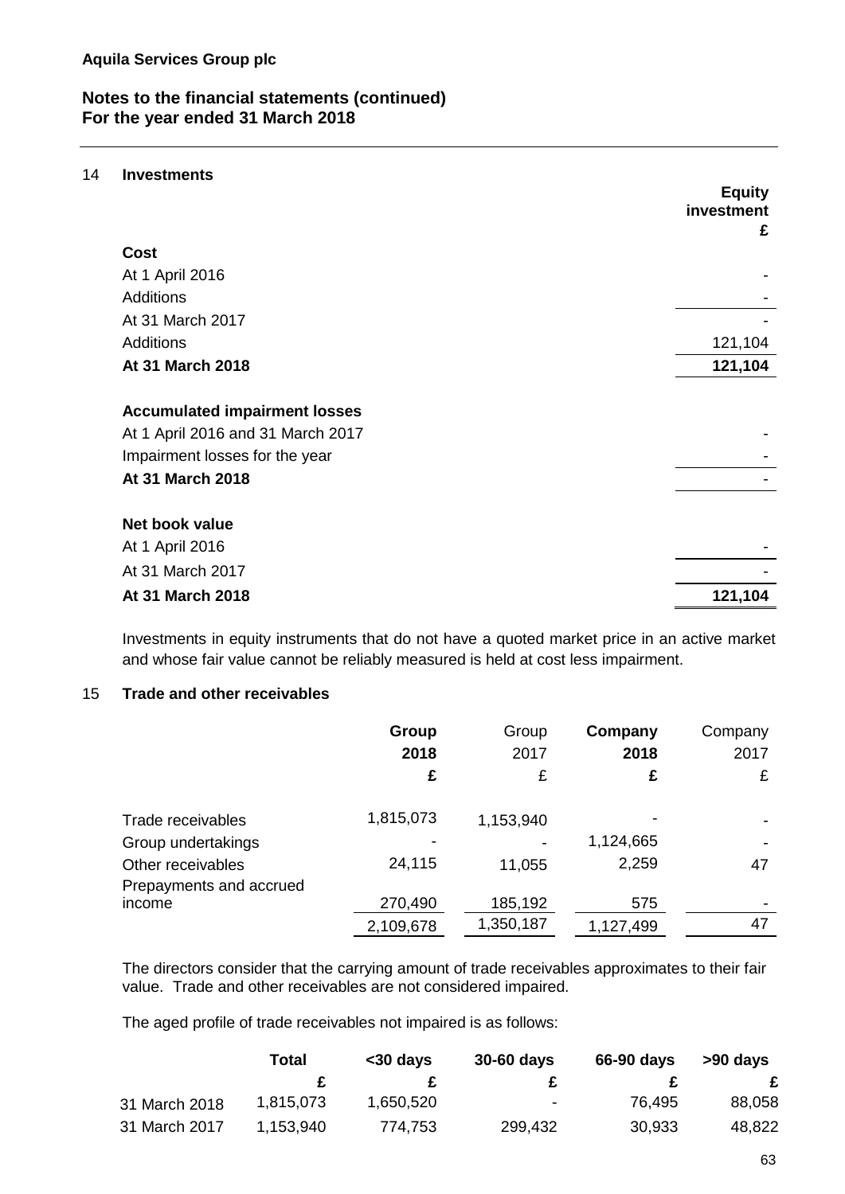**Aquila Services Group plc**

**Notes to the financial statements (continued)**
**For the year ended 31 March 2018**

## 14 Investments

| | Equity investment £ |
|---|---|
| **Cost** | |
| At 1 April 2016 | - |
| Additions | - |
| At 31 March 2017 | - |
| Additions | 121,104 |
| **At 31 March 2018** | **121,104** |
| | |
| **Accumulated impairment losses** | |
| At 1 April 2016 and 31 March 2017 | - |
| Impairment losses for the year | - |
| **At 31 March 2018** | - |
| | |
| **Net book value** | |
| At 1 April 2016 | - |
| At 31 March 2017 | - |
| **At 31 March 2018** | **121,104** |

Investments in equity instruments that do not have a quoted market price in an active market and whose fair value cannot be reliably measured is held at cost less impairment.

## 15 Trade and other receivables

| | **Group 2018 £** | Group 2017 £ | **Company 2018 £** | Company 2017 £ |
|---|---|---|---|---|
| Trade receivables | 1,815,073 | 1,153,940 | - | - |
| Group undertakings | - | - | 1,124,665 | - |
| Other receivables | 24,115 | 11,055 | 2,259 | 47 |
| Prepayments and accrued income | 270,490 | 185,192 | 575 | - |
| | 2,109,678 | 1,350,187 | 1,127,499 | 47 |

The directors consider that the carrying amount of trade receivables approximates to their fair value. Trade and other receivables are not considered impaired.

The aged profile of trade receivables not impaired is as follows:

| | **Total £** | **<30 days £** | **30-60 days £** | **66-90 days £** | **>90 days £** |
|---|---|---|---|---|---|
| 31 March 2018 | 1,815,073 | 1,650,520 | - | 76,495 | 88,058 |
| 31 March 2017 | 1,153,940 | 774,753 | 299,432 | 30,933 | 48,822 |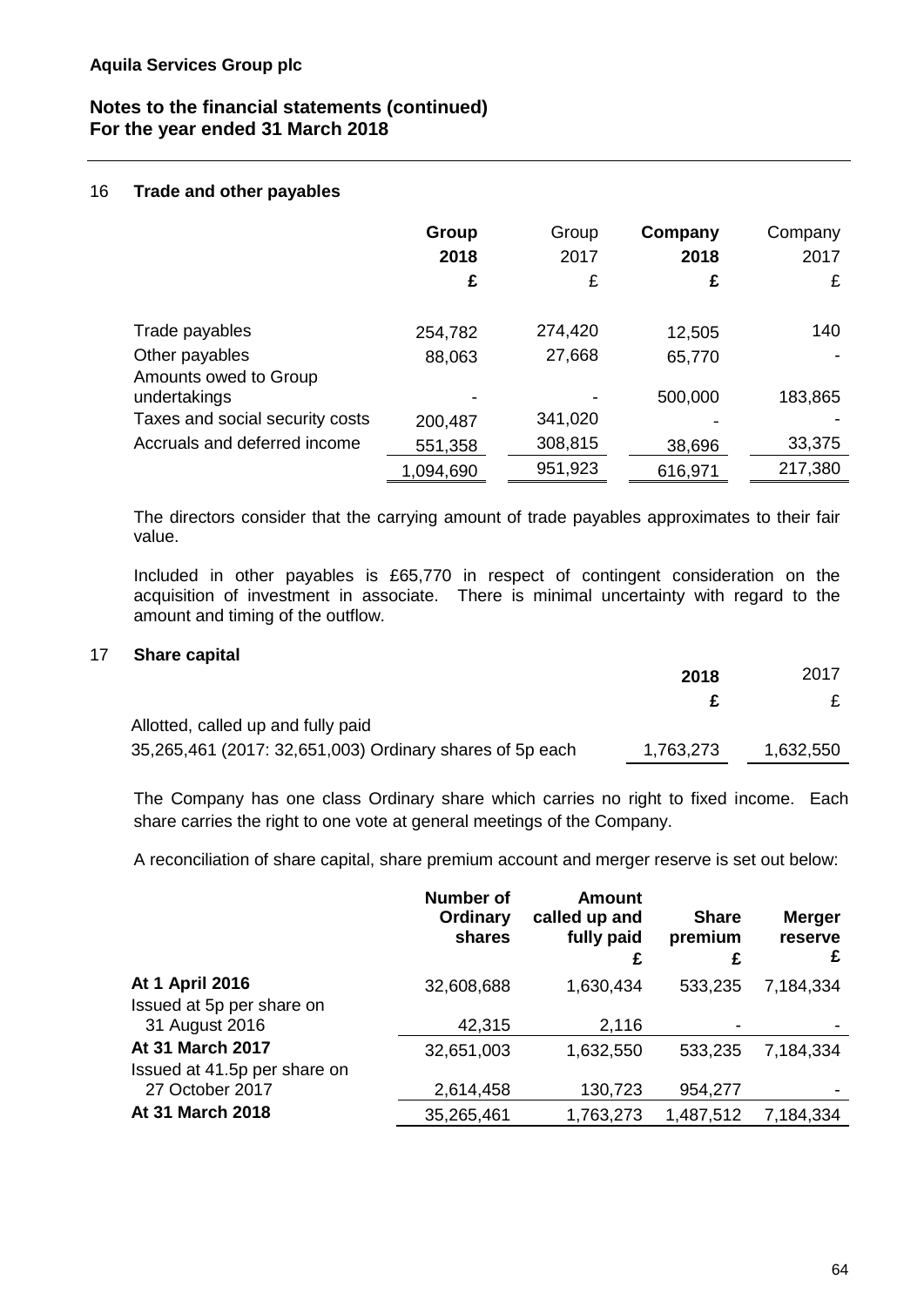Aquila Services Group plc

**Notes to the financial statements (continued)**
**For the year ended 31 March 2018**

## 16 Trade and other payables

| | **Group 2018 £** | Group 2017 £ | **Company 2018 £** | Company 2017 £ |
|---|---|---|---|---|
| Trade payables | 254,782 | 274,420 | 12,505 | 140 |
| Other payables | 88,063 | 27,668 | 65,770 | - |
| Amounts owed to Group undertakings | - | - | 500,000 | 183,865 |
| Taxes and social security costs | 200,487 | 341,020 | - | - |
| Accruals and deferred income | 551,358 | 308,815 | 38,696 | 33,375 |
| | 1,094,690 | 951,923 | 616,971 | 217,380 |

The directors consider that the carrying amount of trade payables approximates to their fair value.

Included in other payables is £65,770 in respect of contingent consideration on the acquisition of investment in associate. There is minimal uncertainty with regard to the amount and timing of the outflow.

## 17 Share capital

| | **2018 £** | 2017 £ |
|---|---|---|
| Allotted, called up and fully paid | | |
| 35,265,461 (2017: 32,651,003) Ordinary shares of 5p each | 1,763,273 | 1,632,550 |

The Company has one class Ordinary share which carries no right to fixed income. Each share carries the right to one vote at general meetings of the Company.

A reconciliation of share capital, share premium account and merger reserve is set out below:

| | **Number of Ordinary shares** | **Amount called up and fully paid £** | **Share premium £** | **Merger reserve £** |
|---|---|---|---|---|
| **At 1 April 2016** | 32,608,688 | 1,630,434 | 533,235 | 7,184,334 |
| Issued at 5p per share on 31 August 2016 | 42,315 | 2,116 | - | - |
| **At 31 March 2017** | 32,651,003 | 1,632,550 | 533,235 | 7,184,334 |
| Issued at 41.5p per share on 27 October 2017 | 2,614,458 | 130,723 | 954,277 | - |
| **At 31 March 2018** | 35,265,461 | 1,763,273 | 1,487,512 | 7,184,334 |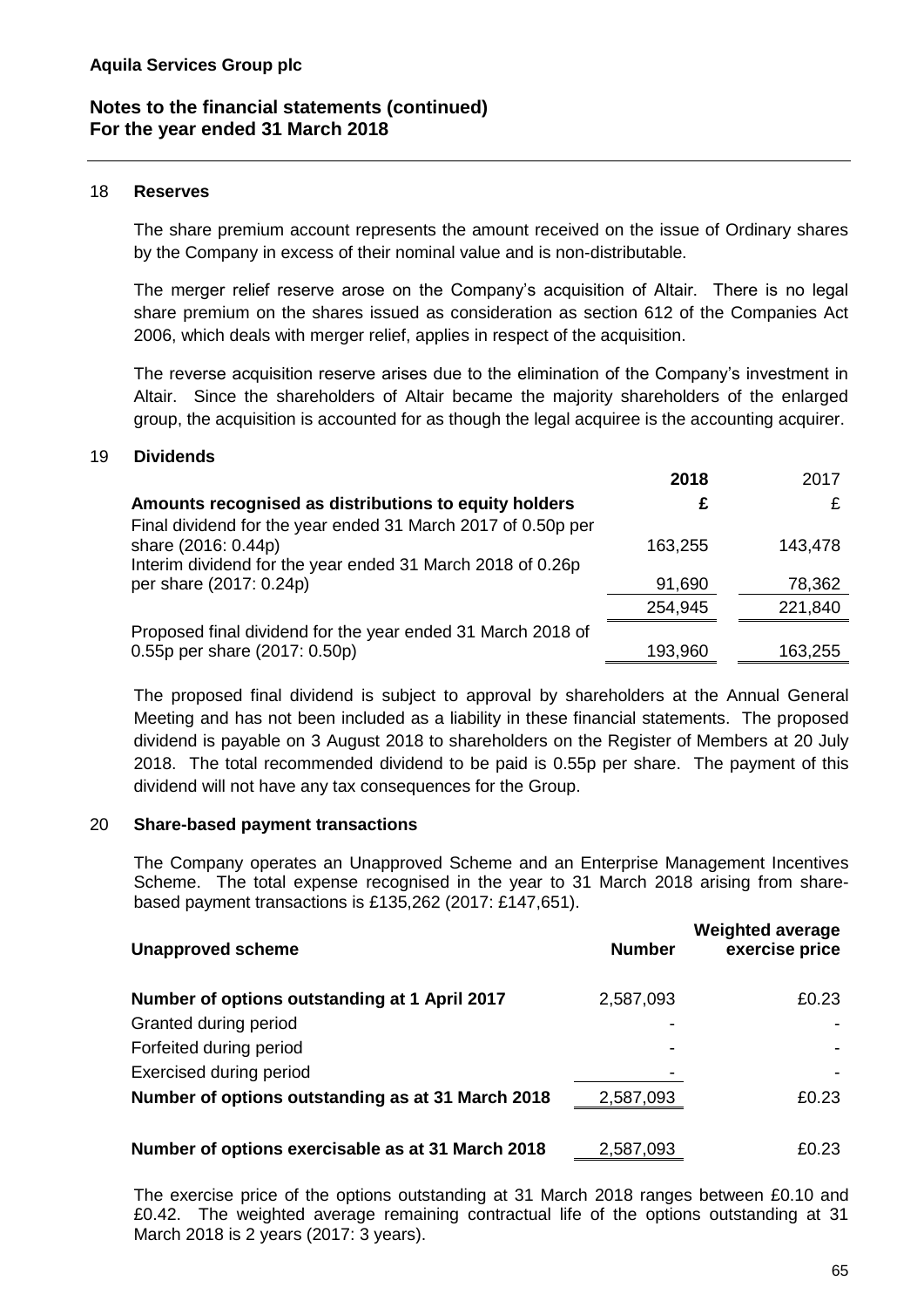**Aquila Services Group plc**

## Notes to the financial statements (continued)
## For the year ended 31 March 2018

### 18 Reserves

The share premium account represents the amount received on the issue of Ordinary shares by the Company in excess of their nominal value and is non-distributable.

The merger relief reserve arose on the Company's acquisition of Altair. There is no legal share premium on the shares issued as consideration as section 612 of the Companies Act 2006, which deals with merger relief, applies in respect of the acquisition.

The reverse acquisition reserve arises due to the elimination of the Company's investment in Altair. Since the shareholders of Altair became the majority shareholders of the enlarged group, the acquisition is accounted for as though the legal acquiree is the accounting acquirer.

### 19 Dividends

| | **2018** | 2017 |
|---|---|---|
| **Amounts recognised as distributions to equity holders** | **£** | £ |
| Final dividend for the year ended 31 March 2017 of 0.50p per share (2016: 0.44p) | 163,255 | 143,478 |
| Interim dividend for the year ended 31 March 2018 of 0.26p per share (2017: 0.24p) | 91,690 | 78,362 |
| | 254,945 | 221,840 |
| Proposed final dividend for the year ended 31 March 2018 of 0.55p per share (2017: 0.50p) | 193,960 | 163,255 |

The proposed final dividend is subject to approval by shareholders at the Annual General Meeting and has not been included as a liability in these financial statements. The proposed dividend is payable on 3 August 2018 to shareholders on the Register of Members at 20 July 2018. The total recommended dividend to be paid is 0.55p per share. The payment of this dividend will not have any tax consequences for the Group.

### 20 Share-based payment transactions

The Company operates an Unapproved Scheme and an Enterprise Management Incentives Scheme. The total expense recognised in the year to 31 March 2018 arising from share-based payment transactions is £135,262 (2017: £147,651).

| **Unapproved scheme** | **Number** | **Weighted average exercise price** |
|---|---|---|
| **Number of options outstanding at 1 April 2017** | 2,587,093 | £0.23 |
| Granted during period | - | - |
| Forfeited during period | - | - |
| Exercised during period | - | - |
| **Number of options outstanding as at 31 March 2018** | 2,587,093 | £0.23 |
| **Number of options exercisable as at 31 March 2018** | 2,587,093 | £0.23 |

The exercise price of the options outstanding at 31 March 2018 ranges between £0.10 and £0.42. The weighted average remaining contractual life of the options outstanding at 31 March 2018 is 2 years (2017: 3 years).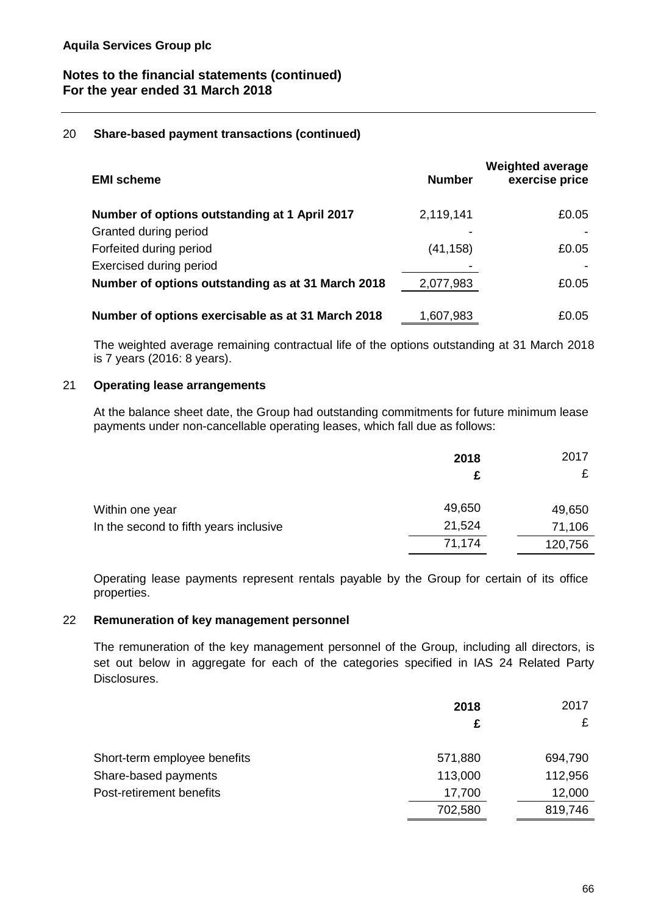**Aquila Services Group plc**

**Notes to the financial statements (continued)**
**For the year ended 31 March 2018**

## 20 Share-based payment transactions (continued)

| EMI scheme | Number | Weighted average exercise price |
|---|---|---|
| **Number of options outstanding at 1 April 2017** | 2,119,141 | £0.05 |
| Granted during period | - | - |
| Forfeited during period | (41,158) | £0.05 |
| Exercised during period | - | - |
| **Number of options outstanding as at 31 March 2018** | 2,077,983 | £0.05 |
| **Number of options exercisable as at 31 March 2018** | 1,607,983 | £0.05 |

The weighted average remaining contractual life of the options outstanding at 31 March 2018 is 7 years (2016: 8 years).

## 21 Operating lease arrangements

At the balance sheet date, the Group had outstanding commitments for future minimum lease payments under non-cancellable operating leases, which fall due as follows:

| | **2018** | 2017 |
|---|---|---|
| | **£** | £ |
| Within one year | 49,650 | 49,650 |
| In the second to fifth years inclusive | 21,524 | 71,106 |
| | 71,174 | 120,756 |

Operating lease payments represent rentals payable by the Group for certain of its office properties.

## 22 Remuneration of key management personnel

The remuneration of the key management personnel of the Group, including all directors, is set out below in aggregate for each of the categories specified in IAS 24 Related Party Disclosures.

| | **2018** | 2017 |
|---|---|---|
| | **£** | £ |
| Short-term employee benefits | 571,880 | 694,790 |
| Share-based payments | 113,000 | 112,956 |
| Post-retirement benefits | 17,700 | 12,000 |
| | 702,580 | 819,746 |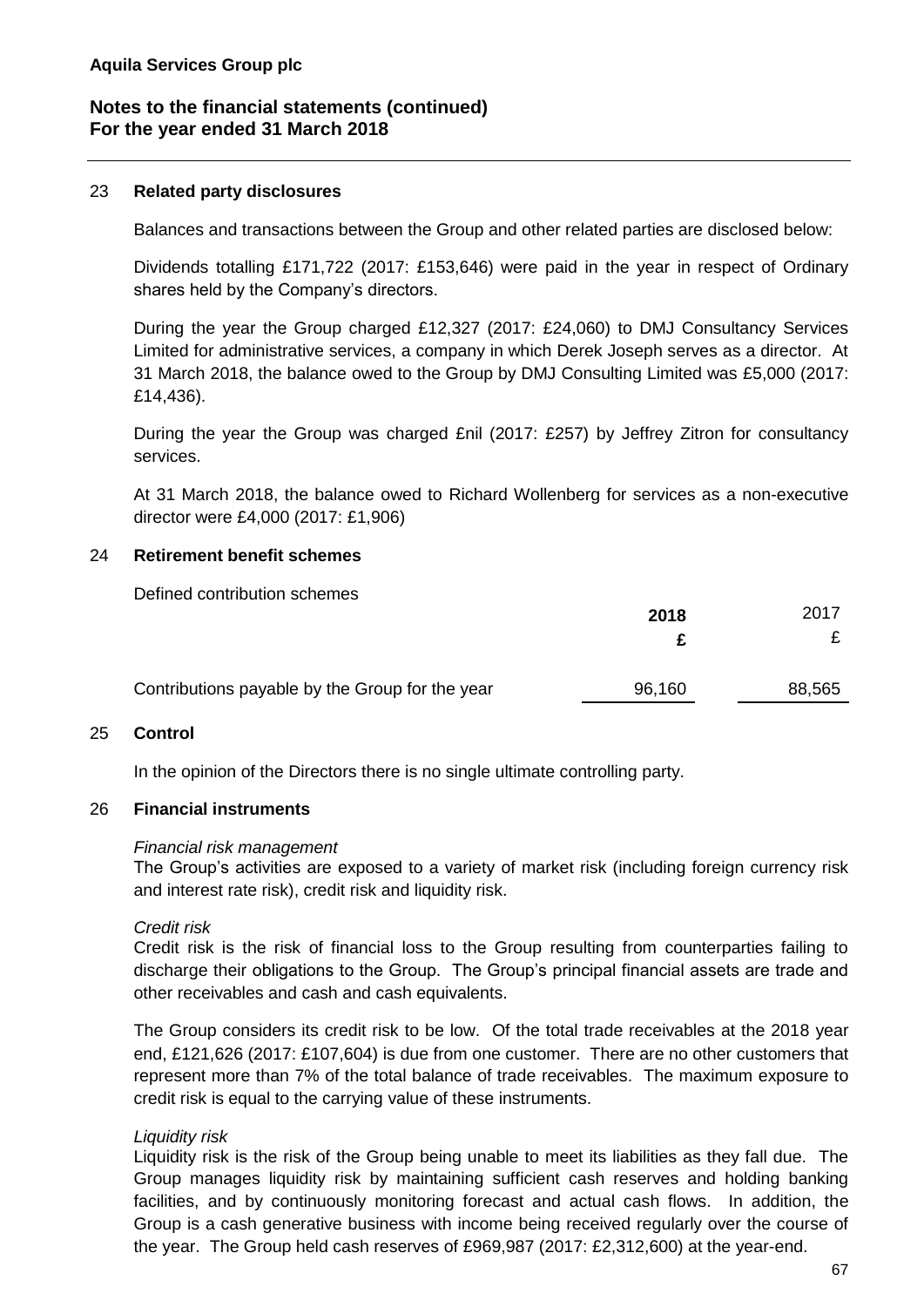**Aquila Services Group plc**

**Notes to the financial statements (continued)**
**For the year ended 31 March 2018**

## 23 Related party disclosures

Balances and transactions between the Group and other related parties are disclosed below:

Dividends totalling £171,722 (2017: £153,646) were paid in the year in respect of Ordinary shares held by the Company's directors.

During the year the Group charged £12,327 (2017: £24,060) to DMJ Consultancy Services Limited for administrative services, a company in which Derek Joseph serves as a director. At 31 March 2018, the balance owed to the Group by DMJ Consulting Limited was £5,000 (2017: £14,436).

During the year the Group was charged £nil (2017: £257) by Jeffrey Zitron for consultancy services.

At 31 March 2018, the balance owed to Richard Wollenberg for services as a non-executive director were £4,000 (2017: £1,906)

## 24 Retirement benefit schemes

Defined contribution schemes

| | **2018** | 2017 |
|---|---|---|
| | **£** | £ |
| Contributions payable by the Group for the year | 96,160 | 88,565 |

## 25 Control

In the opinion of the Directors there is no single ultimate controlling party.

## 26 Financial instruments

*Financial risk management*
The Group's activities are exposed to a variety of market risk (including foreign currency risk and interest rate risk), credit risk and liquidity risk.

*Credit risk*
Credit risk is the risk of financial loss to the Group resulting from counterparties failing to discharge their obligations to the Group. The Group's principal financial assets are trade and other receivables and cash and cash equivalents.

The Group considers its credit risk to be low. Of the total trade receivables at the 2018 year end, £121,626 (2017: £107,604) is due from one customer. There are no other customers that represent more than 7% of the total balance of trade receivables. The maximum exposure to credit risk is equal to the carrying value of these instruments.

*Liquidity risk*
Liquidity risk is the risk of the Group being unable to meet its liabilities as they fall due. The Group manages liquidity risk by maintaining sufficient cash reserves and holding banking facilities, and by continuously monitoring forecast and actual cash flows. In addition, the Group is a cash generative business with income being received regularly over the course of the year. The Group held cash reserves of £969,987 (2017: £2,312,600) at the year-end.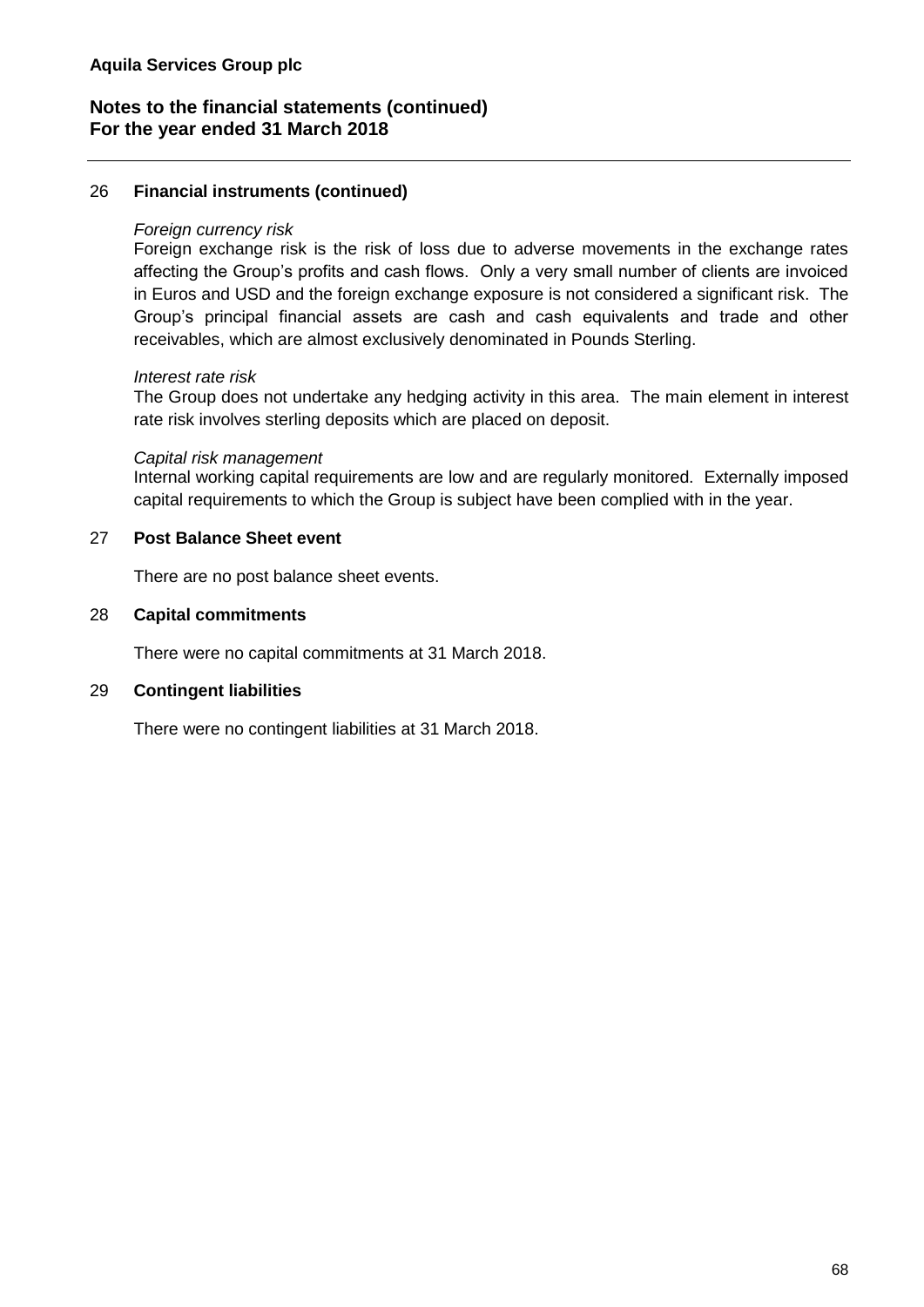**Aquila Services Group plc**

**Notes to the financial statements (continued)**
**For the year ended 31 March 2018**

## 26 Financial instruments (continued)

*Foreign currency risk*

Foreign exchange risk is the risk of loss due to adverse movements in the exchange rates affecting the Group's profits and cash flows. Only a very small number of clients are invoiced in Euros and USD and the foreign exchange exposure is not considered a significant risk. The Group's principal financial assets are cash and cash equivalents and trade and other receivables, which are almost exclusively denominated in Pounds Sterling.

*Interest rate risk*

The Group does not undertake any hedging activity in this area. The main element in interest rate risk involves sterling deposits which are placed on deposit.

*Capital risk management*

Internal working capital requirements are low and are regularly monitored. Externally imposed capital requirements to which the Group is subject have been complied with in the year.

## 27 Post Balance Sheet event

There are no post balance sheet events.

## 28 Capital commitments

There were no capital commitments at 31 March 2018.

## 29 Contingent liabilities

There were no contingent liabilities at 31 March 2018.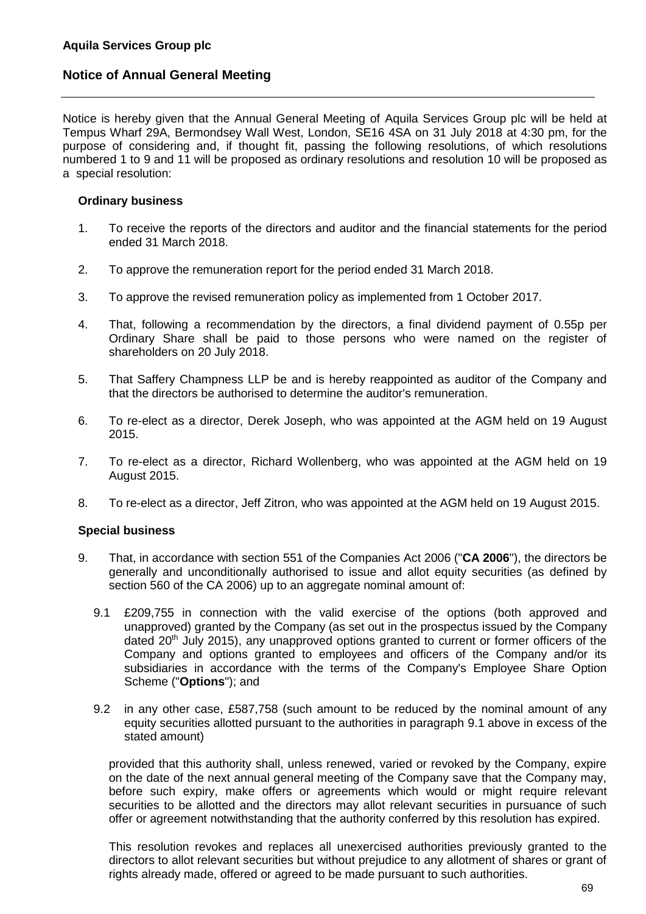**Aquila Services Group plc**

## Notice of Annual General Meeting

Notice is hereby given that the Annual General Meeting of Aquila Services Group plc will be held at Tempus Wharf 29A, Bermondsey Wall West, London, SE16 4SA on 31 July 2018 at 4:30 pm, for the purpose of considering and, if thought fit, passing the following resolutions, of which resolutions numbered 1 to 9 and 11 will be proposed as ordinary resolutions and resolution 10 will be proposed as a special resolution:

### Ordinary business

1. To receive the reports of the directors and auditor and the financial statements for the period ended 31 March 2018.

2. To approve the remuneration report for the period ended 31 March 2018.

3. To approve the revised remuneration policy as implemented from 1 October 2017.

4. That, following a recommendation by the directors, a final dividend payment of 0.55p per Ordinary Share shall be paid to those persons who were named on the register of shareholders on 20 July 2018.

5. That Saffery Champness LLP be and is hereby reappointed as auditor of the Company and that the directors be authorised to determine the auditor's remuneration.

6. To re-elect as a director, Derek Joseph, who was appointed at the AGM held on 19 August 2015.

7. To re-elect as a director, Richard Wollenberg, who was appointed at the AGM held on 19 August 2015.

8. To re-elect as a director, Jeff Zitron, who was appointed at the AGM held on 19 August 2015.

### Special business

9. That, in accordance with section 551 of the Companies Act 2006 ("**CA 2006**"), the directors be generally and unconditionally authorised to issue and allot equity securities (as defined by section 560 of the CA 2006) up to an aggregate nominal amount of:

   9.1 £209,755 in connection with the valid exercise of the options (both approved and unapproved) granted by the Company (as set out in the prospectus issued by the Company dated 20th July 2015), any unapproved options granted to current or former officers of the Company and options granted to employees and officers of the Company and/or its subsidiaries in accordance with the terms of the Company's Employee Share Option Scheme ("**Options**"); and

   9.2 in any other case, £587,758 (such amount to be reduced by the nominal amount of any equity securities allotted pursuant to the authorities in paragraph 9.1 above in excess of the stated amount)

   provided that this authority shall, unless renewed, varied or revoked by the Company, expire on the date of the next annual general meeting of the Company save that the Company may, before such expiry, make offers or agreements which would or might require relevant securities to be allotted and the directors may allot relevant securities in pursuance of such offer or agreement notwithstanding that the authority conferred by this resolution has expired.

   This resolution revokes and replaces all unexercised authorities previously granted to the directors to allot relevant securities but without prejudice to any allotment of shares or grant of rights already made, offered or agreed to be made pursuant to such authorities.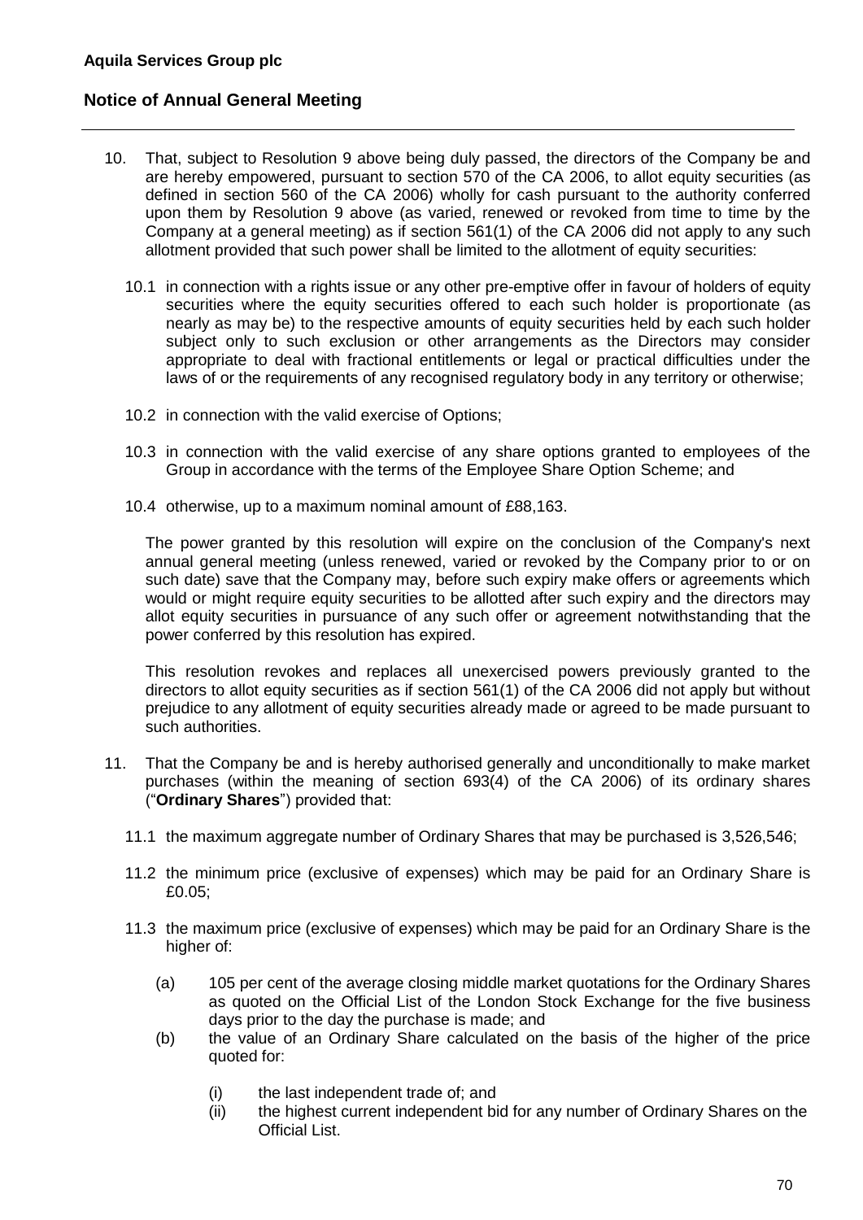10. That, subject to Resolution 9 above being duly passed, the directors of the Company be and are hereby empowered, pursuant to section 570 of the CA 2006, to allot equity securities (as defined in section 560 of the CA 2006) wholly for cash pursuant to the authority conferred upon them by Resolution 9 above (as varied, renewed or revoked from time to time by the Company at a general meeting) as if section 561(1) of the CA 2006 did not apply to any such allotment provided that such power shall be limited to the allotment of equity securities:

    10.1 in connection with a rights issue or any other pre-emptive offer in favour of holders of equity securities where the equity securities offered to each such holder is proportionate (as nearly as may be) to the respective amounts of equity securities held by each such holder subject only to such exclusion or other arrangements as the Directors may consider appropriate to deal with fractional entitlements or legal or practical difficulties under the laws of or the requirements of any recognised regulatory body in any territory or otherwise;

    10.2 in connection with the valid exercise of Options;

    10.3 in connection with the valid exercise of any share options granted to employees of the Group in accordance with the terms of the Employee Share Option Scheme; and

    10.4 otherwise, up to a maximum nominal amount of £88,163.

    The power granted by this resolution will expire on the conclusion of the Company's next annual general meeting (unless renewed, varied or revoked by the Company prior to or on such date) save that the Company may, before such expiry make offers or agreements which would or might require equity securities to be allotted after such expiry and the directors may allot equity securities in pursuance of any such offer or agreement notwithstanding that the power conferred by this resolution has expired.

    This resolution revokes and replaces all unexercised powers previously granted to the directors to allot equity securities as if section 561(1) of the CA 2006 did not apply but without prejudice to any allotment of equity securities already made or agreed to be made pursuant to such authorities.

11. That the Company be and is hereby authorised generally and unconditionally to make market purchases (within the meaning of section 693(4) of the CA 2006) of its ordinary shares ("**Ordinary Shares**") provided that:

    11.1 the maximum aggregate number of Ordinary Shares that may be purchased is 3,526,546;

    11.2 the minimum price (exclusive of expenses) which may be paid for an Ordinary Share is £0.05;

    11.3 the maximum price (exclusive of expenses) which may be paid for an Ordinary Share is the higher of:

    (a) 105 per cent of the average closing middle market quotations for the Ordinary Shares as quoted on the Official List of the London Stock Exchange for the five business days prior to the day the purchase is made; and

    (b) the value of an Ordinary Share calculated on the basis of the higher of the price quoted for:

        (i) the last independent trade of; and

        (ii) the highest current independent bid for any number of Ordinary Shares on the Official List.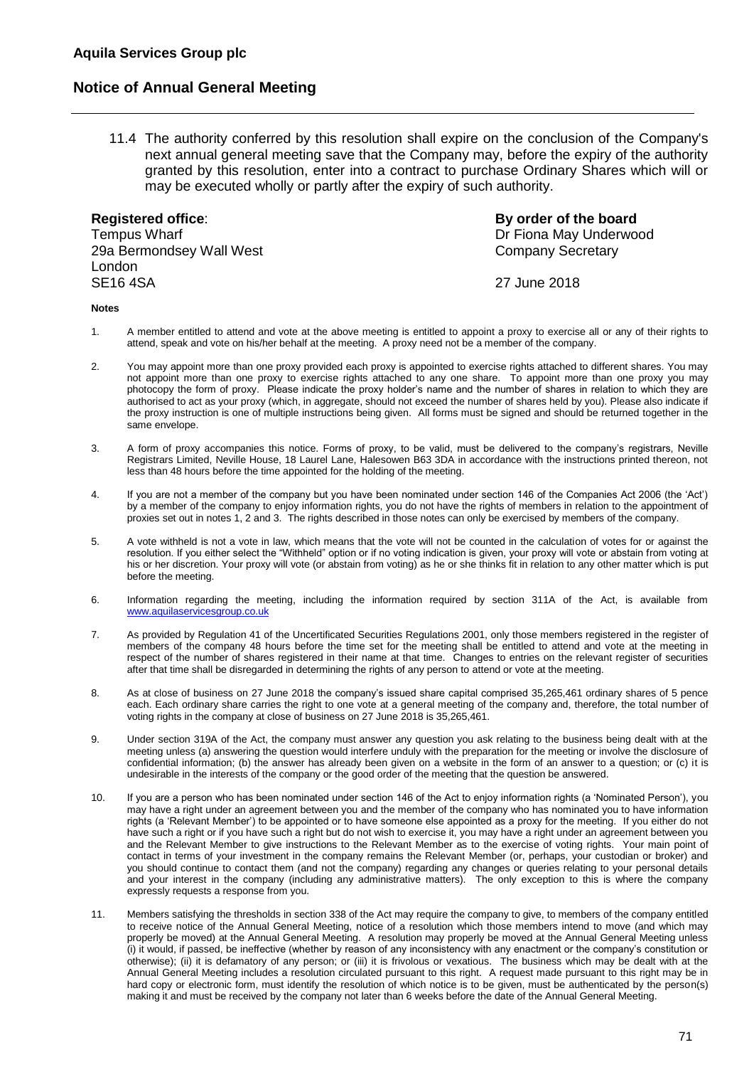11.4 The authority conferred by this resolution shall expire on the conclusion of the Company's next annual general meeting save that the Company may, before the expiry of the authority granted by this resolution, enter into a contract to purchase Ordinary Shares which will or may be executed wholly or partly after the expiry of such authority.

**Registered office**:
Tempus Wharf
29a Bermondsey Wall West
London
SE16 4SA

**By order of the board**
Dr Fiona May Underwood
Company Secretary

27 June 2018

**Notes**

1. A member entitled to attend and vote at the above meeting is entitled to appoint a proxy to exercise all or any of their rights to attend, speak and vote on his/her behalf at the meeting. A proxy need not be a member of the company.

2. You may appoint more than one proxy provided each proxy is appointed to exercise rights attached to different shares. You may not appoint more than one proxy to exercise rights attached to any one share. To appoint more than one proxy you may photocopy the form of proxy. Please indicate the proxy holder's name and the number of shares in relation to which they are authorised to act as your proxy (which, in aggregate, should not exceed the number of shares held by you). Please also indicate if the proxy instruction is one of multiple instructions being given. All forms must be signed and should be returned together in the same envelope.

3. A form of proxy accompanies this notice. Forms of proxy, to be valid, must be delivered to the company's registrars, Neville Registrars Limited, Neville House, 18 Laurel Lane, Halesowen B63 3DA in accordance with the instructions printed thereon, not less than 48 hours before the time appointed for the holding of the meeting.

4. If you are not a member of the company but you have been nominated under section 146 of the Companies Act 2006 (the 'Act') by a member of the company to enjoy information rights, you do not have the rights of members in relation to the appointment of proxies set out in notes 1, 2 and 3. The rights described in those notes can only be exercised by members of the company.

5. A vote withheld is not a vote in law, which means that the vote will not be counted in the calculation of votes for or against the resolution. If you either select the "Withheld" option or if no voting indication is given, your proxy will vote or abstain from voting at his or her discretion. Your proxy will vote (or abstain from voting) as he or she thinks fit in relation to any other matter which is put before the meeting.

6. Information regarding the meeting, including the information required by section 311A of the Act, is available from www.aquilaservicesgroup.co.uk

7. As provided by Regulation 41 of the Uncertificated Securities Regulations 2001, only those members registered in the register of members of the company 48 hours before the time set for the meeting shall be entitled to attend and vote at the meeting in respect of the number of shares registered in their name at that time. Changes to entries on the relevant register of securities after that time shall be disregarded in determining the rights of any person to attend or vote at the meeting.

8. As at close of business on 27 June 2018 the company's issued share capital comprised 35,265,461 ordinary shares of 5 pence each. Each ordinary share carries the right to one vote at a general meeting of the company and, therefore, the total number of voting rights in the company at close of business on 27 June 2018 is 35,265,461.

9. Under section 319A of the Act, the company must answer any question you ask relating to the business being dealt with at the meeting unless (a) answering the question would interfere unduly with the preparation for the meeting or involve the disclosure of confidential information; (b) the answer has already been given on a website in the form of an answer to a question; or (c) it is undesirable in the interests of the company or the good order of the meeting that the question be answered.

10. If you are a person who has been nominated under section 146 of the Act to enjoy information rights (a 'Nominated Person'), you may have a right under an agreement between you and the member of the company who has nominated you to have information rights (a 'Relevant Member') to be appointed or to have someone else appointed as a proxy for the meeting. If you either do not have such a right or if you have such a right but do not wish to exercise it, you may have a right under an agreement between you and the Relevant Member to give instructions to the Relevant Member as to the exercise of voting rights. Your main point of contact in terms of your investment in the company remains the Relevant Member (or, perhaps, your custodian or broker) and you should continue to contact them (and not the company) regarding any changes or queries relating to your personal details and your interest in the company (including any administrative matters). The only exception to this is where the company expressly requests a response from you.

11. Members satisfying the thresholds in section 338 of the Act may require the company to give, to members of the company entitled to receive notice of the Annual General Meeting, notice of a resolution which those members intend to move (and which may properly be moved) at the Annual General Meeting. A resolution may properly be moved at the Annual General Meeting unless (i) it would, if passed, be ineffective (whether by reason of any inconsistency with any enactment or the company's constitution or otherwise); (ii) it is defamatory of any person; or (iii) it is frivolous or vexatious. The business which may be dealt with at the Annual General Meeting includes a resolution circulated pursuant to this right. A request made pursuant to this right may be in hard copy or electronic form, must identify the resolution of which notice is to be given, must be authenticated by the person(s) making it and must be received by the company not later than 6 weeks before the date of the Annual General Meeting.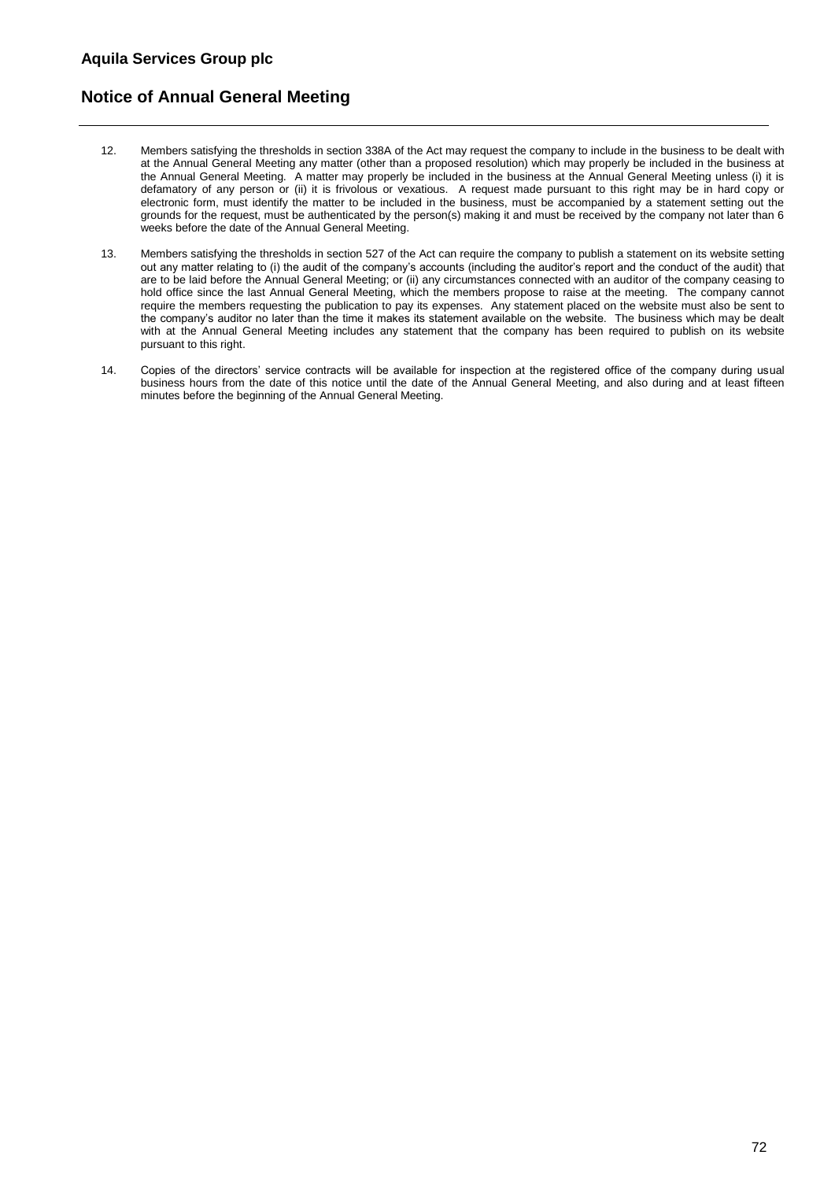12. Members satisfying the thresholds in section 338A of the Act may request the company to include in the business to be dealt with at the Annual General Meeting any matter (other than a proposed resolution) which may properly be included in the business at the Annual General Meeting. A matter may properly be included in the business at the Annual General Meeting unless (i) it is defamatory of any person or (ii) it is frivolous or vexatious. A request made pursuant to this right may be in hard copy or electronic form, must identify the matter to be included in the business, must be accompanied by a statement setting out the grounds for the request, must be authenticated by the person(s) making it and must be received by the company not later than 6 weeks before the date of the Annual General Meeting.

13. Members satisfying the thresholds in section 527 of the Act can require the company to publish a statement on its website setting out any matter relating to (i) the audit of the company's accounts (including the auditor's report and the conduct of the audit) that are to be laid before the Annual General Meeting; or (ii) any circumstances connected with an auditor of the company ceasing to hold office since the last Annual General Meeting, which the members propose to raise at the meeting. The company cannot require the members requesting the publication to pay its expenses. Any statement placed on the website must also be sent to the company's auditor no later than the time it makes its statement available on the website. The business which may be dealt with at the Annual General Meeting includes any statement that the company has been required to publish on its website pursuant to this right.

14. Copies of the directors' service contracts will be available for inspection at the registered office of the company during usual business hours from the date of this notice until the date of the Annual General Meeting, and also during and at least fifteen minutes before the beginning of the Annual General Meeting.